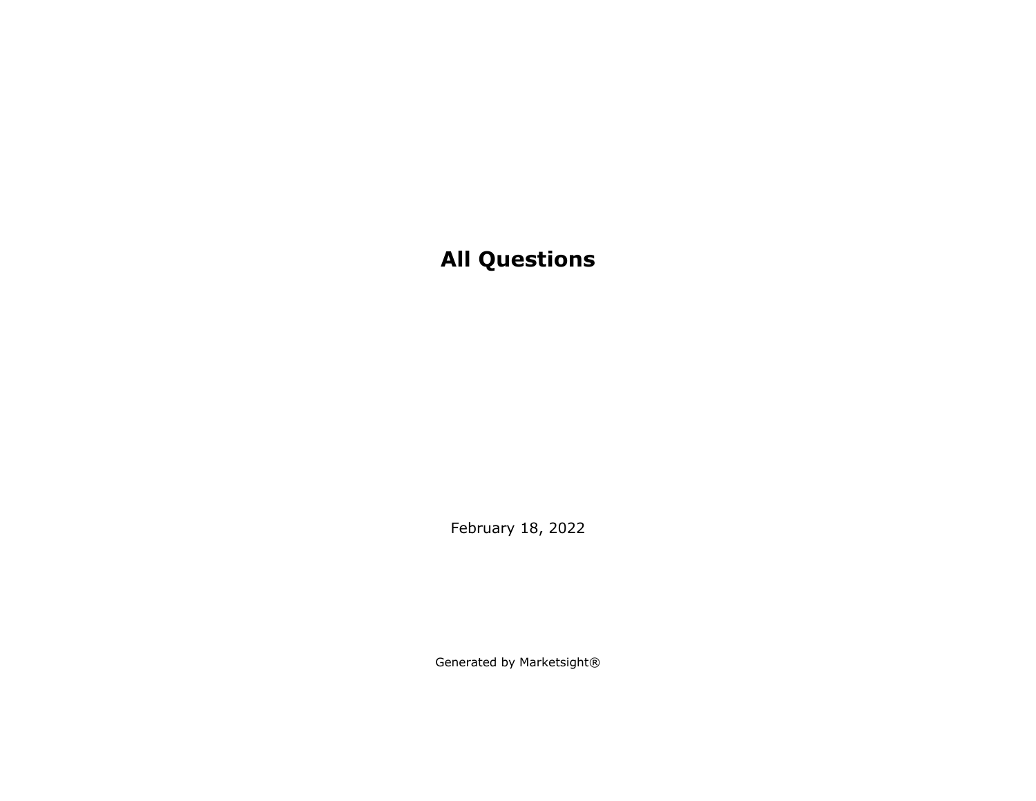# All Questions

February 18, 2022

Generated by Marketsight®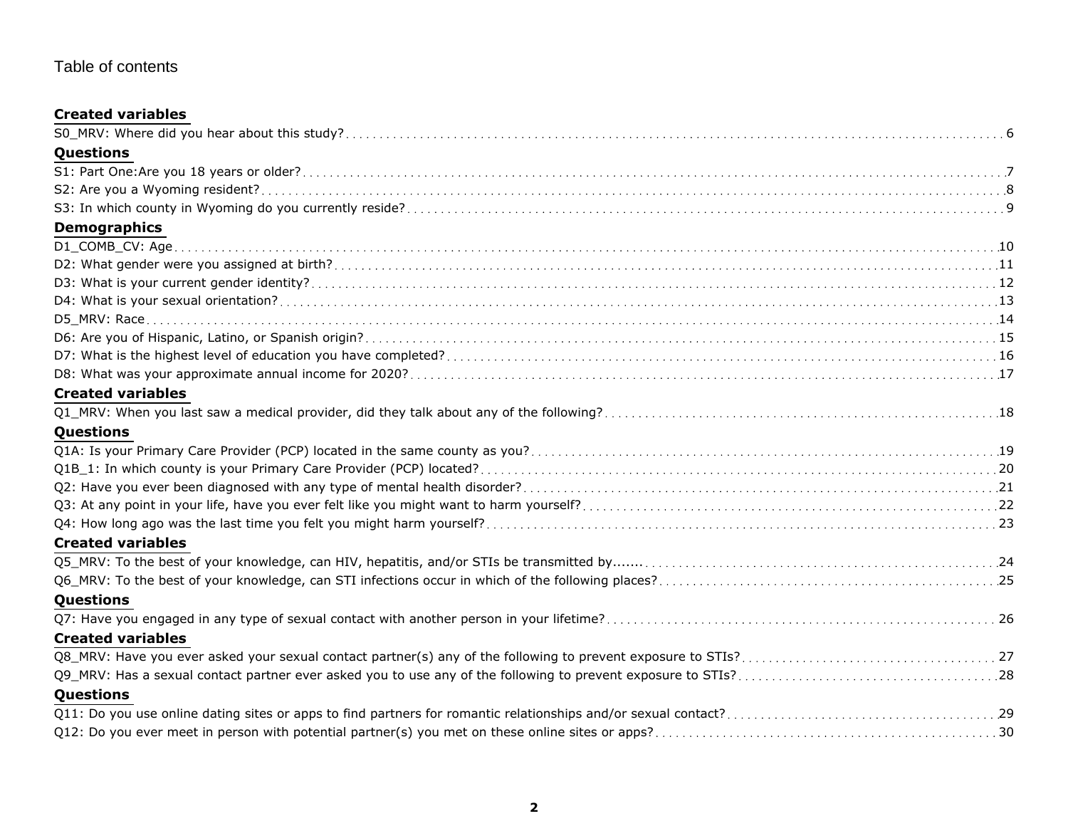# Table of contents

## Created variables

S0_MRV: Where did you hear about this study? ..... 6

## Questions

S1: Part One:Are you 18 years or older? ..... 7

S2: Are you a Wyoming resident? ..... 8

S3: In which county in Wyoming do you currently reside? ..... 9

## Demographics

D1_COMB_CV: Age ..... 10

D2: What gender were you assigned at birth? ..... 11

D3: What is your current gender identity? ..... 12

D4: What is your sexual orientation? ..... 13

D5_MRV: Race ..... 14

D6: Are you of Hispanic, Latino, or Spanish origin? ..... 15

D7: What is the highest level of education you have completed? ..... 16

D8: What was your approximate annual income for 2020? ..... 17

## Created variables

Q1_MRV: When you last saw a medical provider, did they talk about any of the following? ..... 18

## Questions

Q1A: Is your Primary Care Provider (PCP) located in the same county as you? ..... 19

Q1B_1: In which county is your Primary Care Provider (PCP) located? ..... 20

Q2: Have you ever been diagnosed with any type of mental health disorder? ..... 21

Q3: At any point in your life, have you ever felt like you might want to harm yourself? ..... 22

Q4: How long ago was the last time you felt you might harm yourself? ..... 23

## Created variables

Q5_MRV: To the best of your knowledge, can HIV, hepatitis, and/or STIs be transmitted by....... ..... 24

Q6_MRV: To the best of your knowledge, can STI infections occur in which of the following places? ..... 25

## Questions

Q7: Have you engaged in any type of sexual contact with another person in your lifetime? ..... 26

## Created variables

Q8_MRV: Have you ever asked your sexual contact partner(s) any of the following to prevent exposure to STIs? ..... 27

Q9_MRV: Has a sexual contact partner ever asked you to use any of the following to prevent exposure to STIs? ..... 28

## Questions

Q11: Do you use online dating sites or apps to find partners for romantic relationships and/or sexual contact? ..... 29

Q12: Do you ever meet in person with potential partner(s) you met on these online sites or apps? ..... 30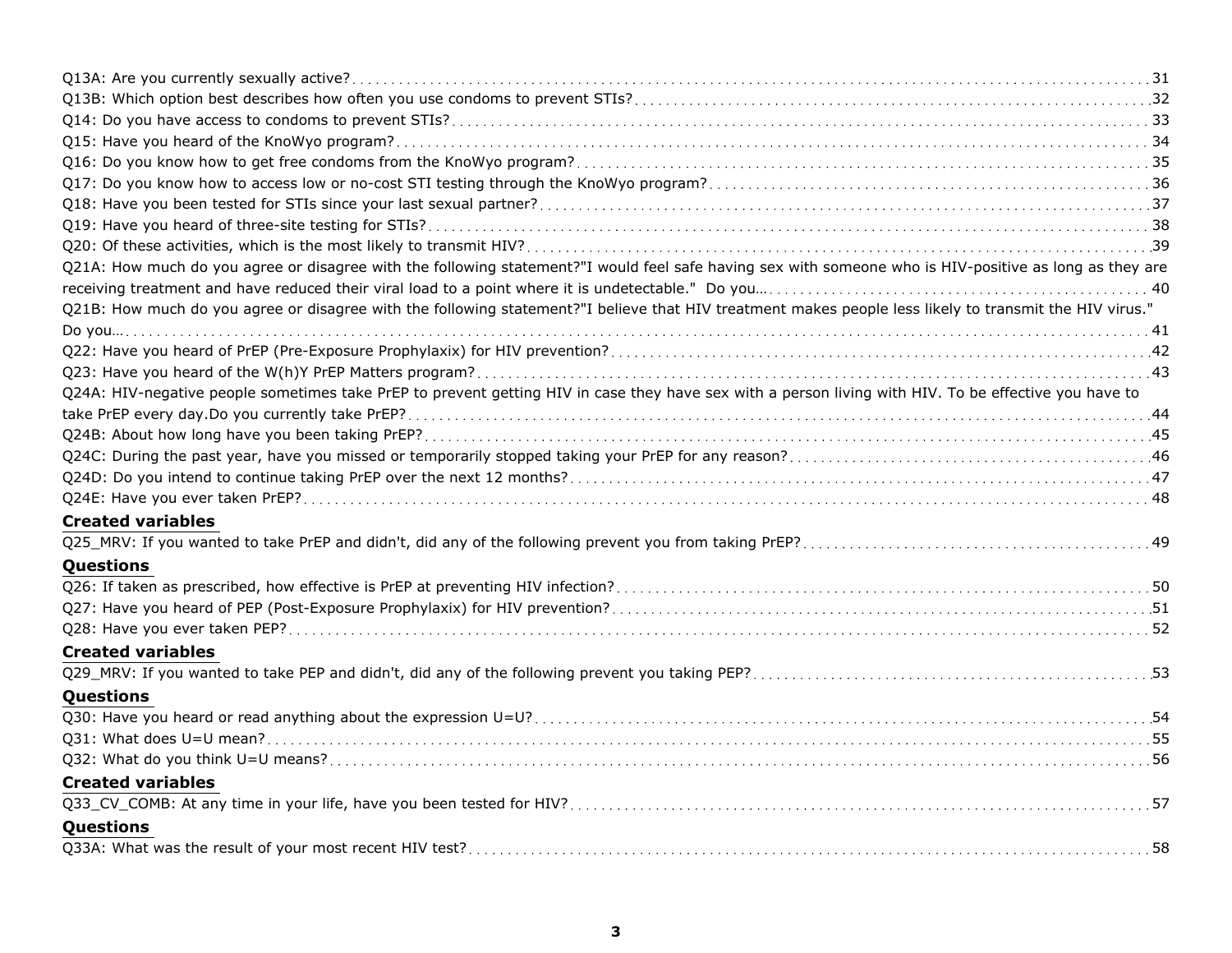Q13A: Are you currently sexually active? ... 31
Q13B: Which option best describes how often you use condoms to prevent STIs? ... 32
Q14: Do you have access to condoms to prevent STIs? ... 33
Q15: Have you heard of the KnoWyo program? ... 34
Q16: Do you know how to get free condoms from the KnoWyo program? ... 35
Q17: Do you know how to access low or no-cost STI testing through the KnoWyo program? ... 36
Q18: Have you been tested for STIs since your last sexual partner? ... 37
Q19: Have you heard of three-site testing for STIs? ... 38
Q20: Of these activities, which is the most likely to transmit HIV? ... 39
Q21A: How much do you agree or disagree with the following statement?"I would feel safe having sex with someone who is HIV-positive as long as they are receiving treatment and have reduced their viral load to a point where it is undetectable." Do you… ... 40
Q21B: How much do you agree or disagree with the following statement?"I believe that HIV treatment makes people less likely to transmit the HIV virus." Do you… ... 41
Q22: Have you heard of PrEP (Pre-Exposure Prophylaxix) for HIV prevention? ... 42
Q23: Have you heard of the W(h)Y PrEP Matters program? ... 43
Q24A: HIV-negative people sometimes take PrEP to prevent getting HIV in case they have sex with a person living with HIV. To be effective you have to take PrEP every day.Do you currently take PrEP? ... 44
Q24B: About how long have you been taking PrEP? ... 45
Q24C: During the past year, have you missed or temporarily stopped taking your PrEP for any reason? ... 46
Q24D: Do you intend to continue taking PrEP over the next 12 months? ... 47
Q24E: Have you ever taken PrEP? ... 48

**Created variables**

Q25_MRV: If you wanted to take PrEP and didn't, did any of the following prevent you from taking PrEP? ... 49

**Questions**

Q26: If taken as prescribed, how effective is PrEP at preventing HIV infection? ... 50
Q27: Have you heard of PEP (Post-Exposure Prophylaxix) for HIV prevention? ... 51
Q28: Have you ever taken PEP? ... 52

**Created variables**

Q29_MRV: If you wanted to take PEP and didn't, did any of the following prevent you taking PEP? ... 53

**Questions**

Q30: Have you heard or read anything about the expression U=U? ... 54
Q31: What does U=U mean? ... 55
Q32: What do you think U=U means? ... 56

**Created variables**

Q33_CV_COMB: At any time in your life, have you been tested for HIV? ... 57

**Questions**

Q33A: What was the result of your most recent HIV test? ... 58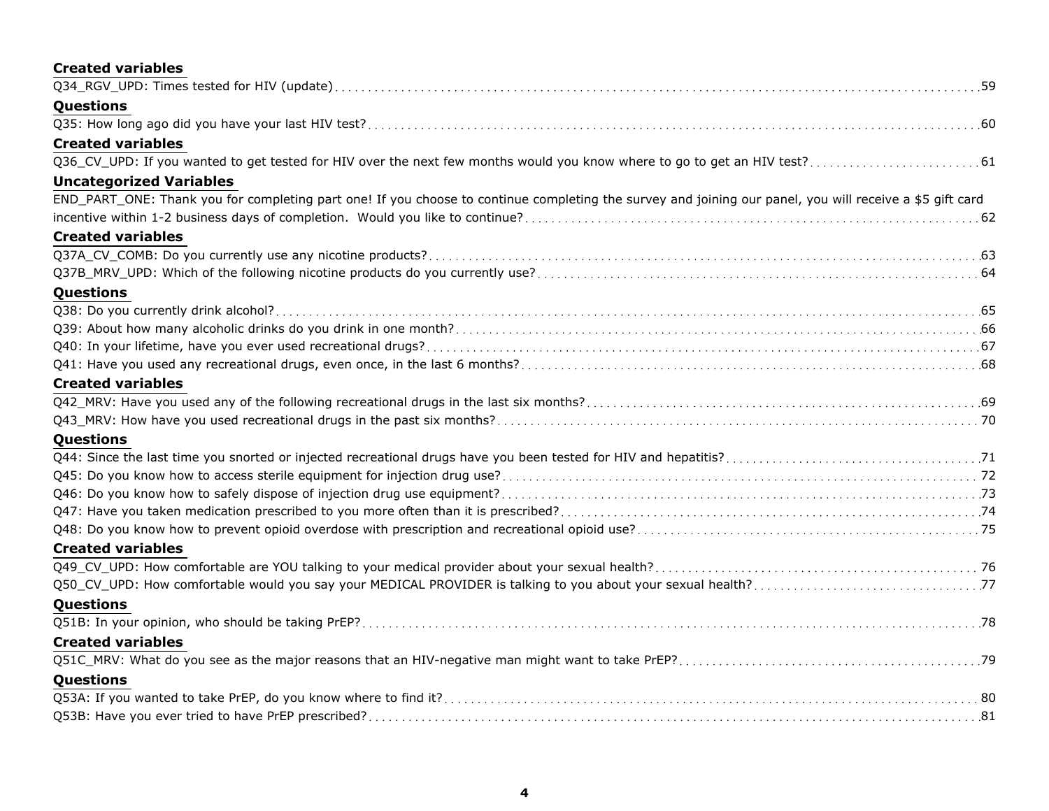**Created variables**

Q34_RGV_UPD: Times tested for HIV (update) ..... 59

**Questions**

Q35: How long ago did you have your last HIV test? ..... 60

**Created variables**

Q36_CV_UPD: If you wanted to get tested for HIV over the next few months would you know where to go to get an HIV test? ..... 61

**Uncategorized Variables**

END_PART_ONE: Thank you for completing part one! If you choose to continue completing the survey and joining our panel, you will receive a $5 gift card incentive within 1-2 business days of completion. Would you like to continue? ..... 62

**Created variables**

Q37A_CV_COMB: Do you currently use any nicotine products? ..... 63

Q37B_MRV_UPD: Which of the following nicotine products do you currently use? ..... 64

**Questions**

Q38: Do you currently drink alcohol? ..... 65

Q39: About how many alcoholic drinks do you drink in one month? ..... 66

Q40: In your lifetime, have you ever used recreational drugs? ..... 67

Q41: Have you used any recreational drugs, even once, in the last 6 months? ..... 68

**Created variables**

Q42_MRV: Have you used any of the following recreational drugs in the last six months? ..... 69

Q43_MRV: How have you used recreational drugs in the past six months? ..... 70

**Questions**

Q44: Since the last time you snorted or injected recreational drugs have you been tested for HIV and hepatitis? ..... 71

Q45: Do you know how to access sterile equipment for injection drug use? ..... 72

Q46: Do you know how to safely dispose of injection drug use equipment? ..... 73

Q47: Have you taken medication prescribed to you more often than it is prescribed? ..... 74

Q48: Do you know how to prevent opioid overdose with prescription and recreational opioid use? ..... 75

**Created variables**

Q49_CV_UPD: How comfortable are YOU talking to your medical provider about your sexual health? ..... 76

Q50_CV_UPD: How comfortable would you say your MEDICAL PROVIDER is talking to you about your sexual health? ..... 77

**Questions**

Q51B: In your opinion, who should be taking PrEP? ..... 78

**Created variables**

Q51C_MRV: What do you see as the major reasons that an HIV-negative man might want to take PrEP? ..... 79

**Questions**

Q53A: If you wanted to take PrEP, do you know where to find it? ..... 80

Q53B: Have you ever tried to have PrEP prescribed? ..... 81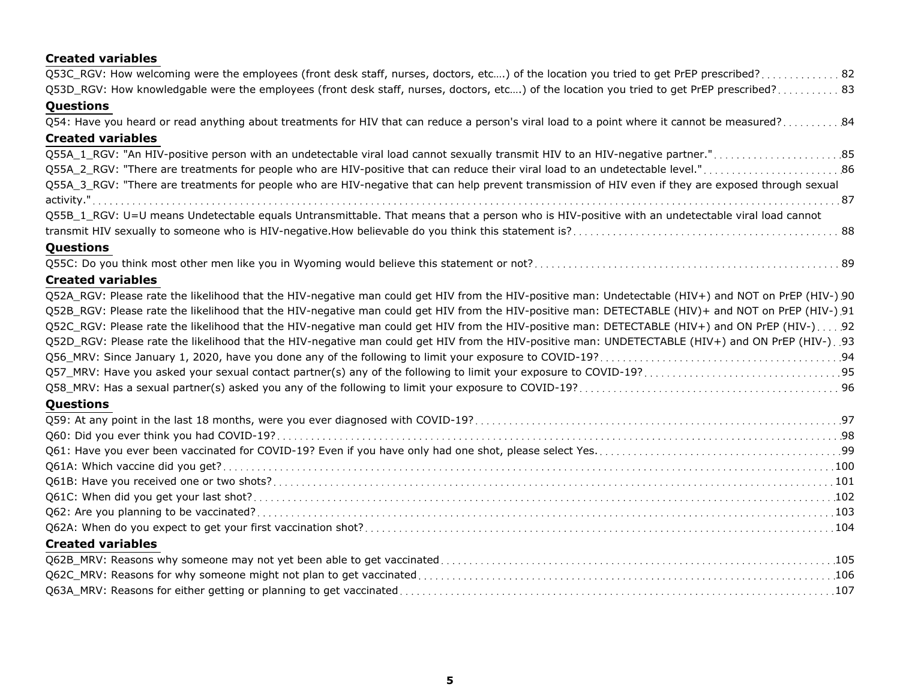**Created variables**

Q53C_RGV: How welcoming were the employees (front desk staff, nurses, doctors, etc….) of the location you tried to get PrEP prescribed? 82

Q53D_RGV: How knowledgable were the employees (front desk staff, nurses, doctors, etc….) of the location you tried to get PrEP prescribed? 83

**Questions**

Q54: Have you heard or read anything about treatments for HIV that can reduce a person's viral load to a point where it cannot be measured? 84

**Created variables**

Q55A_1_RGV: "An HIV-positive person with an undetectable viral load cannot sexually transmit HIV to an HIV-negative partner." 85

Q55A_2_RGV: "There are treatments for people who are HIV-positive that can reduce their viral load to an undetectable level." 86

Q55A_3_RGV: "There are treatments for people who are HIV-negative that can help prevent transmission of HIV even if they are exposed through sexual activity." 87

Q55B_1_RGV: U=U means Undetectable equals Untransmittable. That means that a person who is HIV-positive with an undetectable viral load cannot transmit HIV sexually to someone who is HIV-negative.How believable do you think this statement is? 88

**Questions**

Q55C: Do you think most other men like you in Wyoming would believe this statement or not? 89

**Created variables**

Q52A_RGV: Please rate the likelihood that the HIV-negative man could get HIV from the HIV-positive man: Undetectable (HIV+) and NOT on PrEP (HIV-) 90

Q52B_RGV: Please rate the likelihood that the HIV-negative man could get HIV from the HIV-positive man: DETECTABLE (HIV)+ and NOT on PrEP (HIV-) 91

Q52C_RGV: Please rate the likelihood that the HIV-negative man could get HIV from the HIV-positive man: DETECTABLE (HIV+) and ON PrEP (HIV-) 92

Q52D_RGV: Please rate the likelihood that the HIV-negative man could get HIV from the HIV-positive man: UNDETECTABLE (HIV+) and ON PrEP (HIV-) 93

Q56_MRV: Since January 1, 2020, have you done any of the following to limit your exposure to COVID-19? 94

Q57_MRV: Have you asked your sexual contact partner(s) any of the following to limit your exposure to COVID-19? 95

Q58_MRV: Has a sexual partner(s) asked you any of the following to limit your exposure to COVID-19? 96

**Questions**

Q59: At any point in the last 18 months, were you ever diagnosed with COVID-19? 97

Q60: Did you ever think you had COVID-19? 98

Q61: Have you ever been vaccinated for COVID-19? Even if you have only had one shot, please select Yes. 99

Q61A: Which vaccine did you get? 100

Q61B: Have you received one or two shots? 101

Q61C: When did you get your last shot? 102

Q62: Are you planning to be vaccinated? 103

Q62A: When do you expect to get your first vaccination shot? 104

**Created variables**

Q62B_MRV: Reasons why someone may not yet been able to get vaccinated 105

Q62C_MRV: Reasons for why someone might not plan to get vaccinated 106

Q63A_MRV: Reasons for either getting or planning to get vaccinated 107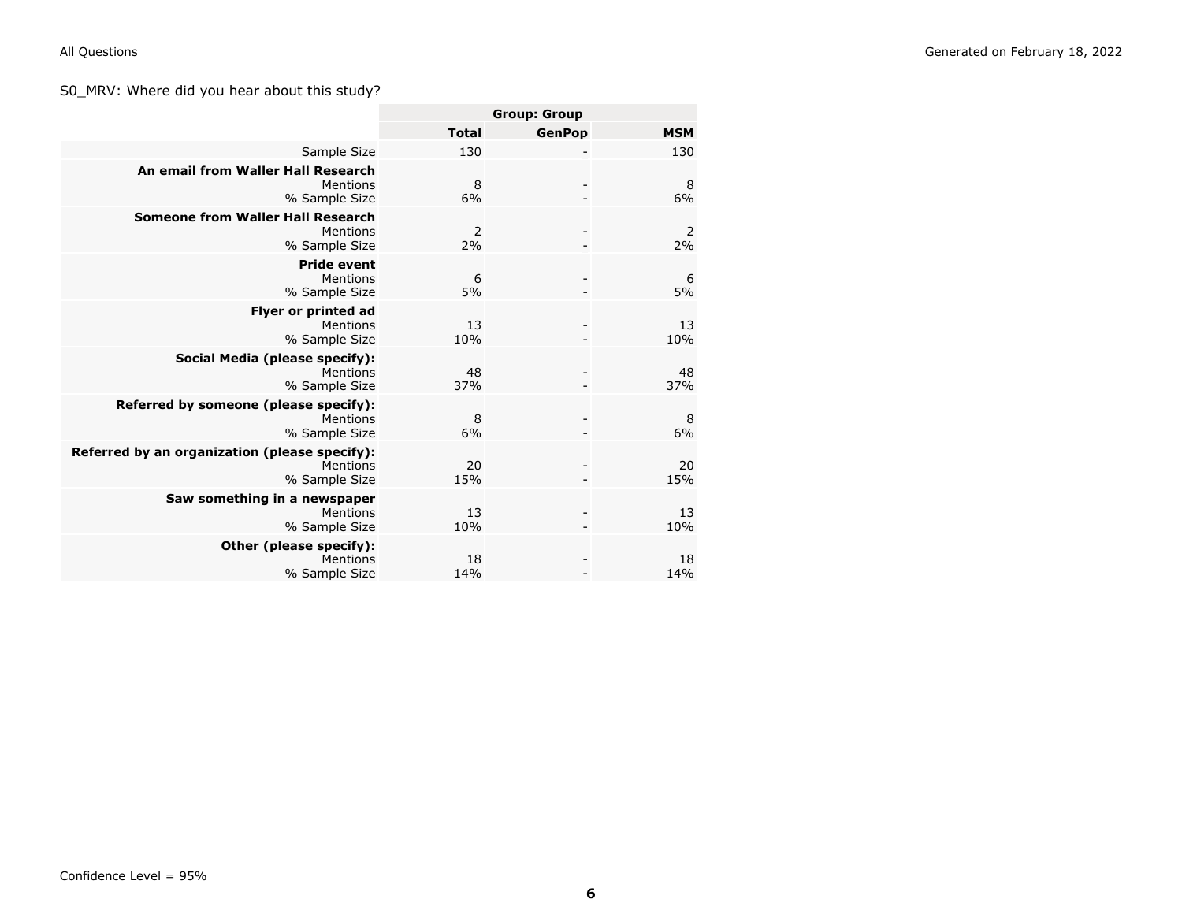S0_MRV: Where did you hear about this study?

| | Group: Group | | |
|---|---|---|---|
| | **Total** | **GenPop** | **MSM** |
| Sample Size | 130 | - | 130 |
| **An email from Waller Hall Research** | | | |
| Mentions | 8 | - | 8 |
| % Sample Size | 6% | - | 6% |
| **Someone from Waller Hall Research** | | | |
| Mentions | 2 | - | 2 |
| % Sample Size | 2% | - | 2% |
| **Pride event** | | | |
| Mentions | 6 | - | 6 |
| % Sample Size | 5% | - | 5% |
| **Flyer or printed ad** | | | |
| Mentions | 13 | - | 13 |
| % Sample Size | 10% | - | 10% |
| **Social Media (please specify):** | | | |
| Mentions | 48 | - | 48 |
| % Sample Size | 37% | - | 37% |
| **Referred by someone (please specify):** | | | |
| Mentions | 8 | - | 8 |
| % Sample Size | 6% | - | 6% |
| **Referred by an organization (please specify):** | | | |
| Mentions | 20 | - | 20 |
| % Sample Size | 15% | - | 15% |
| **Saw something in a newspaper** | | | |
| Mentions | 13 | - | 13 |
| % Sample Size | 10% | - | 10% |
| **Other (please specify):** | | | |
| Mentions | 18 | - | 18 |
| % Sample Size | 14% | - | 14% |

Confidence Level = 95%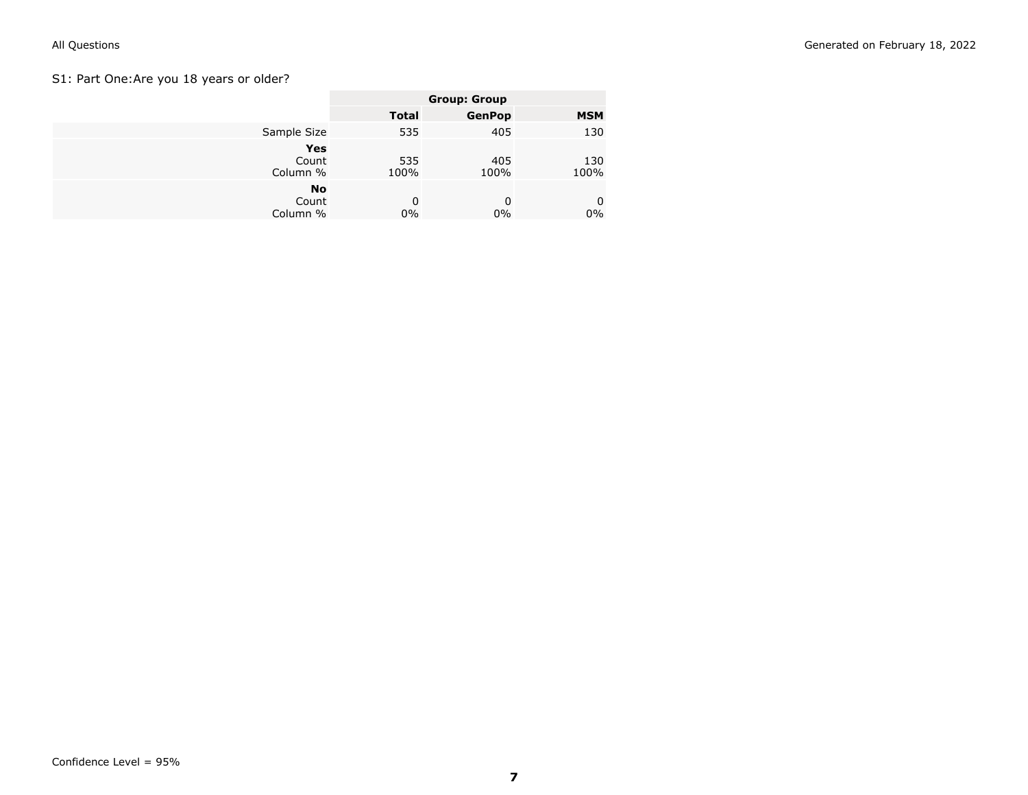S1: Part One:Are you 18 years or older?

| | Group: Group | | |
|---|---|---|---|
| | **Total** | **GenPop** | **MSM** |
| Sample Size | 535 | 405 | 130 |
| **Yes** | | | |
| Count | 535 | 405 | 130 |
| Column % | 100% | 100% | 100% |
| **No** | | | |
| Count | 0 | 0 | 0 |
| Column % | 0% | 0% | 0% |

Confidence Level = 95%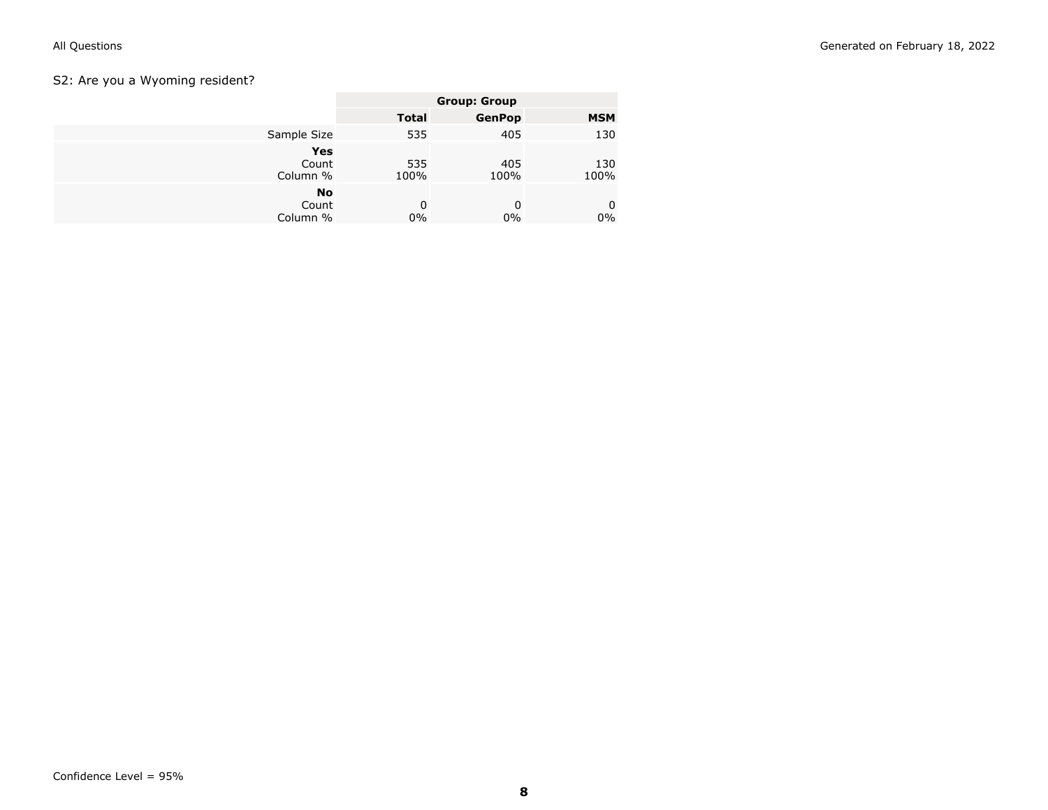S2: Are you a Wyoming resident?

| | Group: Group | | |
|---|---|---|---|
| | **Total** | **GenPop** | **MSM** |
| Sample Size | 535 | 405 | 130 |
| **Yes** | | | |
| Count | 535 | 405 | 130 |
| Column % | 100% | 100% | 100% |
| **No** | | | |
| Count | 0 | 0 | 0 |
| Column % | 0% | 0% | 0% |

Confidence Level = 95%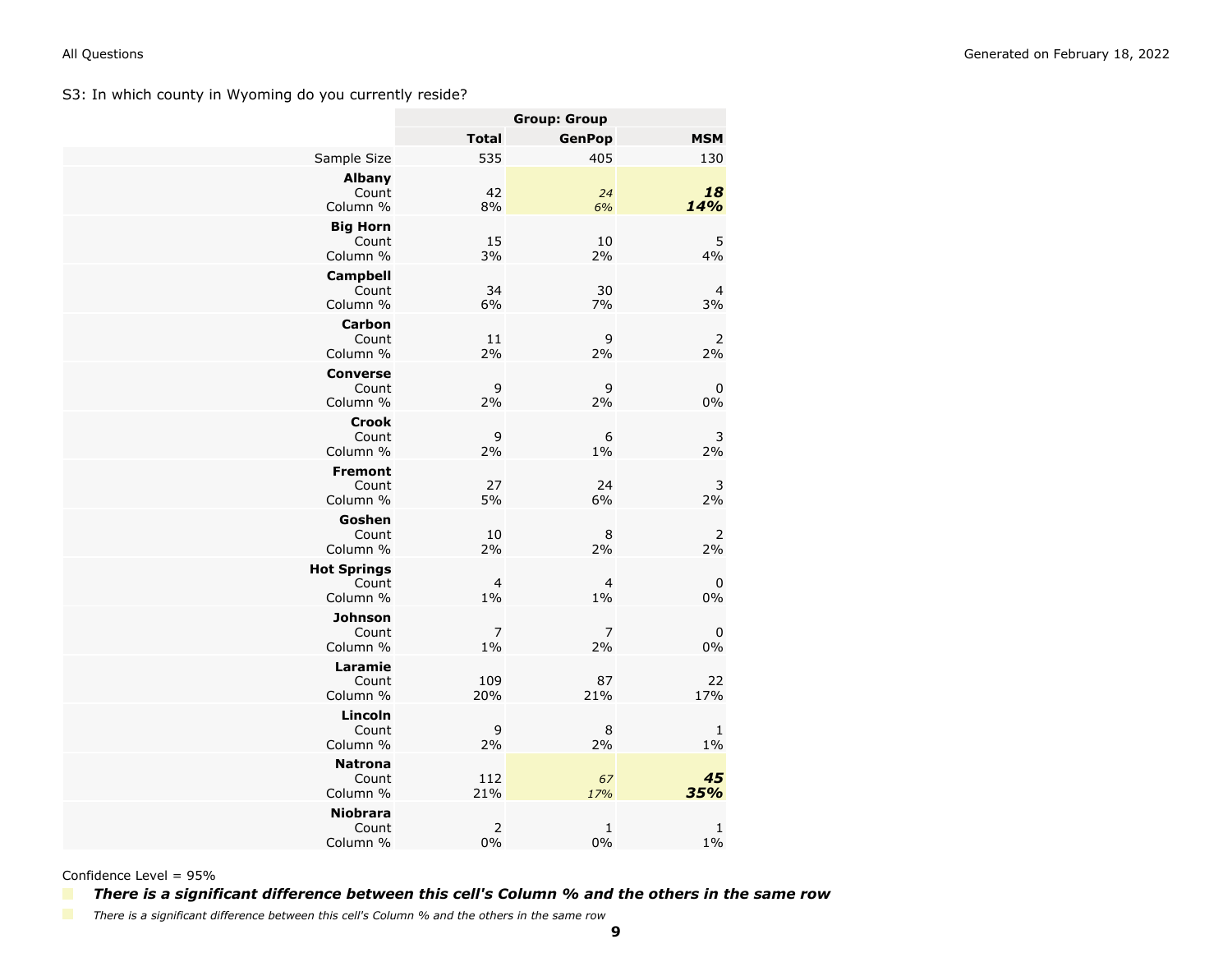S3: In which county in Wyoming do you currently reside?

| | Group: Group | | |
|---|---|---|---|
| | **Total** | **GenPop** | **MSM** |
| Sample Size | 535 | 405 | 130 |
| **Albany** | | | |
| Count | 42 | *24* | ***18*** |
| Column % | 8% | *6%* | ***14%*** |
| **Big Horn** | | | |
| Count | 15 | 10 | 5 |
| Column % | 3% | 2% | 4% |
| **Campbell** | | | |
| Count | 34 | 30 | 4 |
| Column % | 6% | 7% | 3% |
| **Carbon** | | | |
| Count | 11 | 9 | 2 |
| Column % | 2% | 2% | 2% |
| **Converse** | | | |
| Count | 9 | 9 | 0 |
| Column % | 2% | 2% | 0% |
| **Crook** | | | |
| Count | 9 | 6 | 3 |
| Column % | 2% | 1% | 2% |
| **Fremont** | | | |
| Count | 27 | 24 | 3 |
| Column % | 5% | 6% | 2% |
| **Goshen** | | | |
| Count | 10 | 8 | 2 |
| Column % | 2% | 2% | 2% |
| **Hot Springs** | | | |
| Count | 4 | 4 | 0 |
| Column % | 1% | 1% | 0% |
| **Johnson** | | | |
| Count | 7 | 7 | 0 |
| Column % | 1% | 2% | 0% |
| **Laramie** | | | |
| Count | 109 | 87 | 22 |
| Column % | 20% | 21% | 17% |
| **Lincoln** | | | |
| Count | 9 | 8 | 1 |
| Column % | 2% | 2% | 1% |
| **Natrona** | | | |
| Count | 112 | *67* | ***45*** |
| Column % | 21% | *17%* | ***35%*** |
| **Niobrara** | | | |
| Count | 2 | 1 | 1 |
| Column % | 0% | 0% | 1% |

Confidence Level = 95%

***There is a significant difference between this cell's Column % and the others in the same row***

*There is a significant difference between this cell's Column % and the others in the same row*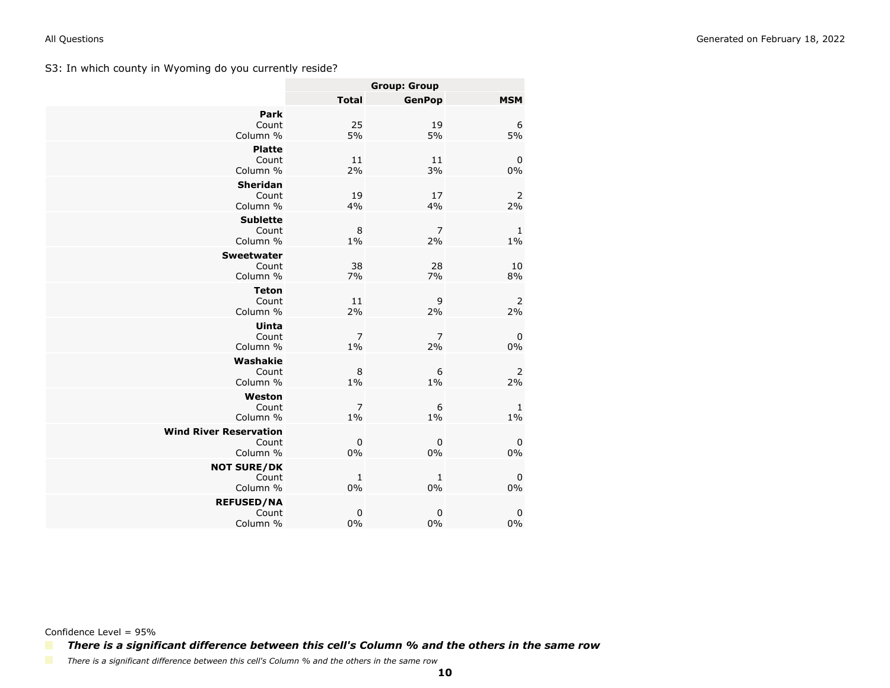S3: In which county in Wyoming do you currently reside?

| | Group: Group | | |
|---|---|---|---|
| | **Total** | **GenPop** | **MSM** |
| **Park** | | | |
| Count | 25 | 19 | 6 |
| Column % | 5% | 5% | 5% |
| **Platte** | | | |
| Count | 11 | 11 | 0 |
| Column % | 2% | 3% | 0% |
| **Sheridan** | | | |
| Count | 19 | 17 | 2 |
| Column % | 4% | 4% | 2% |
| **Sublette** | | | |
| Count | 8 | 7 | 1 |
| Column % | 1% | 2% | 1% |
| **Sweetwater** | | | |
| Count | 38 | 28 | 10 |
| Column % | 7% | 7% | 8% |
| **Teton** | | | |
| Count | 11 | 9 | 2 |
| Column % | 2% | 2% | 2% |
| **Uinta** | | | |
| Count | 7 | 7 | 0 |
| Column % | 1% | 2% | 0% |
| **Washakie** | | | |
| Count | 8 | 6 | 2 |
| Column % | 1% | 1% | 2% |
| **Weston** | | | |
| Count | 7 | 6 | 1 |
| Column % | 1% | 1% | 1% |
| **Wind River Reservation** | | | |
| Count | 0 | 0 | 0 |
| Column % | 0% | 0% | 0% |
| **NOT SURE/DK** | | | |
| Count | 1 | 1 | 0 |
| Column % | 0% | 0% | 0% |
| **REFUSED/NA** | | | |
| Count | 0 | 0 | 0 |
| Column % | 0% | 0% | 0% |

Confidence Level = 95%

***There is a significant difference between this cell's Column % and the others in the same row***

*There is a significant difference between this cell's Column % and the others in the same row*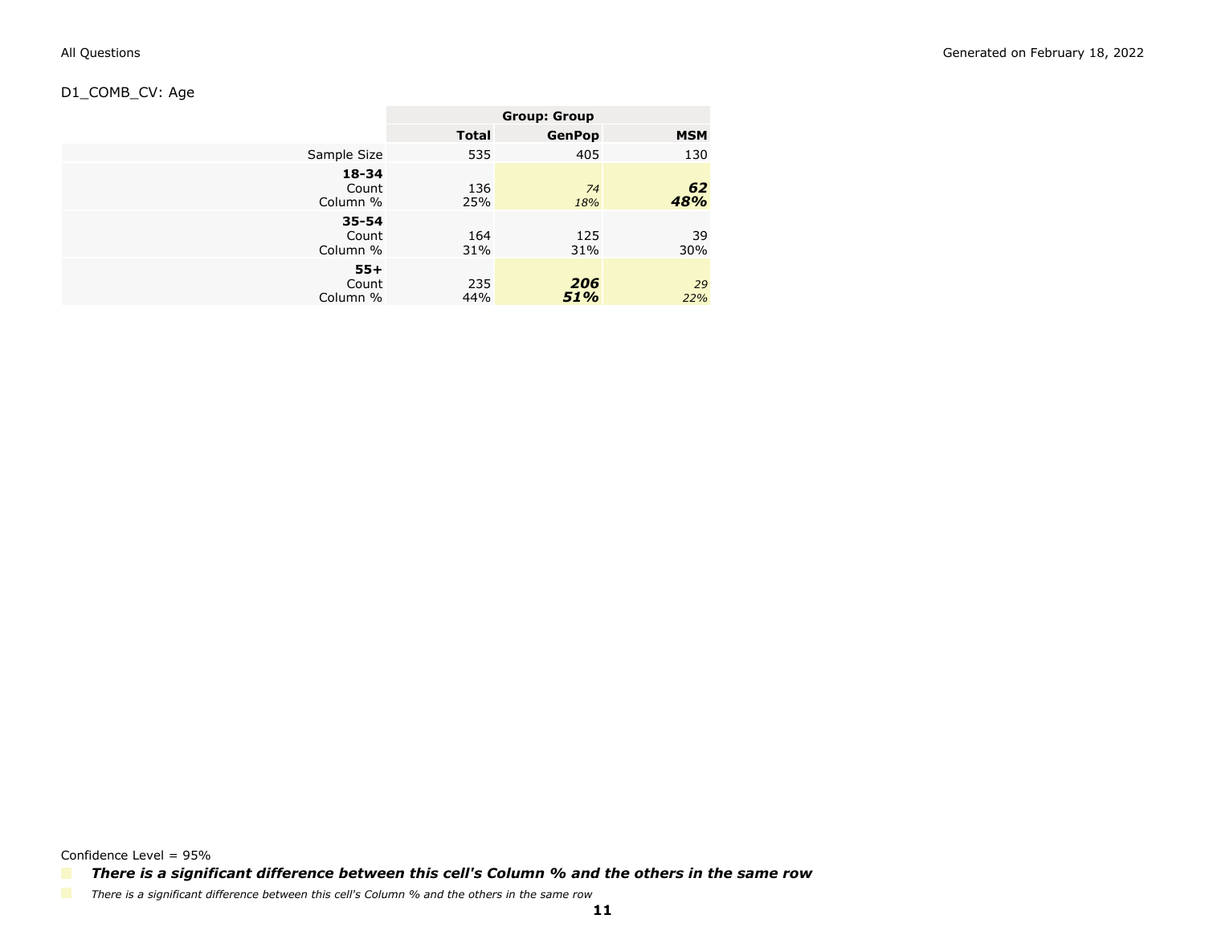D1_COMB_CV: Age

| | | Group: Group | |
|---|---|---|---|
| | **Total** | **GenPop** | **MSM** |
| Sample Size | 535 | 405 | 130 |
| **18-34** | | | |
| Count | 136 | *74* | ***62*** |
| Column % | 25% | *18%* | ***48%*** |
| **35-54** | | | |
| Count | 164 | 125 | 39 |
| Column % | 31% | 31% | 30% |
| **55+** | | | |
| Count | 235 | ***206*** | *29* |
| Column % | 44% | ***51%*** | *22%* |

Confidence Level = 95%

***There is a significant difference between this cell's Column % and the others in the same row***

*There is a significant difference between this cell's Column % and the others in the same row*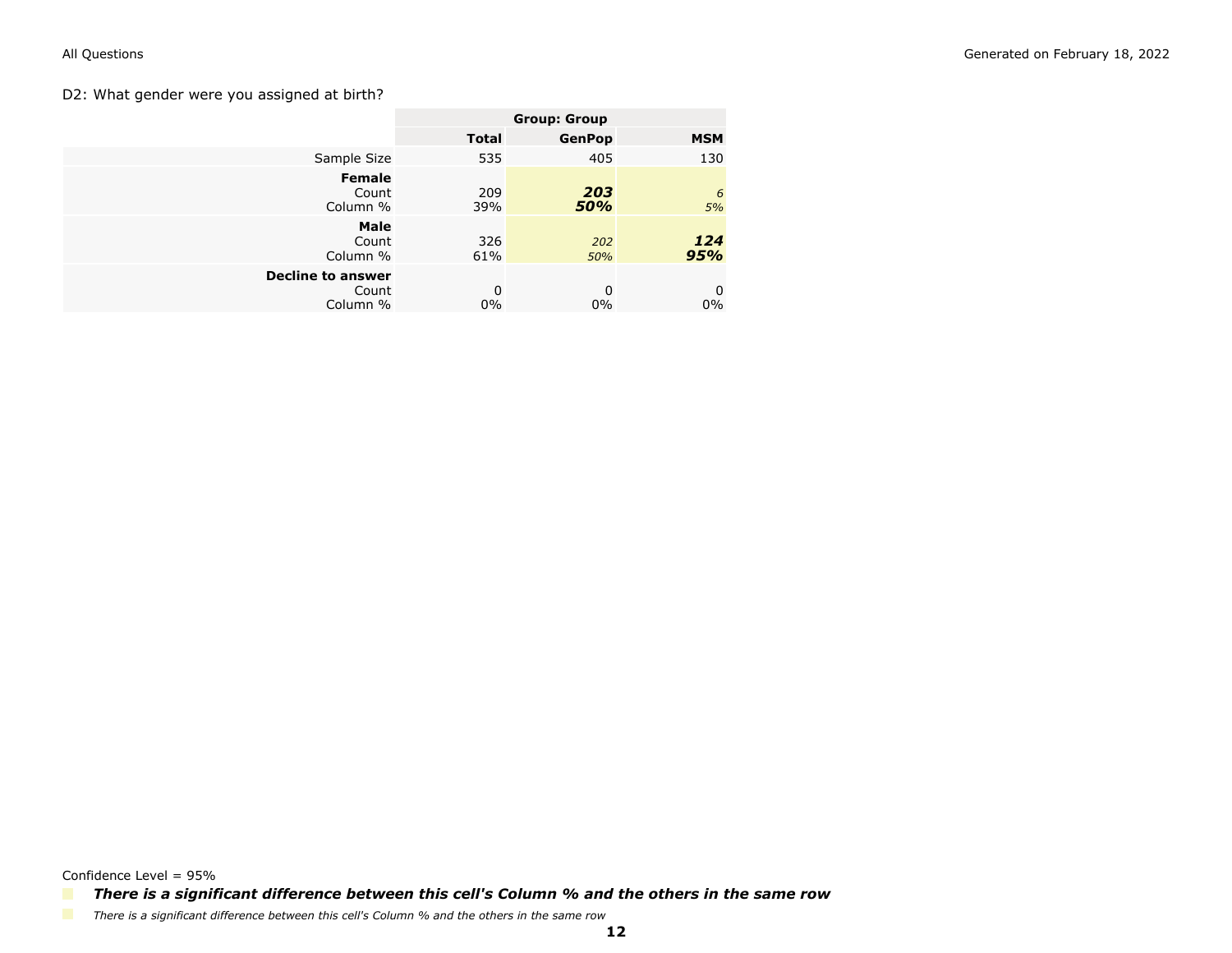D2: What gender were you assigned at birth?

| | Group: Group | | |
|---|---|---|---|
| | **Total** | **GenPop** | **MSM** |
| Sample Size | 535 | 405 | 130 |
| **Female** | | | |
| Count | 209 | ***203*** | *6* |
| Column % | 39% | ***50%*** | *5%* |
| **Male** | | | |
| Count | 326 | *202* | ***124*** |
| Column % | 61% | *50%* | ***95%*** |
| **Decline to answer** | | | |
| Count | 0 | 0 | 0 |
| Column % | 0% | 0% | 0% |

Confidence Level = 95%

***There is a significant difference between this cell's Column % and the others in the same row***

*There is a significant difference between this cell's Column % and the others in the same row*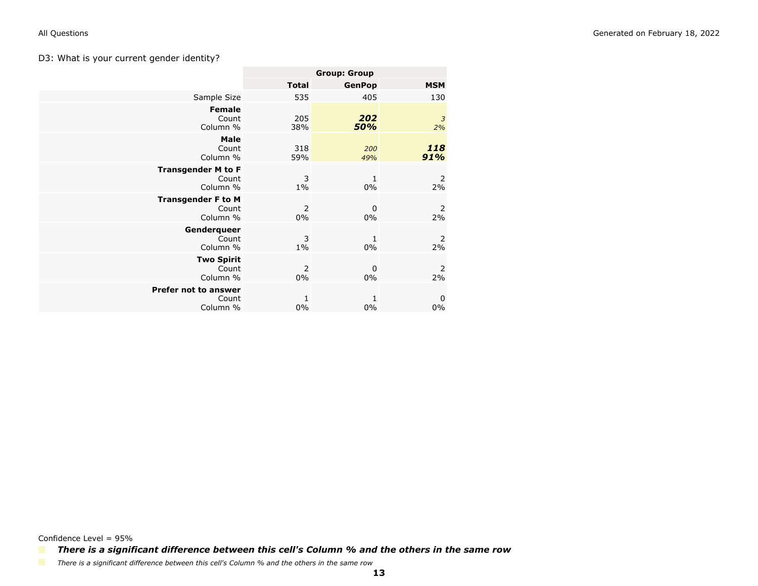D3: What is your current gender identity?

| | Group: Group | | |
|---|---|---|---|
| | **Total** | **GenPop** | **MSM** |
| Sample Size | 535 | 405 | 130 |
| **Female** | | | |
| Count | 205 | ***202*** | *3* |
| Column % | 38% | ***50%*** | *2%* |
| **Male** | | | |
| Count | 318 | *200* | ***118*** |
| Column % | 59% | *49%* | ***91%*** |
| **Transgender M to F** | | | |
| Count | 3 | 1 | 2 |
| Column % | 1% | 0% | 2% |
| **Transgender F to M** | | | |
| Count | 2 | 0 | 2 |
| Column % | 0% | 0% | 2% |
| **Genderqueer** | | | |
| Count | 3 | 1 | 2 |
| Column % | 1% | 0% | 2% |
| **Two Spirit** | | | |
| Count | 2 | 0 | 2 |
| Column % | 0% | 0% | 2% |
| **Prefer not to answer** | | | |
| Count | 1 | 1 | 0 |
| Column % | 0% | 0% | 0% |

Confidence Level = 95%

***There is a significant difference between this cell's Column % and the others in the same row***

*There is a significant difference between this cell's Column % and the others in the same row*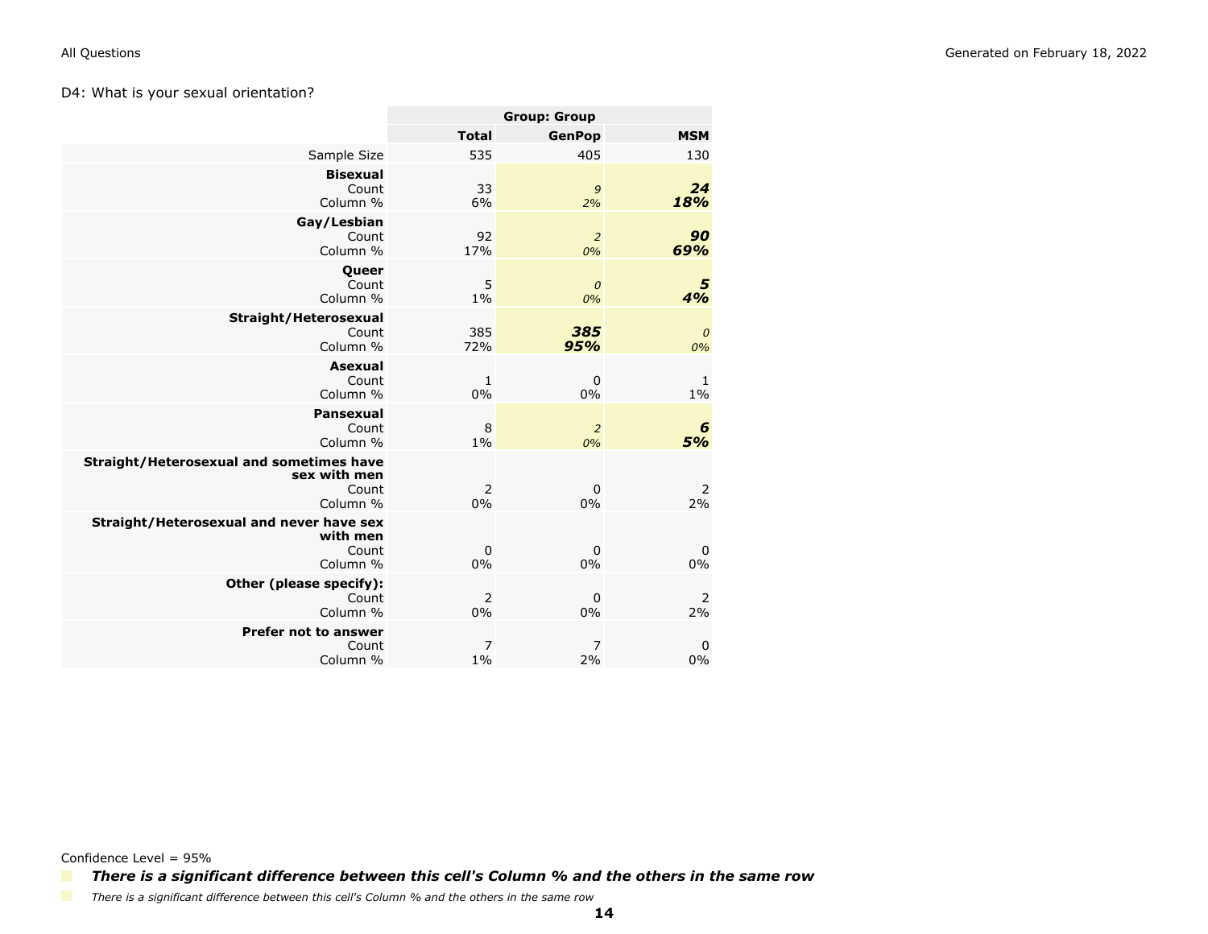D4: What is your sexual orientation?

| | Group: Group | | |
|---|---|---|---|
| | **Total** | **GenPop** | **MSM** |
| Sample Size | 535 | 405 | 130 |
| **Bisexual** | | | |
| Count | 33 | *9* | ***24*** |
| Column % | 6% | *2%* | ***18%*** |
| **Gay/Lesbian** | | | |
| Count | 92 | *2* | ***90*** |
| Column % | 17% | *0%* | ***69%*** |
| **Queer** | | | |
| Count | 5 | *0* | ***5*** |
| Column % | 1% | *0%* | ***4%*** |
| **Straight/Heterosexual** | | | |
| Count | 385 | ***385*** | *0* |
| Column % | 72% | ***95%*** | *0%* |
| **Asexual** | | | |
| Count | 1 | 0 | 1 |
| Column % | 0% | 0% | 1% |
| **Pansexual** | | | |
| Count | 8 | *2* | ***6*** |
| Column % | 1% | *0%* | ***5%*** |
| **Straight/Heterosexual and sometimes have sex with men** | | | |
| Count | 2 | 0 | 2 |
| Column % | 0% | 0% | 2% |
| **Straight/Heterosexual and never have sex with men** | | | |
| Count | 0 | 0 | 0 |
| Column % | 0% | 0% | 0% |
| **Other (please specify):** | | | |
| Count | 2 | 0 | 2 |
| Column % | 0% | 0% | 2% |
| **Prefer not to answer** | | | |
| Count | 7 | 7 | 0 |
| Column % | 1% | 2% | 0% |

Confidence Level = 95%

***There is a significant difference between this cell's Column % and the others in the same row***

*There is a significant difference between this cell's Column % and the others in the same row*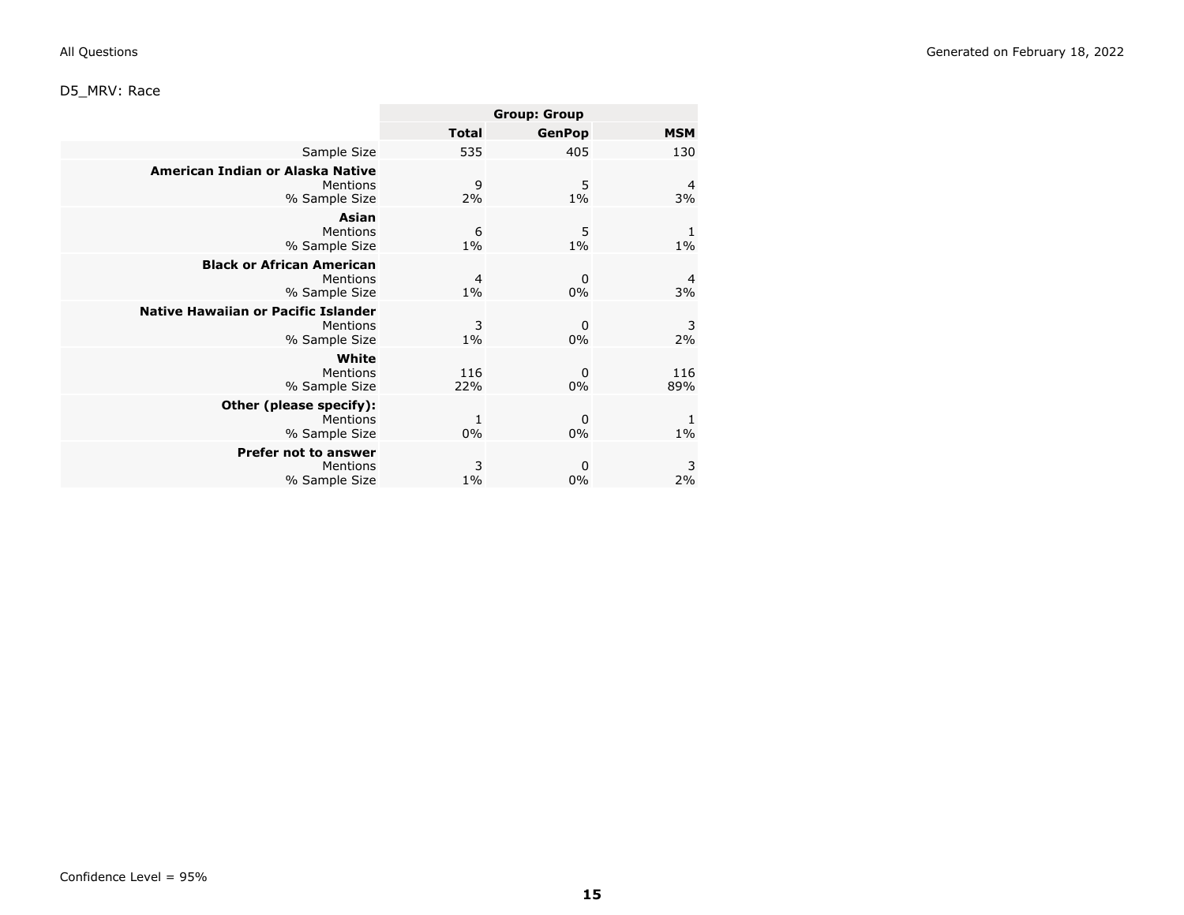## D5_MRV: Race

| | Group: Group | | |
|---|---|---|---|
| | **Total** | **GenPop** | **MSM** |
| Sample Size | 535 | 405 | 130 |
| **American Indian or Alaska Native** | | | |
| Mentions | 9 | 5 | 4 |
| % Sample Size | 2% | 1% | 3% |
| **Asian** | | | |
| Mentions | 6 | 5 | 1 |
| % Sample Size | 1% | 1% | 1% |
| **Black or African American** | | | |
| Mentions | 4 | 0 | 4 |
| % Sample Size | 1% | 0% | 3% |
| **Native Hawaiian or Pacific Islander** | | | |
| Mentions | 3 | 0 | 3 |
| % Sample Size | 1% | 0% | 2% |
| **White** | | | |
| Mentions | 116 | 0 | 116 |
| % Sample Size | 22% | 0% | 89% |
| **Other (please specify):** | | | |
| Mentions | 1 | 0 | 1 |
| % Sample Size | 0% | 0% | 1% |
| **Prefer not to answer** | | | |
| Mentions | 3 | 0 | 3 |
| % Sample Size | 1% | 0% | 2% |

Confidence Level = 95%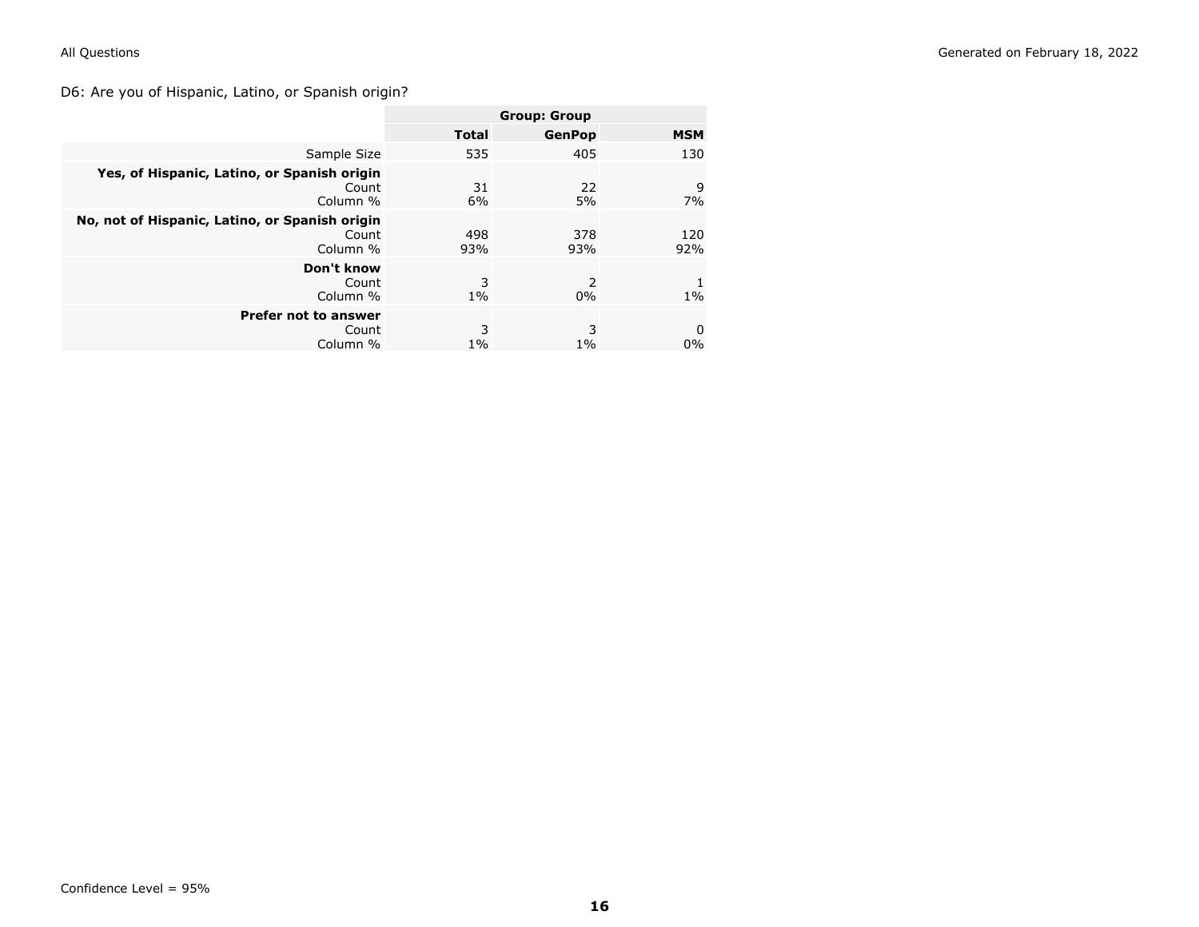D6: Are you of Hispanic, Latino, or Spanish origin?

| | Group: Group | | |
|---|---|---|---|
| | **Total** | **GenPop** | **MSM** |
| Sample Size | 535 | 405 | 130 |
| **Yes, of Hispanic, Latino, or Spanish origin** | | | |
| Count | 31 | 22 | 9 |
| Column % | 6% | 5% | 7% |
| **No, not of Hispanic, Latino, or Spanish origin** | | | |
| Count | 498 | 378 | 120 |
| Column % | 93% | 93% | 92% |
| **Don't know** | | | |
| Count | 3 | 2 | 1 |
| Column % | 1% | 0% | 1% |
| **Prefer not to answer** | | | |
| Count | 3 | 3 | 0 |
| Column % | 1% | 1% | 0% |

Confidence Level = 95%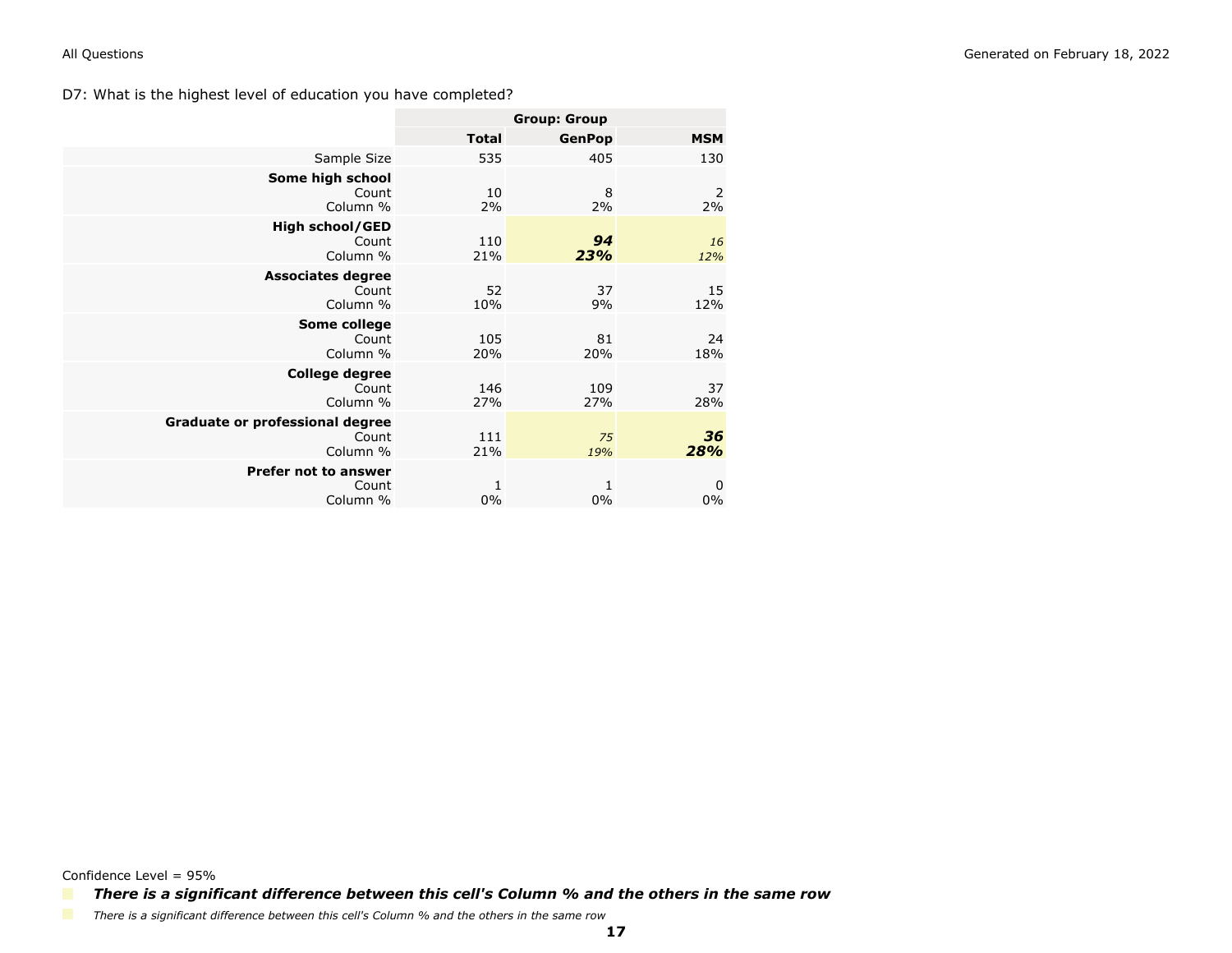D7: What is the highest level of education you have completed?

| | Group: Group | | |
|---|---|---|---|
| | **Total** | **GenPop** | **MSM** |
| Sample Size | 535 | 405 | 130 |
| **Some high school** | | | |
| Count | 10 | 8 | 2 |
| Column % | 2% | 2% | 2% |
| **High school/GED** | | | |
| Count | 110 | ***94*** | *16* |
| Column % | 21% | ***23%*** | *12%* |
| **Associates degree** | | | |
| Count | 52 | 37 | 15 |
| Column % | 10% | 9% | 12% |
| **Some college** | | | |
| Count | 105 | 81 | 24 |
| Column % | 20% | 20% | 18% |
| **College degree** | | | |
| Count | 146 | 109 | 37 |
| Column % | 27% | 27% | 28% |
| **Graduate or professional degree** | | | |
| Count | 111 | *75* | ***36*** |
| Column % | 21% | *19%* | ***28%*** |
| **Prefer not to answer** | | | |
| Count | 1 | 1 | 0 |
| Column % | 0% | 0% | 0% |

Confidence Level = 95%

***There is a significant difference between this cell's Column % and the others in the same row***

*There is a significant difference between this cell's Column % and the others in the same row*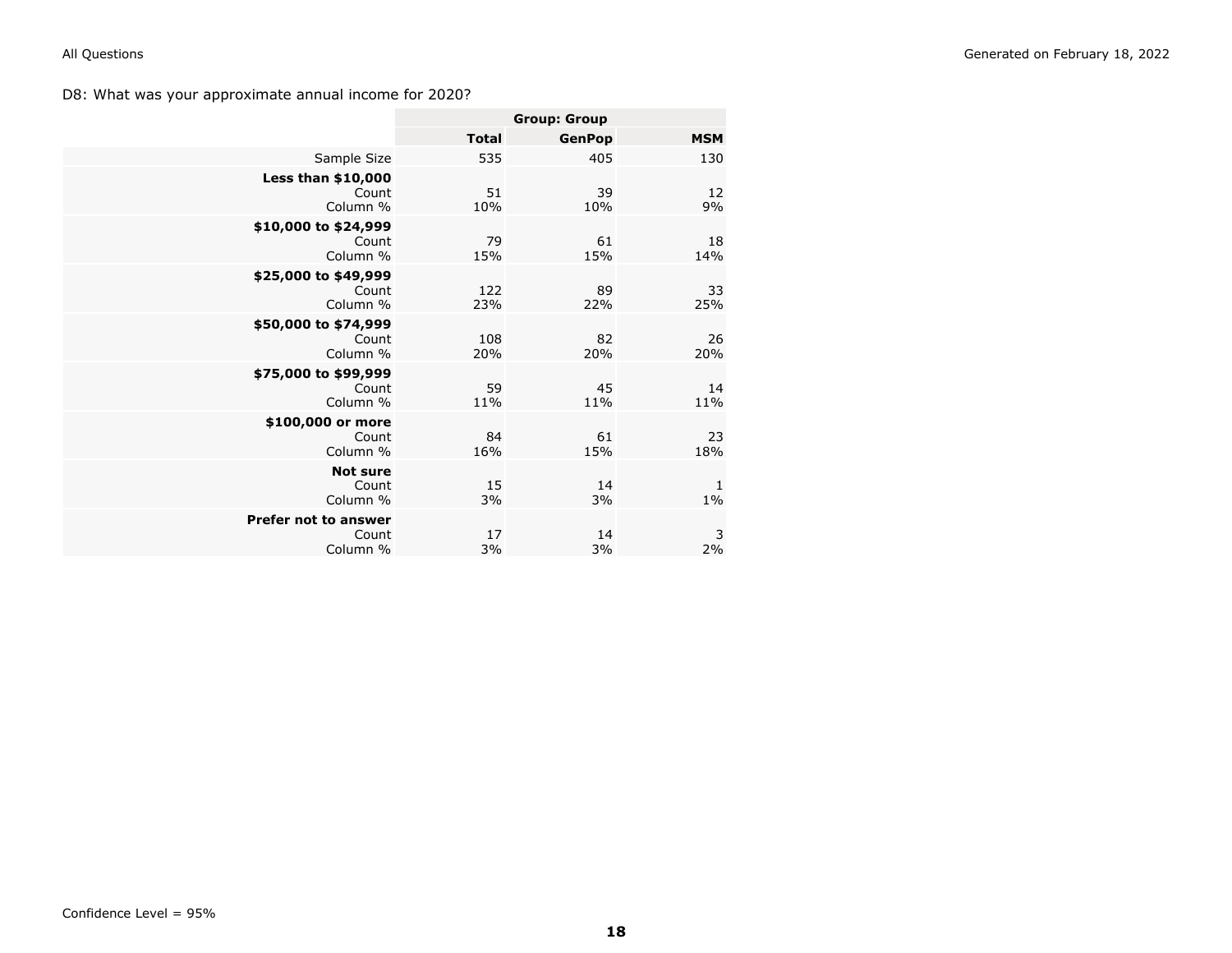D8: What was your approximate annual income for 2020?

| | Group: Group | | |
|---|---|---|---|
| | **Total** | **GenPop** | **MSM** |
| Sample Size | 535 | 405 | 130 |
| **Less than $10,000** | | | |
| Count | 51 | 39 | 12 |
| Column % | 10% | 10% | 9% |
| **$10,000 to $24,999** | | | |
| Count | 79 | 61 | 18 |
| Column % | 15% | 15% | 14% |
| **$25,000 to $49,999** | | | |
| Count | 122 | 89 | 33 |
| Column % | 23% | 22% | 25% |
| **$50,000 to $74,999** | | | |
| Count | 108 | 82 | 26 |
| Column % | 20% | 20% | 20% |
| **$75,000 to $99,999** | | | |
| Count | 59 | 45 | 14 |
| Column % | 11% | 11% | 11% |
| **$100,000 or more** | | | |
| Count | 84 | 61 | 23 |
| Column % | 16% | 15% | 18% |
| **Not sure** | | | |
| Count | 15 | 14 | 1 |
| Column % | 3% | 3% | 1% |
| **Prefer not to answer** | | | |
| Count | 17 | 14 | 3 |
| Column % | 3% | 3% | 2% |

Confidence Level = 95%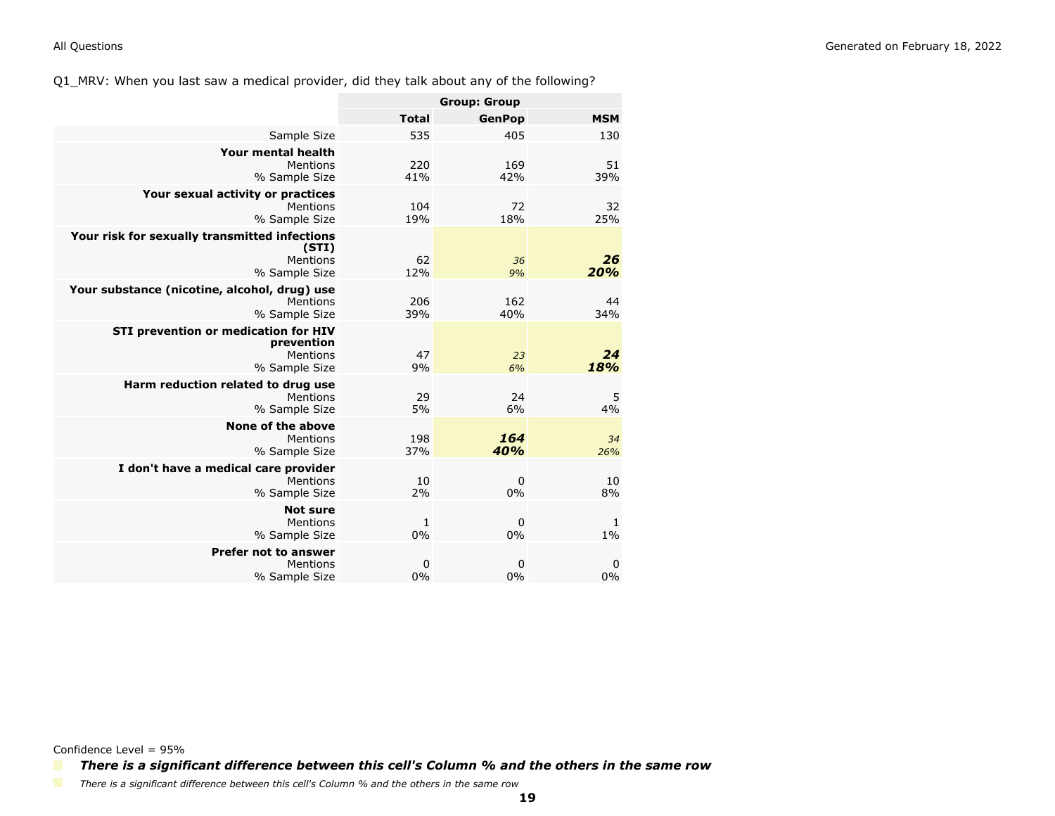Q1_MRV: When you last saw a medical provider, did they talk about any of the following?

| | Total | Group: Group | |
|---|---|---|---|
| | | GenPop | MSM |
| Sample Size | 535 | 405 | 130 |
| **Your mental health** | | | |
| Mentions | 220 | 169 | 51 |
| % Sample Size | 41% | 42% | 39% |
| **Your sexual activity or practices** | | | |
| Mentions | 104 | 72 | 32 |
| % Sample Size | 19% | 18% | 25% |
| **Your risk for sexually transmitted infections (STI)** | | | |
| Mentions | 62 | *36* | ***26*** |
| % Sample Size | 12% | *9%* | ***20%*** |
| **Your substance (nicotine, alcohol, drug) use** | | | |
| Mentions | 206 | 162 | 44 |
| % Sample Size | 39% | 40% | 34% |
| **STI prevention or medication for HIV prevention** | | | |
| Mentions | 47 | *23* | ***24*** |
| % Sample Size | 9% | *6%* | ***18%*** |
| **Harm reduction related to drug use** | | | |
| Mentions | 29 | 24 | 5 |
| % Sample Size | 5% | 6% | 4% |
| **None of the above** | | | |
| Mentions | 198 | ***164*** | *34* |
| % Sample Size | 37% | ***40%*** | *26%* |
| **I don't have a medical care provider** | | | |
| Mentions | 10 | 0 | 10 |
| % Sample Size | 2% | 0% | 8% |
| **Not sure** | | | |
| Mentions | 1 | 0 | 1 |
| % Sample Size | 0% | 0% | 1% |
| **Prefer not to answer** | | | |
| Mentions | 0 | 0 | 0 |
| % Sample Size | 0% | 0% | 0% |

Confidence Level = 95%

***There is a significant difference between this cell's Column % and the others in the same row***

*There is a significant difference between this cell's Column % and the others in the same row*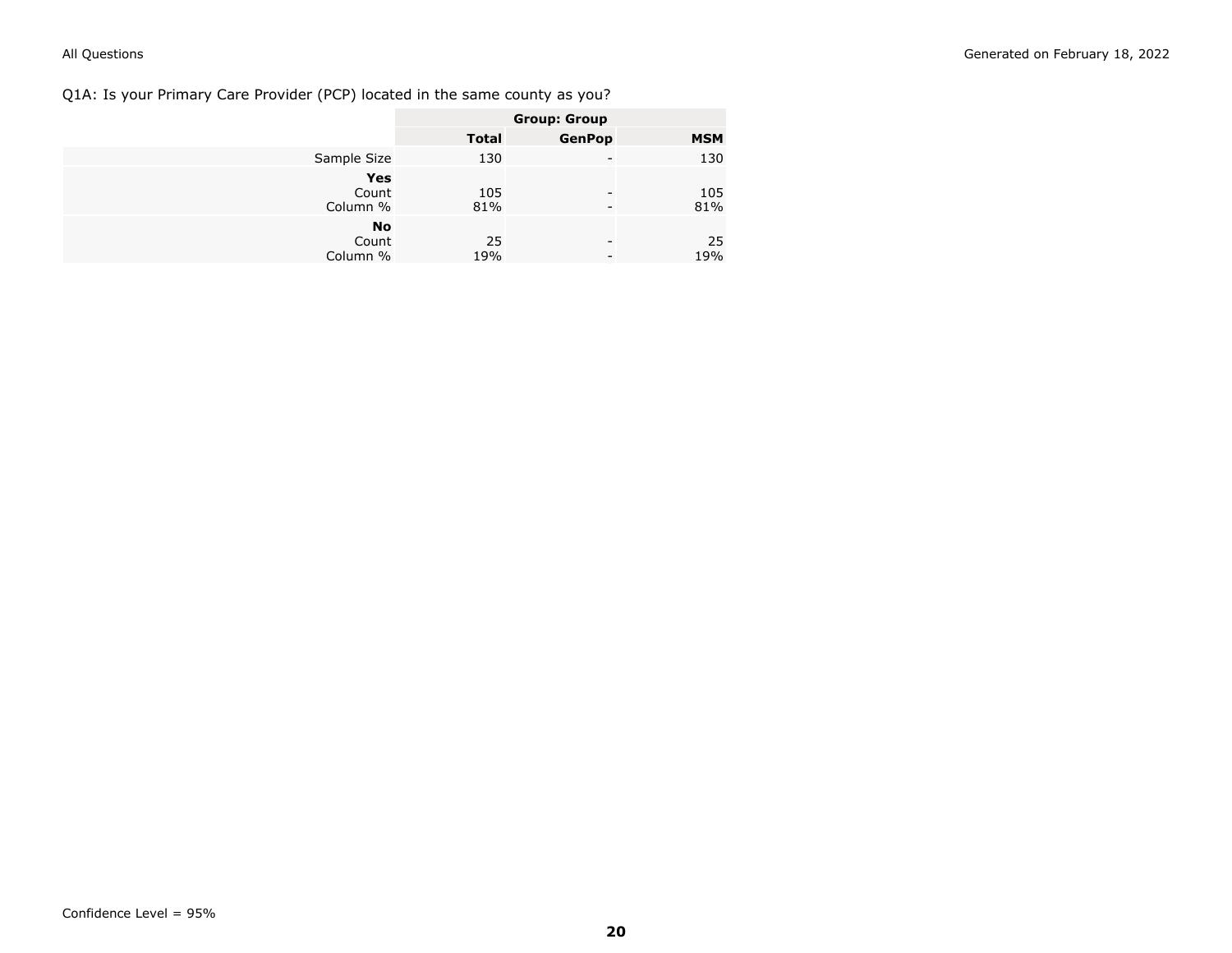Q1A: Is your Primary Care Provider (PCP) located in the same county as you?

| | Group: Group | | |
|---|---|---|---|
| | **Total** | **GenPop** | **MSM** |
| Sample Size | 130 | - | 130 |
| **Yes** | | | |
| Count | 105 | - | 105 |
| Column % | 81% | - | 81% |
| **No** | | | |
| Count | 25 | - | 25 |
| Column % | 19% | - | 19% |

Confidence Level = 95%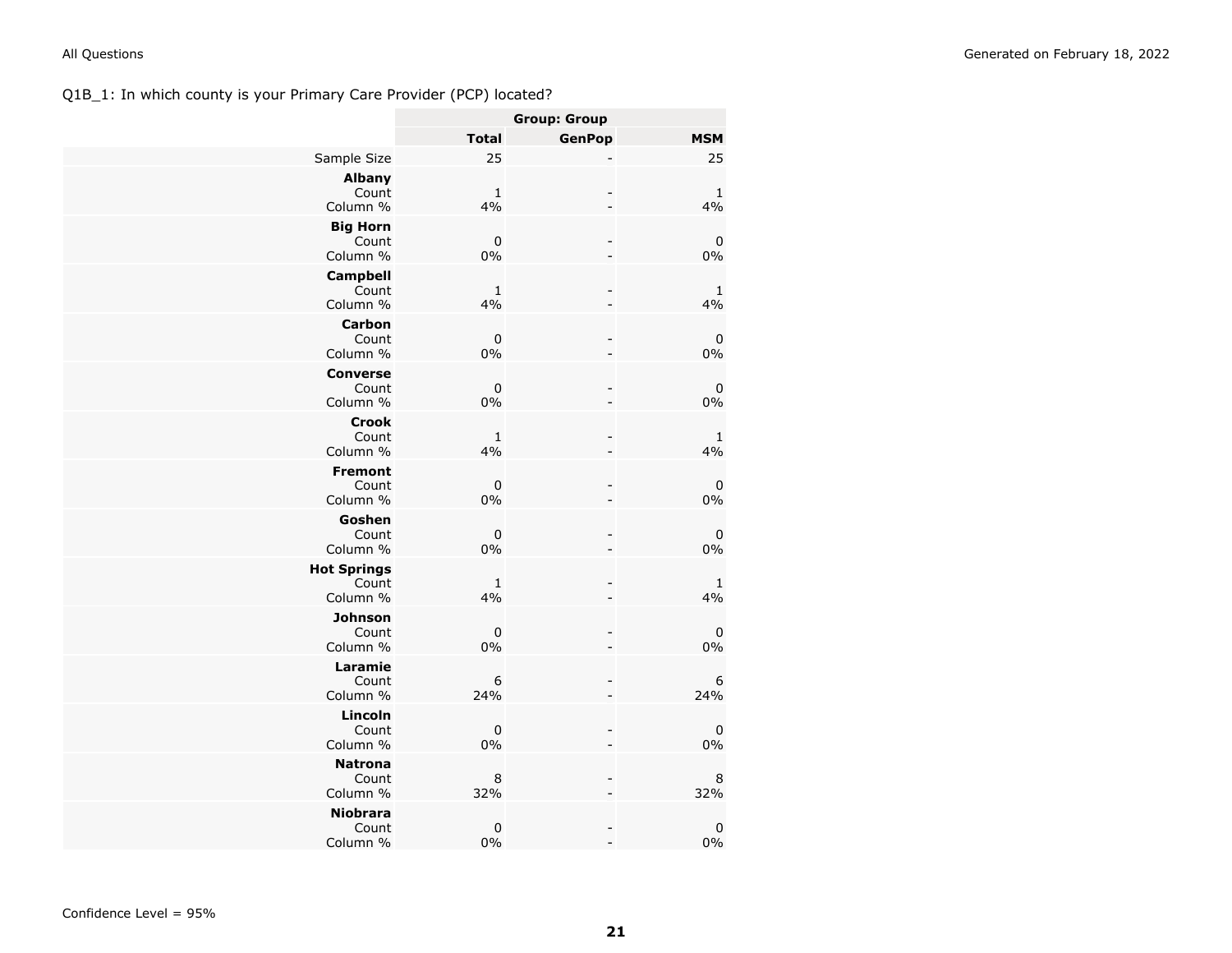Q1B_1: In which county is your Primary Care Provider (PCP) located?

| | Group: Group | | |
|---|---|---|---|
| | **Total** | **GenPop** | **MSM** |
| Sample Size | 25 | - | 25 |
| **Albany** | | | |
| Count | 1 | - | 1 |
| Column % | 4% | - | 4% |
| **Big Horn** | | | |
| Count | 0 | - | 0 |
| Column % | 0% | - | 0% |
| **Campbell** | | | |
| Count | 1 | - | 1 |
| Column % | 4% | - | 4% |
| **Carbon** | | | |
| Count | 0 | - | 0 |
| Column % | 0% | - | 0% |
| **Converse** | | | |
| Count | 0 | - | 0 |
| Column % | 0% | - | 0% |
| **Crook** | | | |
| Count | 1 | - | 1 |
| Column % | 4% | - | 4% |
| **Fremont** | | | |
| Count | 0 | - | 0 |
| Column % | 0% | - | 0% |
| **Goshen** | | | |
| Count | 0 | - | 0 |
| Column % | 0% | - | 0% |
| **Hot Springs** | | | |
| Count | 1 | - | 1 |
| Column % | 4% | - | 4% |
| **Johnson** | | | |
| Count | 0 | - | 0 |
| Column % | 0% | - | 0% |
| **Laramie** | | | |
| Count | 6 | - | 6 |
| Column % | 24% | - | 24% |
| **Lincoln** | | | |
| Count | 0 | - | 0 |
| Column % | 0% | - | 0% |
| **Natrona** | | | |
| Count | 8 | - | 8 |
| Column % | 32% | - | 32% |
| **Niobrara** | | | |
| Count | 0 | - | 0 |
| Column % | 0% | - | 0% |

Confidence Level = 95%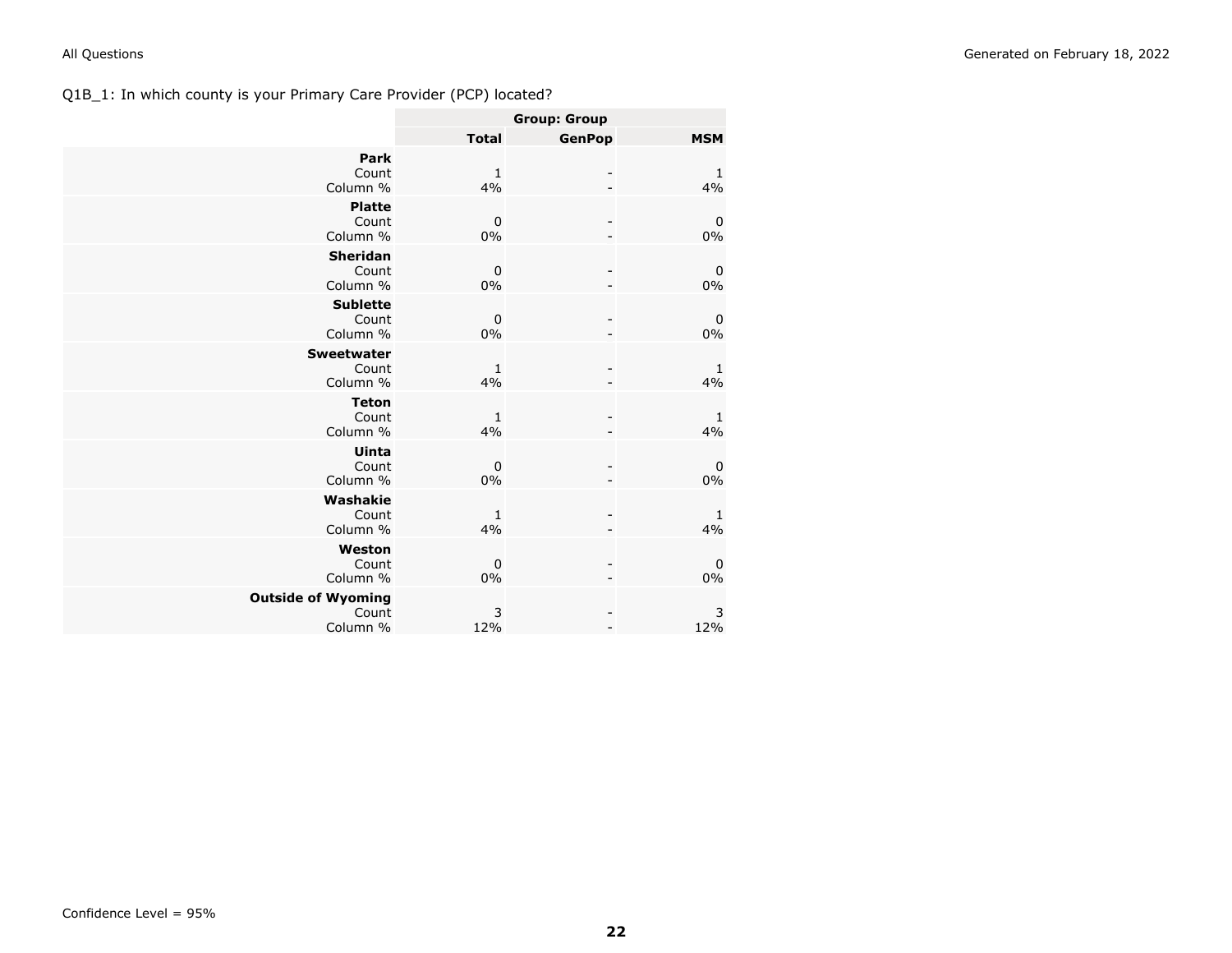Q1B_1: In which county is your Primary Care Provider (PCP) located?

| | Group: Group | | |
|---|---|---|---|
| | **Total** | **GenPop** | **MSM** |
| **Park** | | | |
| Count | 1 | - | 1 |
| Column % | 4% | - | 4% |
| **Platte** | | | |
| Count | 0 | - | 0 |
| Column % | 0% | - | 0% |
| **Sheridan** | | | |
| Count | 0 | - | 0 |
| Column % | 0% | - | 0% |
| **Sublette** | | | |
| Count | 0 | - | 0 |
| Column % | 0% | - | 0% |
| **Sweetwater** | | | |
| Count | 1 | - | 1 |
| Column % | 4% | - | 4% |
| **Teton** | | | |
| Count | 1 | - | 1 |
| Column % | 4% | - | 4% |
| **Uinta** | | | |
| Count | 0 | - | 0 |
| Column % | 0% | - | 0% |
| **Washakie** | | | |
| Count | 1 | - | 1 |
| Column % | 4% | - | 4% |
| **Weston** | | | |
| Count | 0 | - | 0 |
| Column % | 0% | - | 0% |
| **Outside of Wyoming** | | | |
| Count | 3 | - | 3 |
| Column % | 12% | - | 12% |

Confidence Level = 95%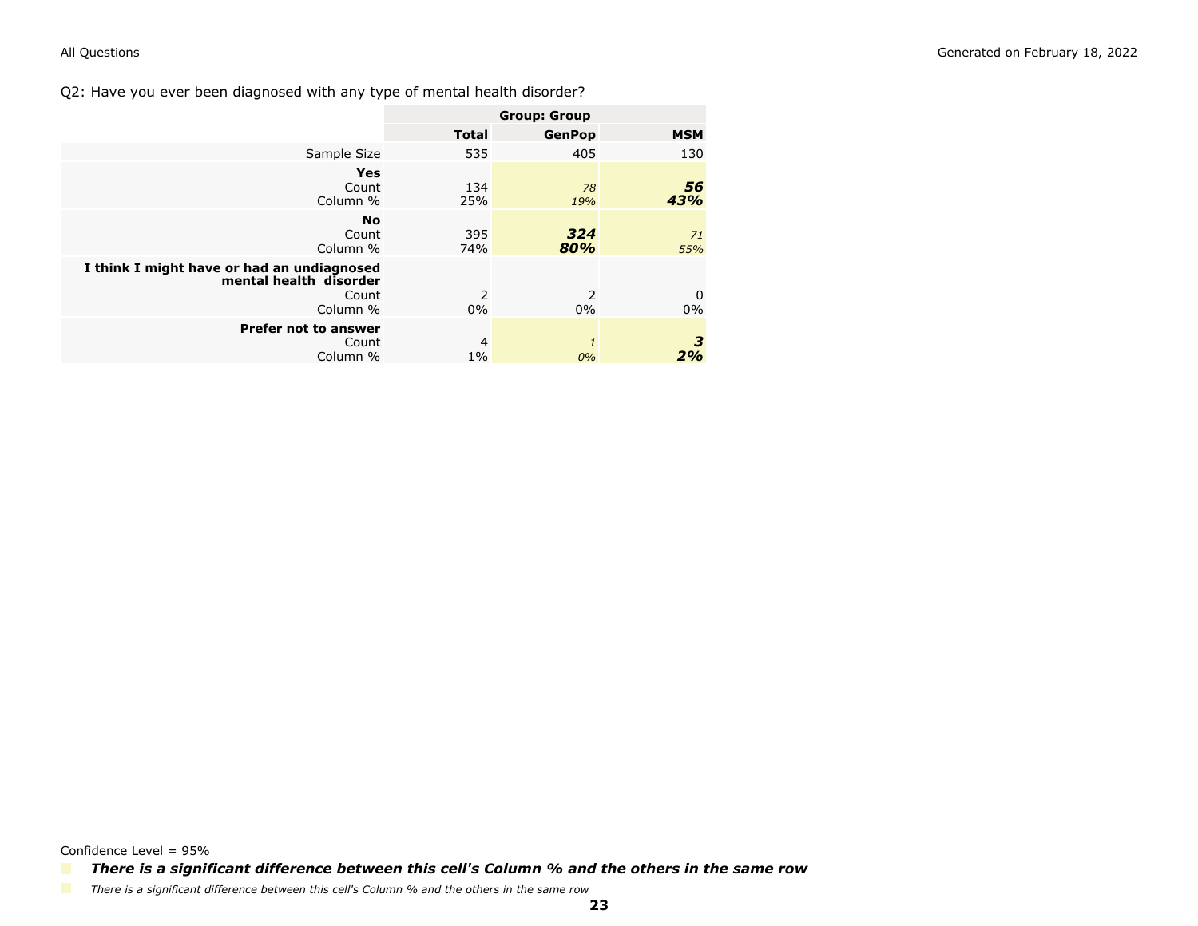Q2: Have you ever been diagnosed with any type of mental health disorder?

| | Group: Group | | |
|---|---|---|---|
| | **Total** | **GenPop** | **MSM** |
| Sample Size | 535 | 405 | 130 |
| **Yes** | | | |
| Count | 134 | *78* | ***56*** |
| Column % | 25% | *19%* | ***43%*** |
| **No** | | | |
| Count | 395 | ***324*** | *71* |
| Column % | 74% | ***80%*** | *55%* |
| **I think I might have or had an undiagnosed mental health disorder** | | | |
| Count | 2 | 2 | 0 |
| Column % | 0% | 0% | 0% |
| **Prefer not to answer** | | | |
| Count | 4 | *1* | ***3*** |
| Column % | 1% | *0%* | ***2%*** |

Confidence Level = 95%

***There is a significant difference between this cell's Column % and the others in the same row***

*There is a significant difference between this cell's Column % and the others in the same row*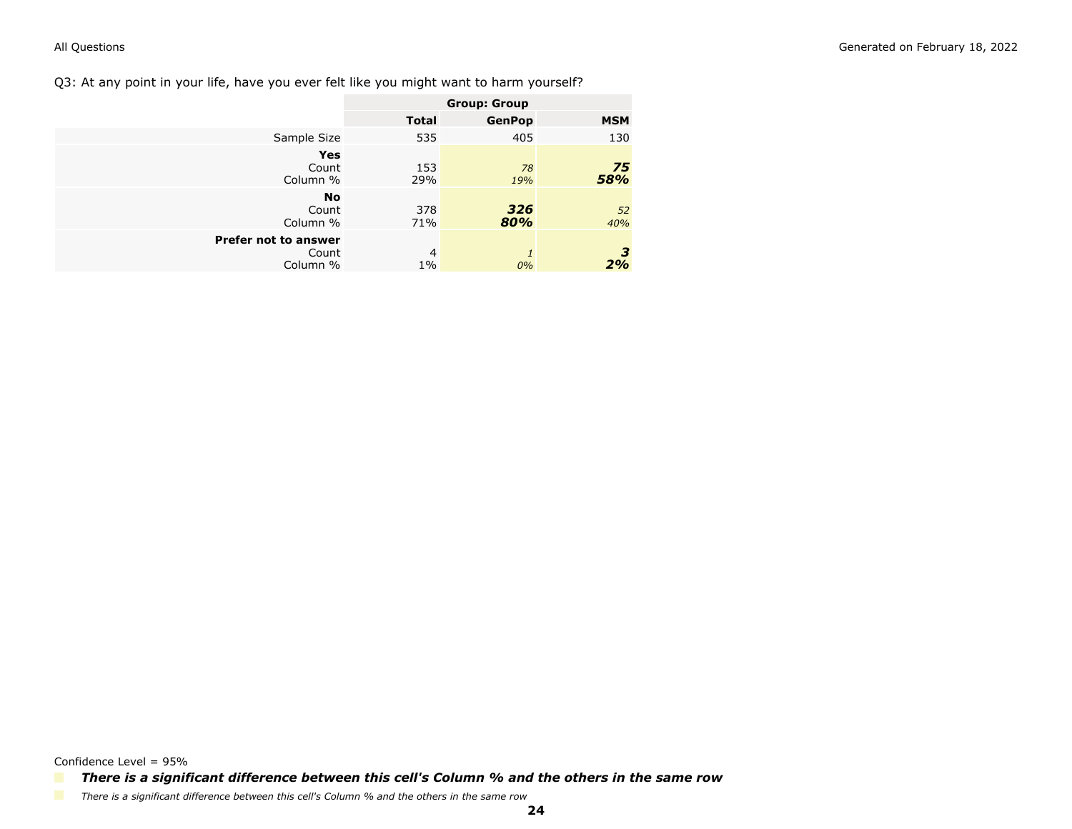Q3: At any point in your life, have you ever felt like you might want to harm yourself?

| | | Group: Group | |
|---|---|---|---|
| | **Total** | **GenPop** | **MSM** |
| Sample Size | 535 | 405 | 130 |
| **Yes** | | | |
| Count | 153 | *78* | ***75*** |
| Column % | 29% | *19%* | ***58%*** |
| **No** | | | |
| Count | 378 | ***326*** | *52* |
| Column % | 71% | ***80%*** | *40%* |
| **Prefer not to answer** | | | |
| Count | 4 | *1* | ***3*** |
| Column % | 1% | *0%* | ***2%*** |

Confidence Level = 95%

***There is a significant difference between this cell's Column % and the others in the same row***

*There is a significant difference between this cell's Column % and the others in the same row*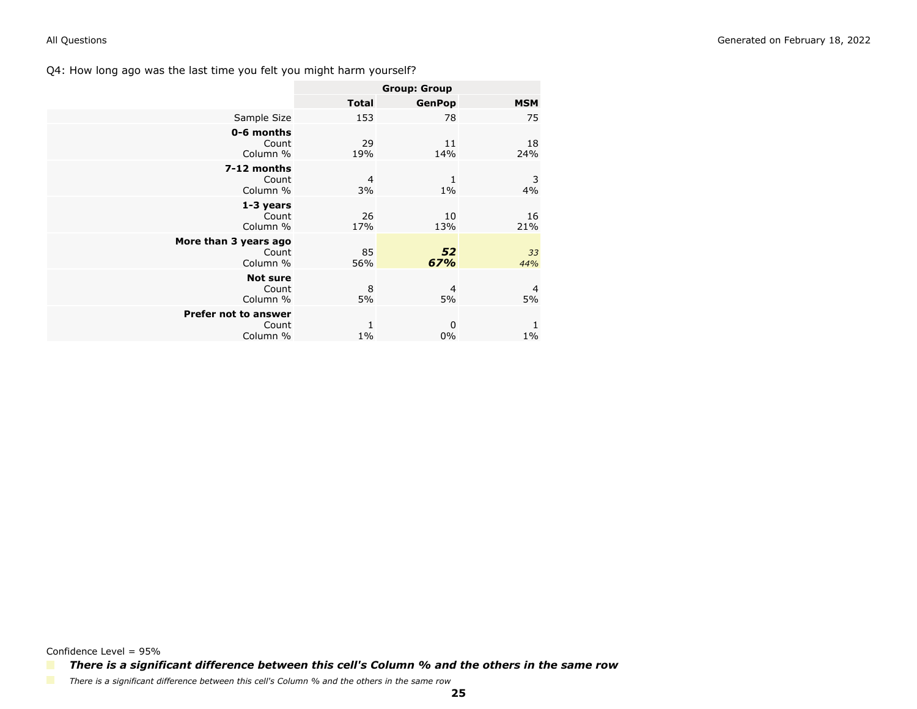Q4: How long ago was the last time you felt you might harm yourself?

| | Group: Group | | |
|---|---|---|---|
| | **Total** | **GenPop** | **MSM** |
| Sample Size | 153 | 78 | 75 |
| **0-6 months** | | | |
| Count | 29 | 11 | 18 |
| Column % | 19% | 14% | 24% |
| **7-12 months** | | | |
| Count | 4 | 1 | 3 |
| Column % | 3% | 1% | 4% |
| **1-3 years** | | | |
| Count | 26 | 10 | 16 |
| Column % | 17% | 13% | 21% |
| **More than 3 years ago** | | | |
| Count | 85 | ***52*** | *33* |
| Column % | 56% | ***67%*** | *44%* |
| **Not sure** | | | |
| Count | 8 | 4 | 4 |
| Column % | 5% | 5% | 5% |
| **Prefer not to answer** | | | |
| Count | 1 | 0 | 1 |
| Column % | 1% | 0% | 1% |

Confidence Level = 95%

***There is a significant difference between this cell's Column % and the others in the same row***

*There is a significant difference between this cell's Column % and the others in the same row*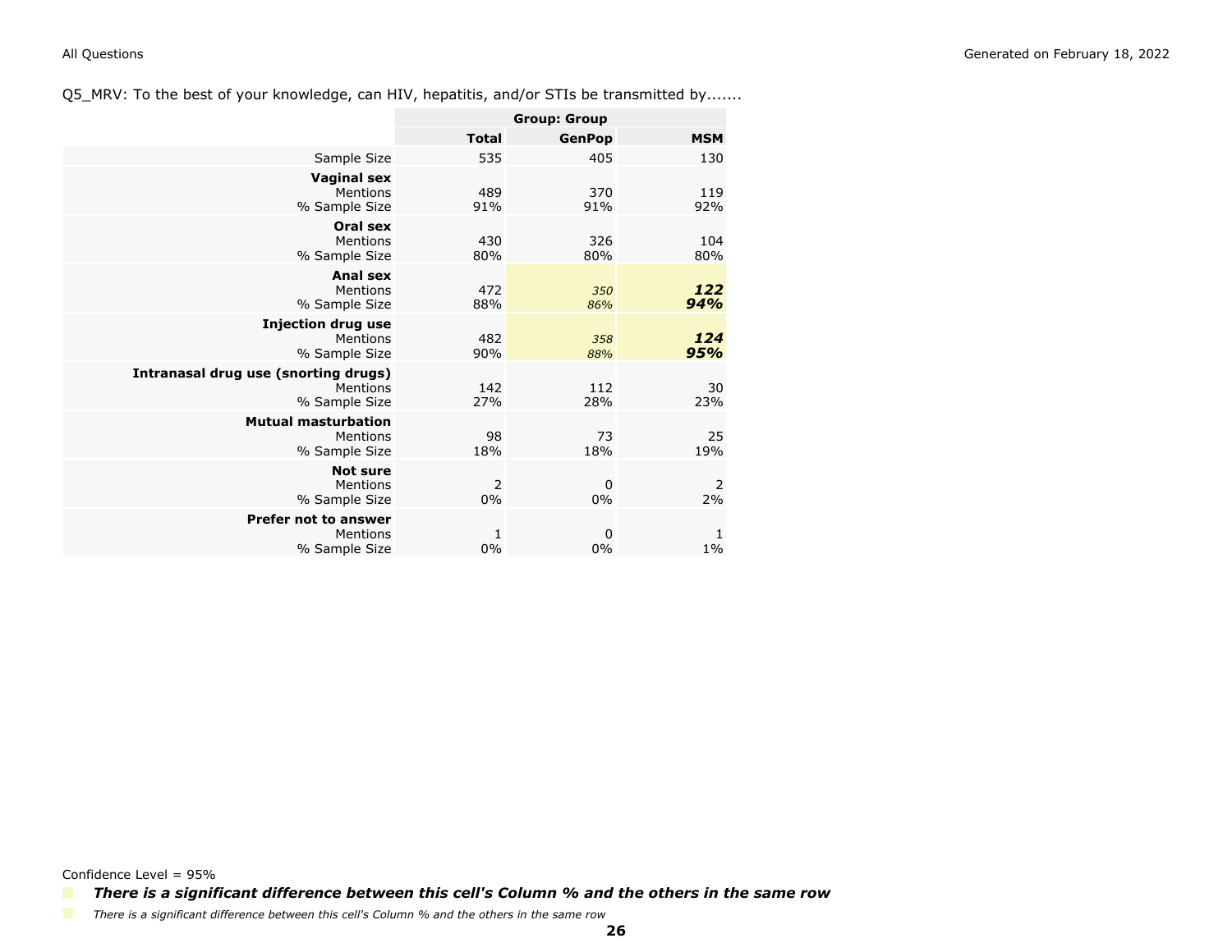Q5_MRV: To the best of your knowledge, can HIV, hepatitis, and/or STIs be transmitted by.......

| | Group: Group | | |
|---|---|---|---|
| | **Total** | **GenPop** | **MSM** |
| Sample Size | 535 | 405 | 130 |
| **Vaginal sex** | | | |
| Mentions | 489 | 370 | 119 |
| % Sample Size | 91% | 91% | 92% |
| **Oral sex** | | | |
| Mentions | 430 | 326 | 104 |
| % Sample Size | 80% | 80% | 80% |
| **Anal sex** | | | |
| Mentions | 472 | *350* | ***122*** |
| % Sample Size | 88% | *86%* | ***94%*** |
| **Injection drug use** | | | |
| Mentions | 482 | *358* | ***124*** |
| % Sample Size | 90% | *88%* | ***95%*** |
| **Intranasal drug use (snorting drugs)** | | | |
| Mentions | 142 | 112 | 30 |
| % Sample Size | 27% | 28% | 23% |
| **Mutual masturbation** | | | |
| Mentions | 98 | 73 | 25 |
| % Sample Size | 18% | 18% | 19% |
| **Not sure** | | | |
| Mentions | 2 | 0 | 2 |
| % Sample Size | 0% | 0% | 2% |
| **Prefer not to answer** | | | |
| Mentions | 1 | 0 | 1 |
| % Sample Size | 0% | 0% | 1% |

Confidence Level = 95%

***There is a significant difference between this cell's Column % and the others in the same row***

*There is a significant difference between this cell's Column % and the others in the same row*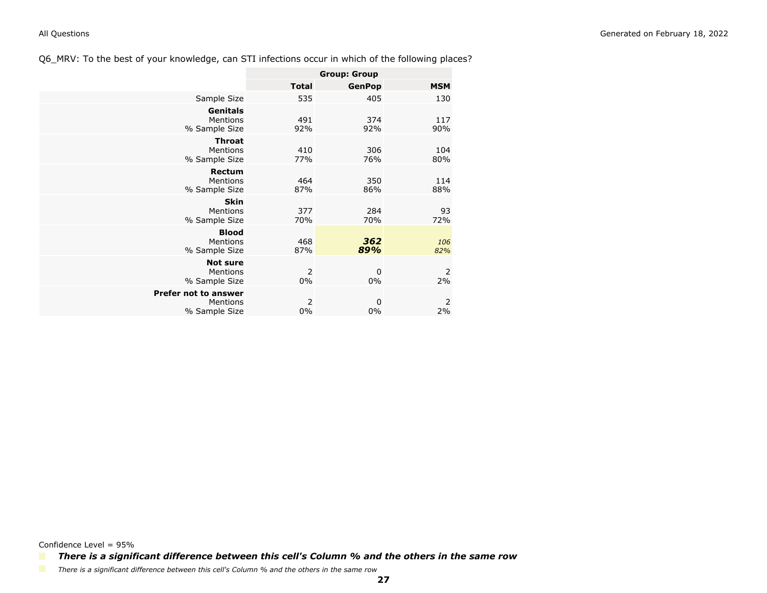Q6_MRV: To the best of your knowledge, can STI infections occur in which of the following places?

| | Group: Group | | |
|---|---|---|---|
| | **Total** | **GenPop** | **MSM** |
| Sample Size | 535 | 405 | 130 |
| **Genitals** | | | |
| Mentions | 491 | 374 | 117 |
| % Sample Size | 92% | 92% | 90% |
| **Throat** | | | |
| Mentions | 410 | 306 | 104 |
| % Sample Size | 77% | 76% | 80% |
| **Rectum** | | | |
| Mentions | 464 | 350 | 114 |
| % Sample Size | 87% | 86% | 88% |
| **Skin** | | | |
| Mentions | 377 | 284 | 93 |
| % Sample Size | 70% | 70% | 72% |
| **Blood** | | | |
| Mentions | 468 | ***362*** | *106* |
| % Sample Size | 87% | ***89%*** | *82%* |
| **Not sure** | | | |
| Mentions | 2 | 0 | 2 |
| % Sample Size | 0% | 0% | 2% |
| **Prefer not to answer** | | | |
| Mentions | 2 | 0 | 2 |
| % Sample Size | 0% | 0% | 2% |

Confidence Level = 95%

***There is a significant difference between this cell's Column % and the others in the same row***

*There is a significant difference between this cell's Column % and the others in the same row*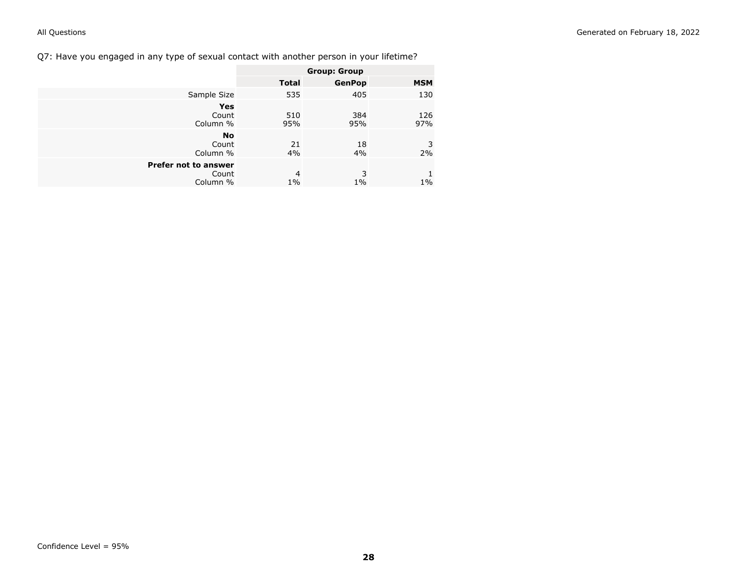Q7: Have you engaged in any type of sexual contact with another person in your lifetime?

| | Group: Group | | |
|---|---|---|---|
| | **Total** | **GenPop** | **MSM** |
| Sample Size | 535 | 405 | 130 |
| **Yes** | | | |
| Count | 510 | 384 | 126 |
| Column % | 95% | 95% | 97% |
| **No** | | | |
| Count | 21 | 18 | 3 |
| Column % | 4% | 4% | 2% |
| **Prefer not to answer** | | | |
| Count | 4 | 3 | 1 |
| Column % | 1% | 1% | 1% |

Confidence Level = 95%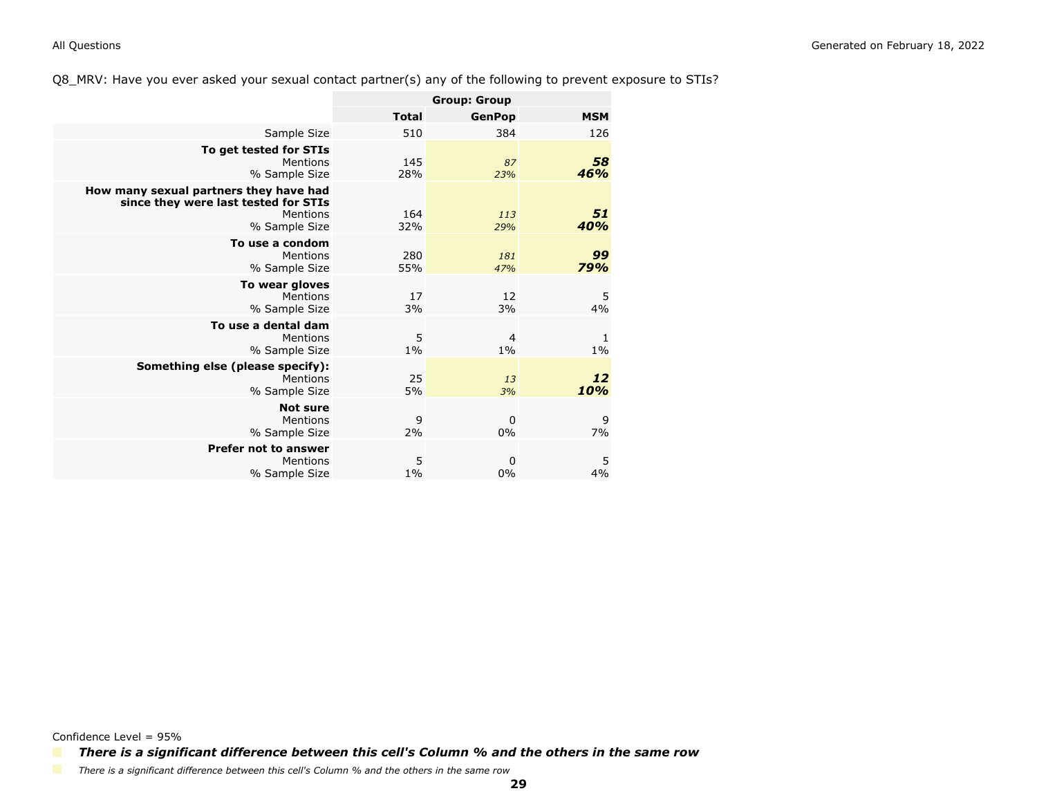Q8_MRV: Have you ever asked your sexual contact partner(s) any of the following to prevent exposure to STIs?

| | Group: Group | | |
|---|---|---|---|
| | **Total** | **GenPop** | **MSM** |
| Sample Size | 510 | 384 | 126 |
| **To get tested for STIs** | | | |
| Mentions | 145 | *87* | ***58*** |
| % Sample Size | 28% | *23%* | ***46%*** |
| **How many sexual partners they have had since they were last tested for STIs** | | | |
| Mentions | 164 | *113* | ***51*** |
| % Sample Size | 32% | *29%* | ***40%*** |
| **To use a condom** | | | |
| Mentions | 280 | *181* | ***99*** |
| % Sample Size | 55% | *47%* | ***79%*** |
| **To wear gloves** | | | |
| Mentions | 17 | 12 | 5 |
| % Sample Size | 3% | 3% | 4% |
| **To use a dental dam** | | | |
| Mentions | 5 | 4 | 1 |
| % Sample Size | 1% | 1% | 1% |
| **Something else (please specify):** | | | |
| Mentions | 25 | *13* | ***12*** |
| % Sample Size | 5% | *3%* | ***10%*** |
| **Not sure** | | | |
| Mentions | 9 | 0 | 9 |
| % Sample Size | 2% | 0% | 7% |
| **Prefer not to answer** | | | |
| Mentions | 5 | 0 | 5 |
| % Sample Size | 1% | 0% | 4% |

Confidence Level = 95%

***There is a significant difference between this cell's Column % and the others in the same row***

*There is a significant difference between this cell's Column % and the others in the same row*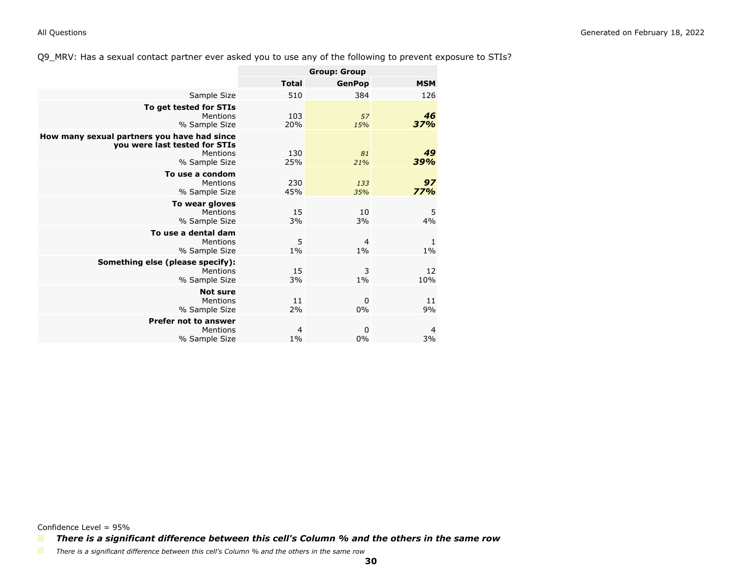Q9_MRV: Has a sexual contact partner ever asked you to use any of the following to prevent exposure to STIs?

| | Group: Group | | |
|---|---|---|---|
| | **Total** | **GenPop** | **MSM** |
| Sample Size | 510 | 384 | 126 |
| **To get tested for STIs** | | | |
| Mentions | 103 | *57* | ***46*** |
| % Sample Size | 20% | *15%* | ***37%*** |
| **How many sexual partners you have had since you were last tested for STIs** | | | |
| Mentions | 130 | *81* | ***49*** |
| % Sample Size | 25% | *21%* | ***39%*** |
| **To use a condom** | | | |
| Mentions | 230 | *133* | ***97*** |
| % Sample Size | 45% | *35%* | ***77%*** |
| **To wear gloves** | | | |
| Mentions | 15 | 10 | 5 |
| % Sample Size | 3% | 3% | 4% |
| **To use a dental dam** | | | |
| Mentions | 5 | 4 | 1 |
| % Sample Size | 1% | 1% | 1% |
| **Something else (please specify):** | | | |
| Mentions | 15 | 3 | 12 |
| % Sample Size | 3% | 1% | 10% |
| **Not sure** | | | |
| Mentions | 11 | 0 | 11 |
| % Sample Size | 2% | 0% | 9% |
| **Prefer not to answer** | | | |
| Mentions | 4 | 0 | 4 |
| % Sample Size | 1% | 0% | 3% |

Confidence Level = 95%

***There is a significant difference between this cell's Column % and the others in the same row***

*There is a significant difference between this cell's Column % and the others in the same row*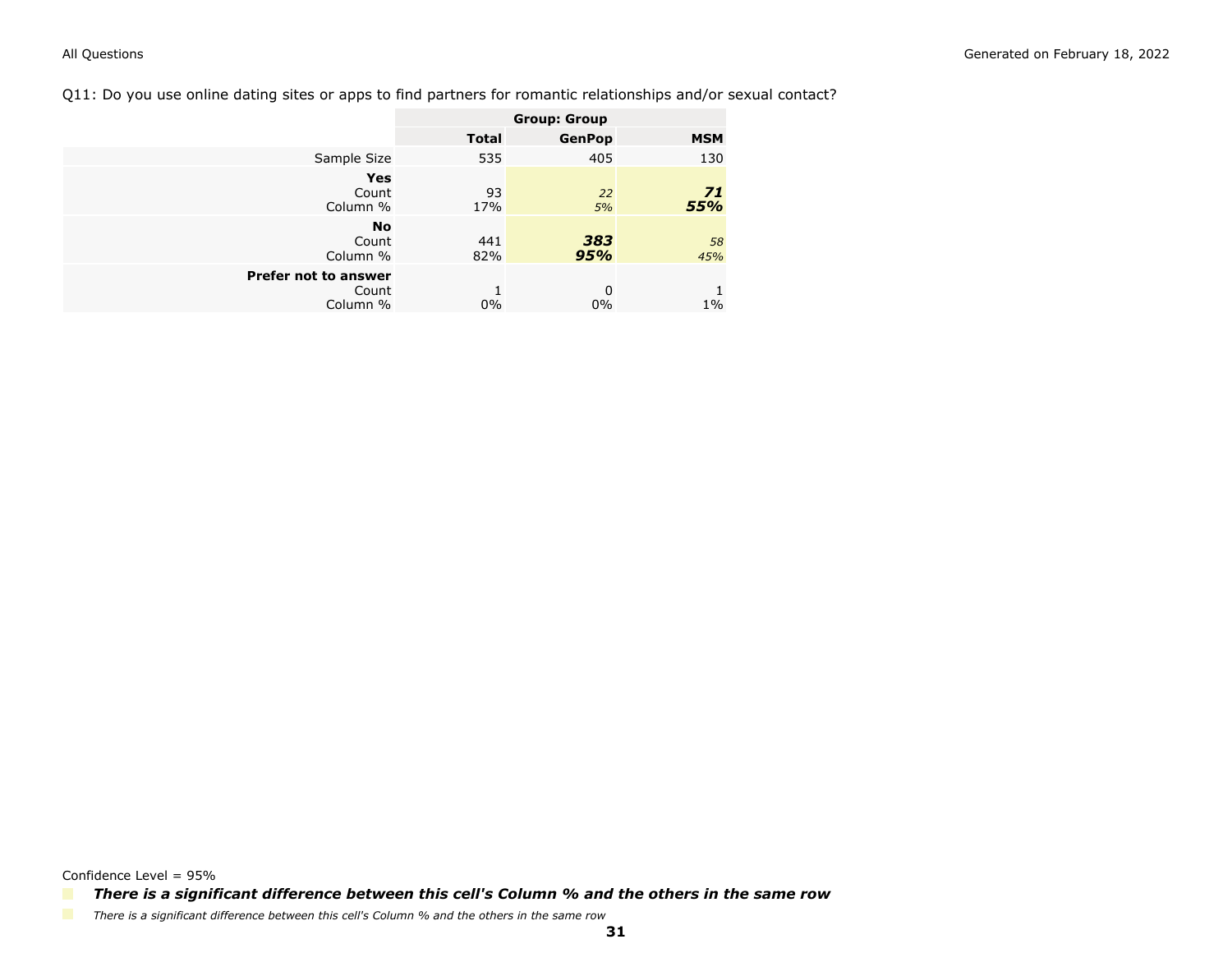Q11: Do you use online dating sites or apps to find partners for romantic relationships and/or sexual contact?

| | Group: Group | | |
|---|---|---|---|
| | **Total** | **GenPop** | **MSM** |
| Sample Size | 535 | 405 | 130 |
| **Yes** | | | |
| Count | 93 | *22* | ***71*** |
| Column % | 17% | *5%* | ***55%*** |
| **No** | | | |
| Count | 441 | ***383*** | *58* |
| Column % | 82% | ***95%*** | *45%* |
| **Prefer not to answer** | | | |
| Count | 1 | 0 | 1 |
| Column % | 0% | 0% | 1% |

Confidence Level = 95%

***There is a significant difference between this cell's Column % and the others in the same row***

*There is a significant difference between this cell's Column % and the others in the same row*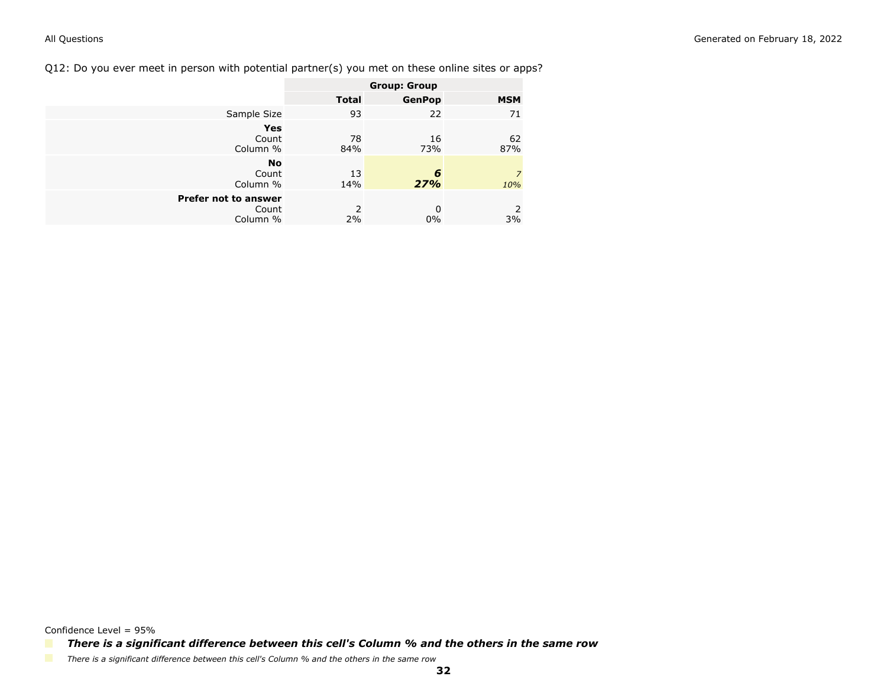Q12: Do you ever meet in person with potential partner(s) you met on these online sites or apps?

| | Group: Group | | |
|---|---|---|---|
| | **Total** | **GenPop** | **MSM** |
| Sample Size | 93 | 22 | 71 |
| **Yes** | | | |
| Count | 78 | 16 | 62 |
| Column % | 84% | 73% | 87% |
| **No** | | | |
| Count | 13 | ***6*** | *7* |
| Column % | 14% | ***27%*** | *10%* |
| **Prefer not to answer** | | | |
| Count | 2 | 0 | 2 |
| Column % | 2% | 0% | 3% |

Confidence Level = 95%

***There is a significant difference between this cell's Column % and the others in the same row***

*There is a significant difference between this cell's Column % and the others in the same row*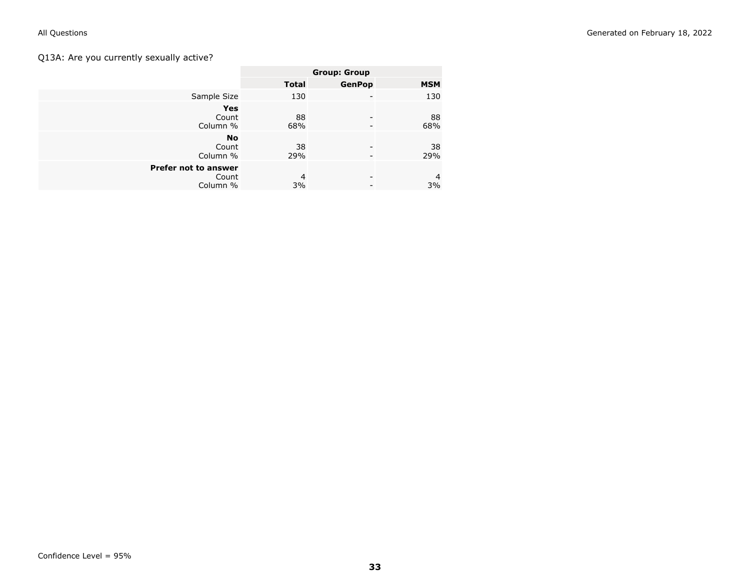Q13A: Are you currently sexually active?

| | Group: Group | | |
|---|---|---|---|
| | **Total** | **GenPop** | **MSM** |
| Sample Size | 130 | - | 130 |
| **Yes** | | | |
| Count | 88 | - | 88 |
| Column % | 68% | - | 68% |
| **No** | | | |
| Count | 38 | - | 38 |
| Column % | 29% | - | 29% |
| **Prefer not to answer** | | | |
| Count | 4 | - | 4 |
| Column % | 3% | - | 3% |

Confidence Level = 95%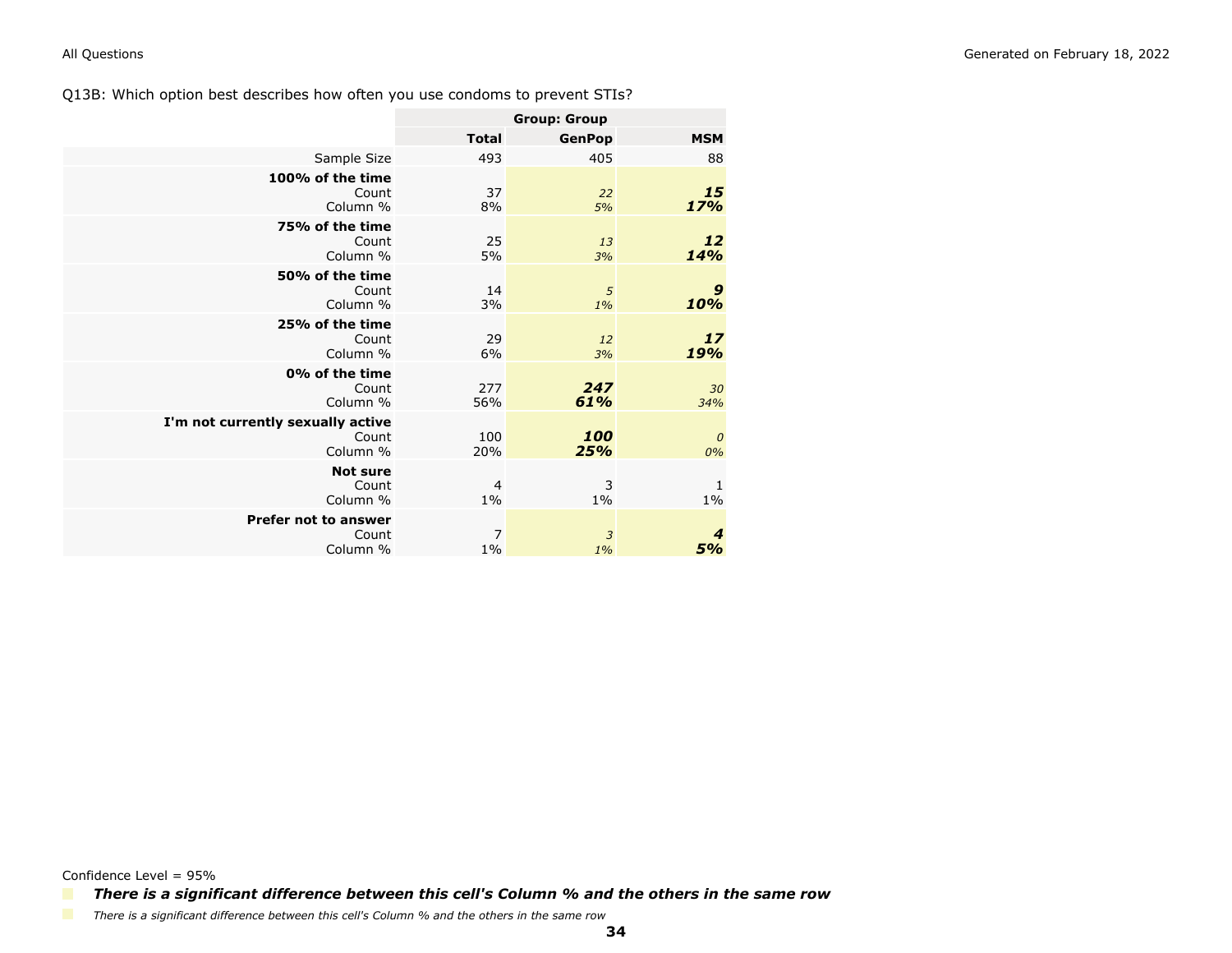Q13B: Which option best describes how often you use condoms to prevent STIs?

| | | Group: Group | |
|---|---|---|---|
| | **Total** | **GenPop** | **MSM** |
| Sample Size | 493 | 405 | 88 |
| **100% of the time** | | | |
| Count | 37 | *22* | ***15*** |
| Column % | 8% | *5%* | ***17%*** |
| **75% of the time** | | | |
| Count | 25 | *13* | ***12*** |
| Column % | 5% | *3%* | ***14%*** |
| **50% of the time** | | | |
| Count | 14 | *5* | ***9*** |
| Column % | 3% | *1%* | ***10%*** |
| **25% of the time** | | | |
| Count | 29 | *12* | ***17*** |
| Column % | 6% | *3%* | ***19%*** |
| **0% of the time** | | | |
| Count | 277 | ***247*** | *30* |
| Column % | 56% | ***61%*** | *34%* |
| **I'm not currently sexually active** | | | |
| Count | 100 | ***100*** | *0* |
| Column % | 20% | ***25%*** | *0%* |
| **Not sure** | | | |
| Count | 4 | 3 | 1 |
| Column % | 1% | 1% | 1% |
| **Prefer not to answer** | | | |
| Count | 7 | *3* | ***4*** |
| Column % | 1% | *1%* | ***5%*** |

Confidence Level = 95%

***There is a significant difference between this cell's Column % and the others in the same row***

*There is a significant difference between this cell's Column % and the others in the same row*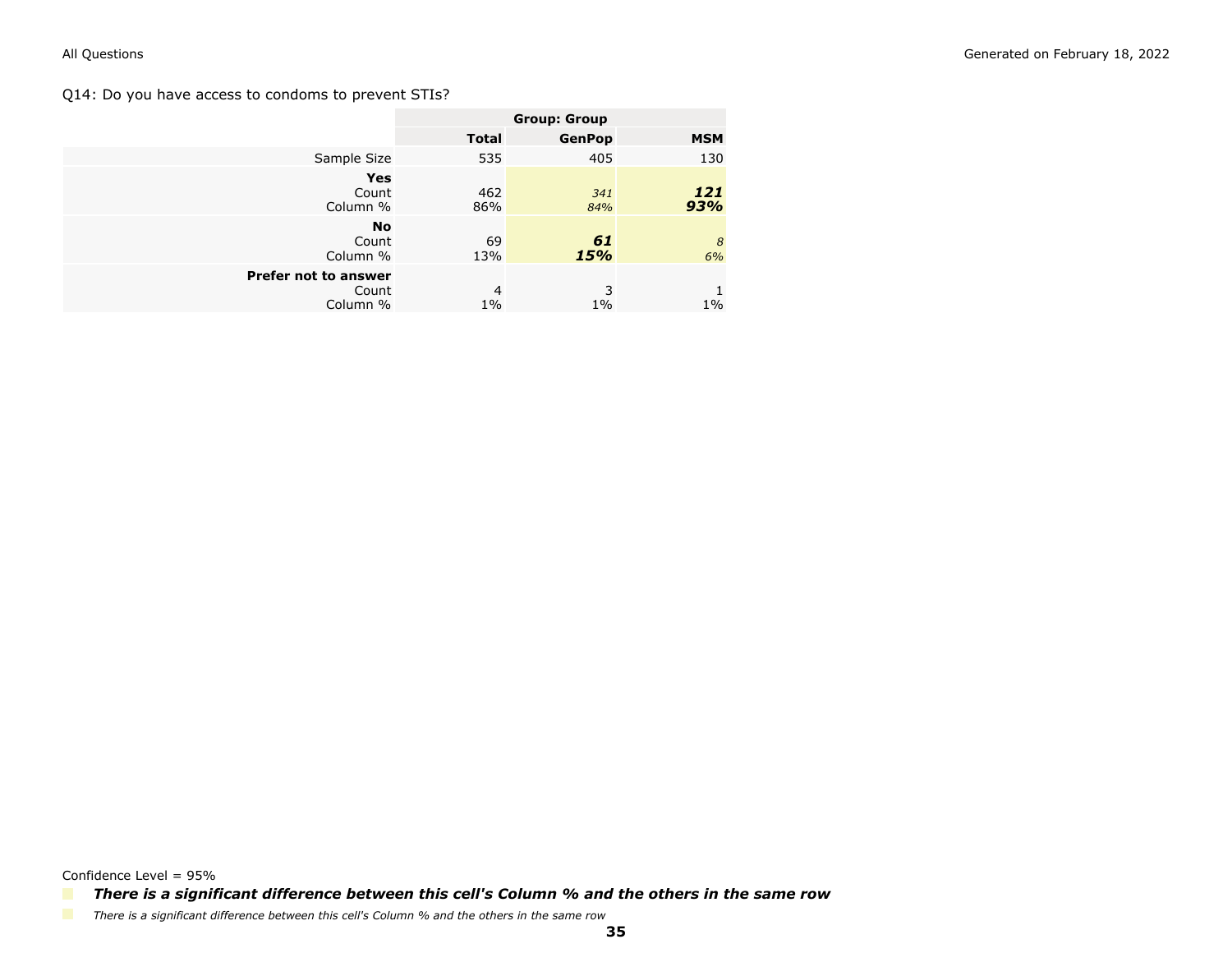Q14: Do you have access to condoms to prevent STIs?

| | Group: Group | | |
|---|---|---|---|
| | **Total** | **GenPop** | **MSM** |
| Sample Size | 535 | 405 | 130 |
| **Yes** | | | |
| Count | 462 | *341* | ***121*** |
| Column % | 86% | *84%* | ***93%*** |
| **No** | | | |
| Count | 69 | ***61*** | *8* |
| Column % | 13% | ***15%*** | *6%* |
| **Prefer not to answer** | | | |
| Count | 4 | 3 | 1 |
| Column % | 1% | 1% | 1% |

Confidence Level = 95%

***There is a significant difference between this cell's Column % and the others in the same row***

*There is a significant difference between this cell's Column % and the others in the same row*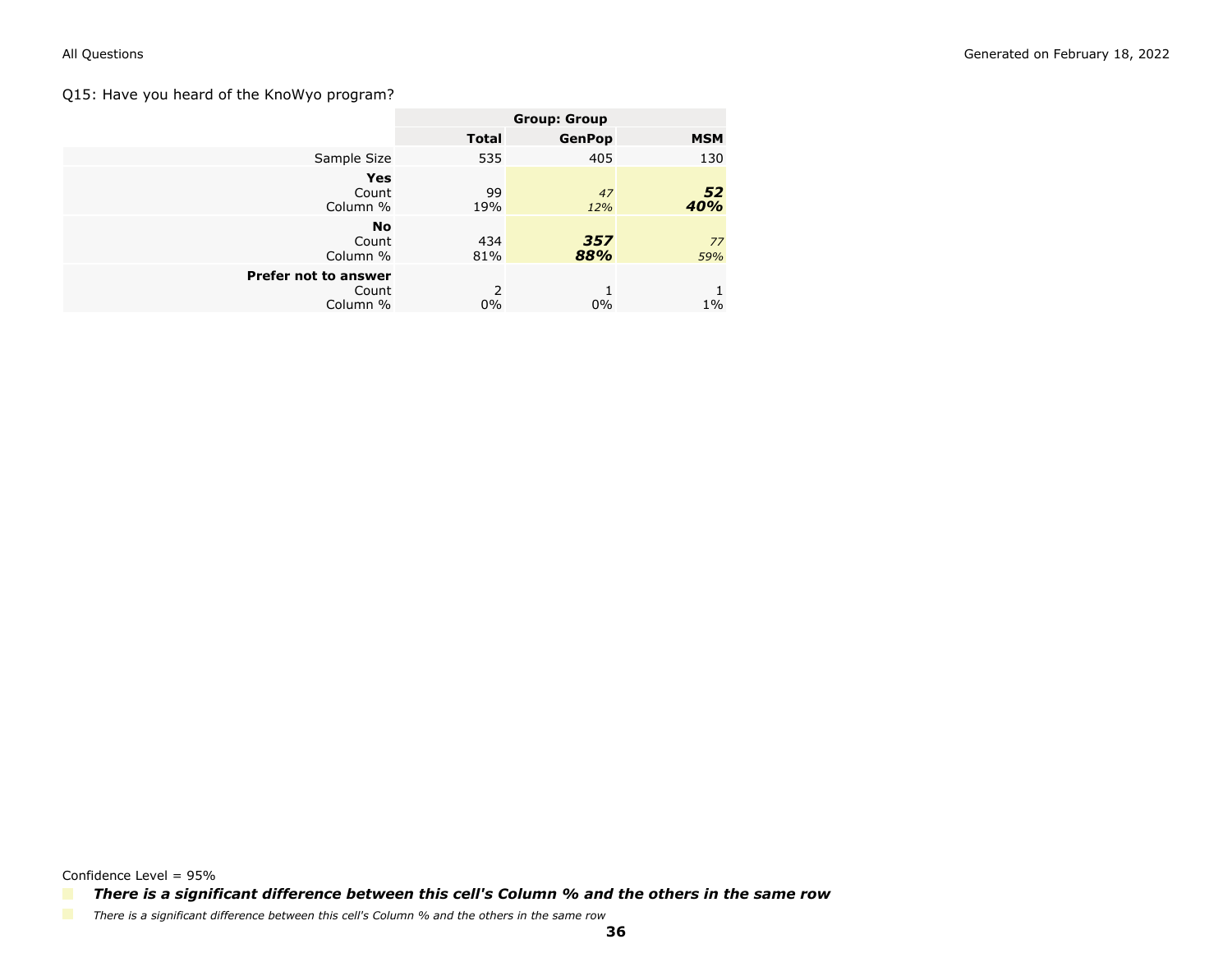## Q15: Have you heard of the KnoWyo program?

| | Group: Group | | |
|---|---|---|---|
| | **Total** | **GenPop** | **MSM** |
| Sample Size | 535 | 405 | 130 |
| **Yes** | | | |
| Count | 99 | *47* | ***52*** |
| Column % | 19% | *12%* | ***40%*** |
| **No** | | | |
| Count | 434 | ***357*** | *77* |
| Column % | 81% | ***88%*** | *59%* |
| **Prefer not to answer** | | | |
| Count | 2 | 1 | 1 |
| Column % | 0% | 0% | 1% |

Confidence Level = 95%

***There is a significant difference between this cell's Column % and the others in the same row***

*There is a significant difference between this cell's Column % and the others in the same row*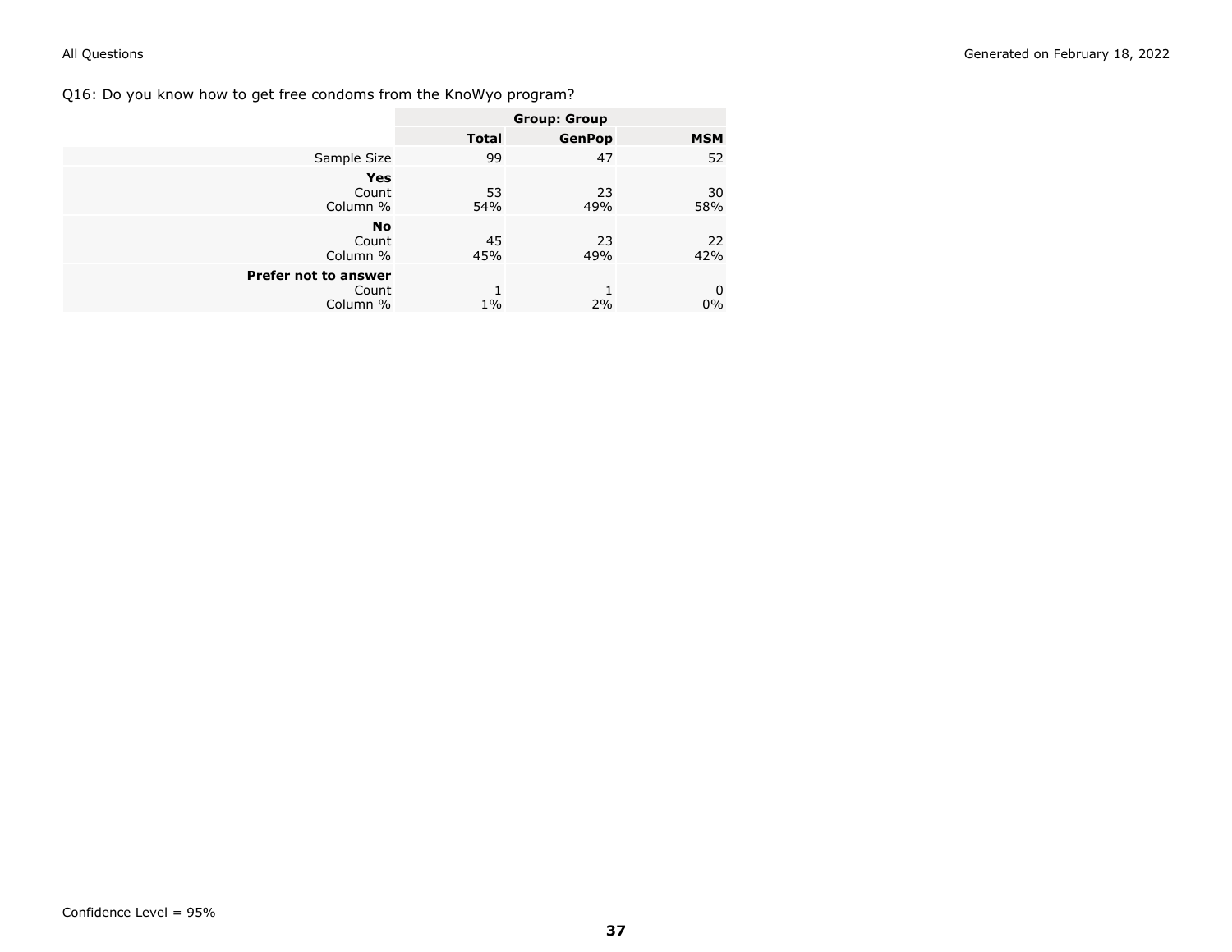Q16: Do you know how to get free condoms from the KnoWyo program?

| | Group: Group | | |
|---|---|---|---|
| | **Total** | **GenPop** | **MSM** |
| Sample Size | 99 | 47 | 52 |
| **Yes** | | | |
| Count | 53 | 23 | 30 |
| Column % | 54% | 49% | 58% |
| **No** | | | |
| Count | 45 | 23 | 22 |
| Column % | 45% | 49% | 42% |
| **Prefer not to answer** | | | |
| Count | 1 | 1 | 0 |
| Column % | 1% | 2% | 0% |

Confidence Level = 95%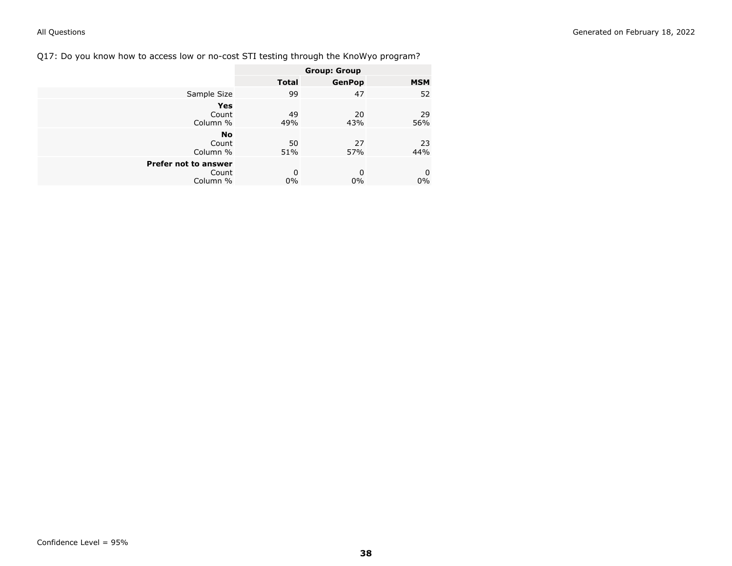Q17: Do you know how to access low or no-cost STI testing through the KnoWyo program?

| | Group: Group | | |
|---|---|---|---|
| | **Total** | **GenPop** | **MSM** |
| Sample Size | 99 | 47 | 52 |
| **Yes** | | | |
| Count | 49 | 20 | 29 |
| Column % | 49% | 43% | 56% |
| **No** | | | |
| Count | 50 | 27 | 23 |
| Column % | 51% | 57% | 44% |
| **Prefer not to answer** | | | |
| Count | 0 | 0 | 0 |
| Column % | 0% | 0% | 0% |

Confidence Level = 95%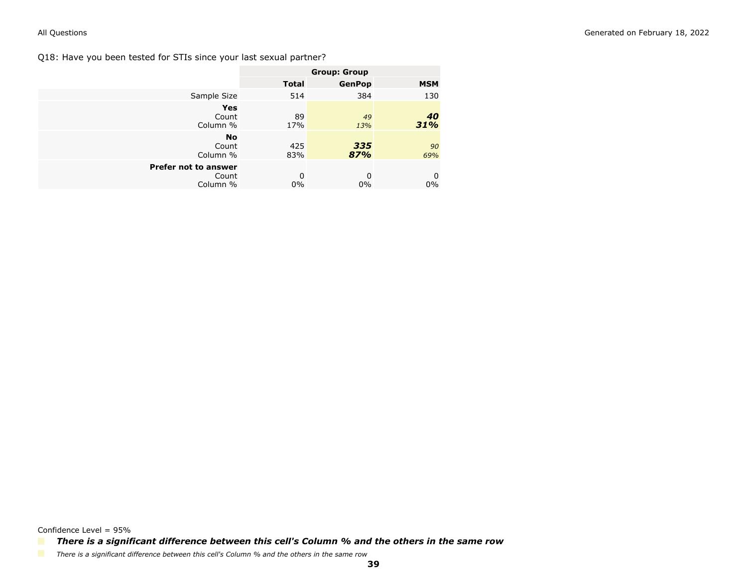Q18: Have you been tested for STIs since your last sexual partner?

| | Group: Group | | |
|---|---|---|---|
| | **Total** | **GenPop** | **MSM** |
| Sample Size | 514 | 384 | 130 |
| **Yes** | | | |
| Count | 89 | *49* | ***40*** |
| Column % | 17% | *13%* | ***31%*** |
| **No** | | | |
| Count | 425 | ***335*** | *90* |
| Column % | 83% | ***87%*** | *69%* |
| **Prefer not to answer** | | | |
| Count | 0 | 0 | 0 |
| Column % | 0% | 0% | 0% |

Confidence Level = 95%

***There is a significant difference between this cell's Column % and the others in the same row***

*There is a significant difference between this cell's Column % and the others in the same row*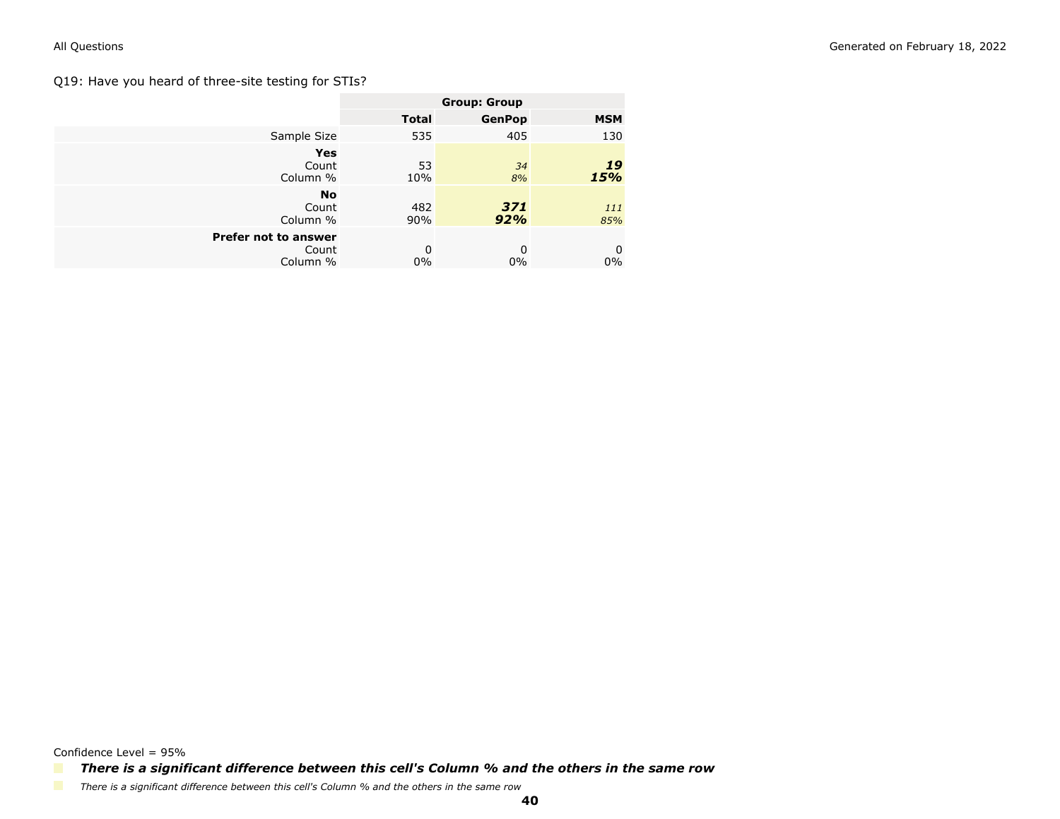Q19: Have you heard of three-site testing for STIs?

| | Group: Group | | |
|---|---|---|---|
| | **Total** | **GenPop** | **MSM** |
| Sample Size | 535 | 405 | 130 |
| **Yes** | | | |
| Count | 53 | *34* | ***19*** |
| Column % | 10% | *8%* | ***15%*** |
| **No** | | | |
| Count | 482 | ***371*** | *111* |
| Column % | 90% | ***92%*** | *85%* |
| **Prefer not to answer** | | | |
| Count | 0 | 0 | 0 |
| Column % | 0% | 0% | 0% |

Confidence Level = 95%

***There is a significant difference between this cell's Column % and the others in the same row***

*There is a significant difference between this cell's Column % and the others in the same row*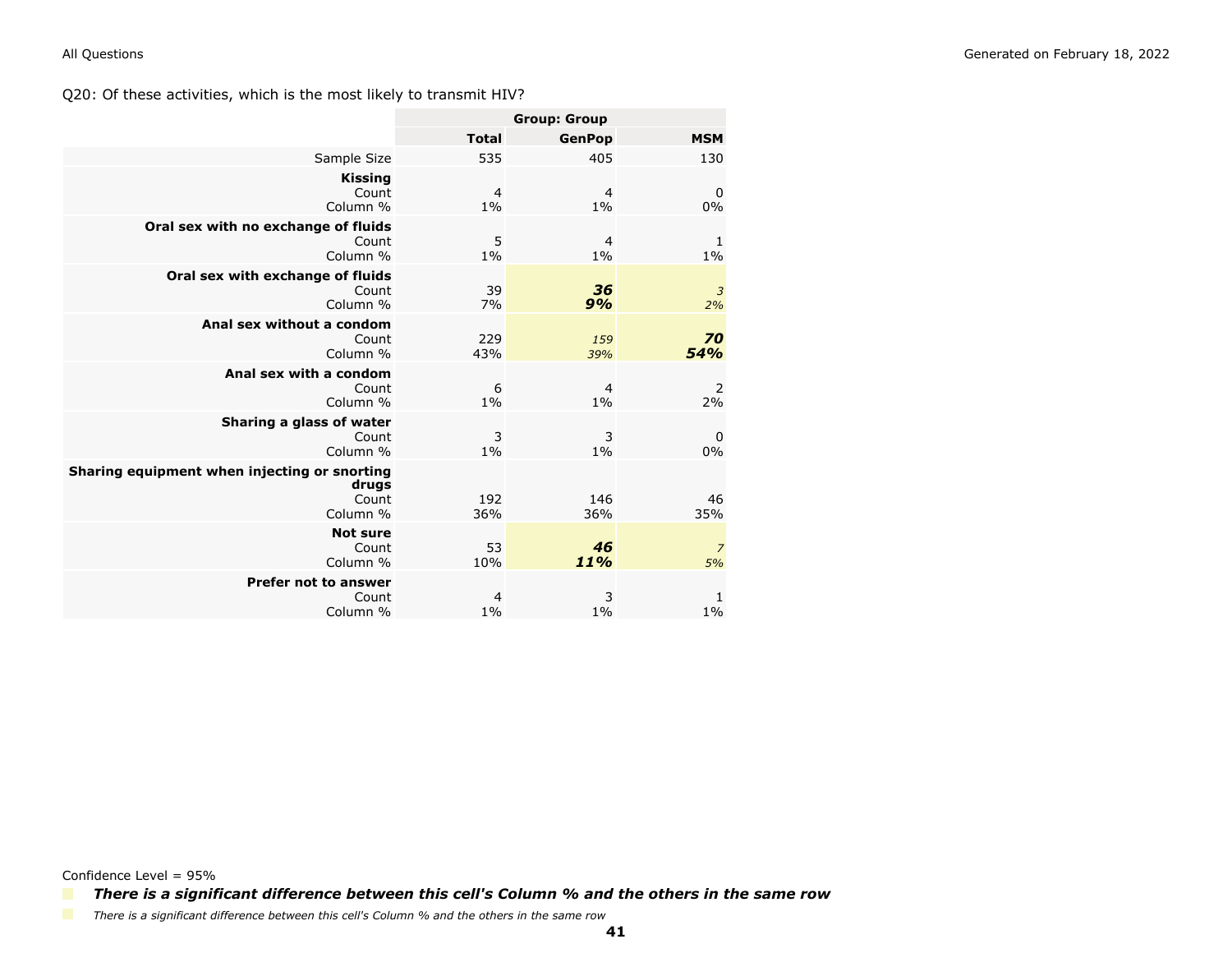Q20: Of these activities, which is the most likely to transmit HIV?

| | Group: Group | | |
|---|---|---|---|
| | **Total** | **GenPop** | **MSM** |
| Sample Size | 535 | 405 | 130 |
| **Kissing** | | | |
| Count | 4 | 4 | 0 |
| Column % | 1% | 1% | 0% |
| **Oral sex with no exchange of fluids** | | | |
| Count | 5 | 4 | 1 |
| Column % | 1% | 1% | 1% |
| **Oral sex with exchange of fluids** | | | |
| Count | 39 | ***36*** | *3* |
| Column % | 7% | ***9%*** | *2%* |
| **Anal sex without a condom** | | | |
| Count | 229 | *159* | ***70*** |
| Column % | 43% | *39%* | ***54%*** |
| **Anal sex with a condom** | | | |
| Count | 6 | 4 | 2 |
| Column % | 1% | 1% | 2% |
| **Sharing a glass of water** | | | |
| Count | 3 | 3 | 0 |
| Column % | 1% | 1% | 0% |
| **Sharing equipment when injecting or snorting drugs** | | | |
| Count | 192 | 146 | 46 |
| Column % | 36% | 36% | 35% |
| **Not sure** | | | |
| Count | 53 | ***46*** | *7* |
| Column % | 10% | ***11%*** | *5%* |
| **Prefer not to answer** | | | |
| Count | 4 | 3 | 1 |
| Column % | 1% | 1% | 1% |

Confidence Level = 95%

***There is a significant difference between this cell's Column % and the others in the same row***

*There is a significant difference between this cell's Column % and the others in the same row*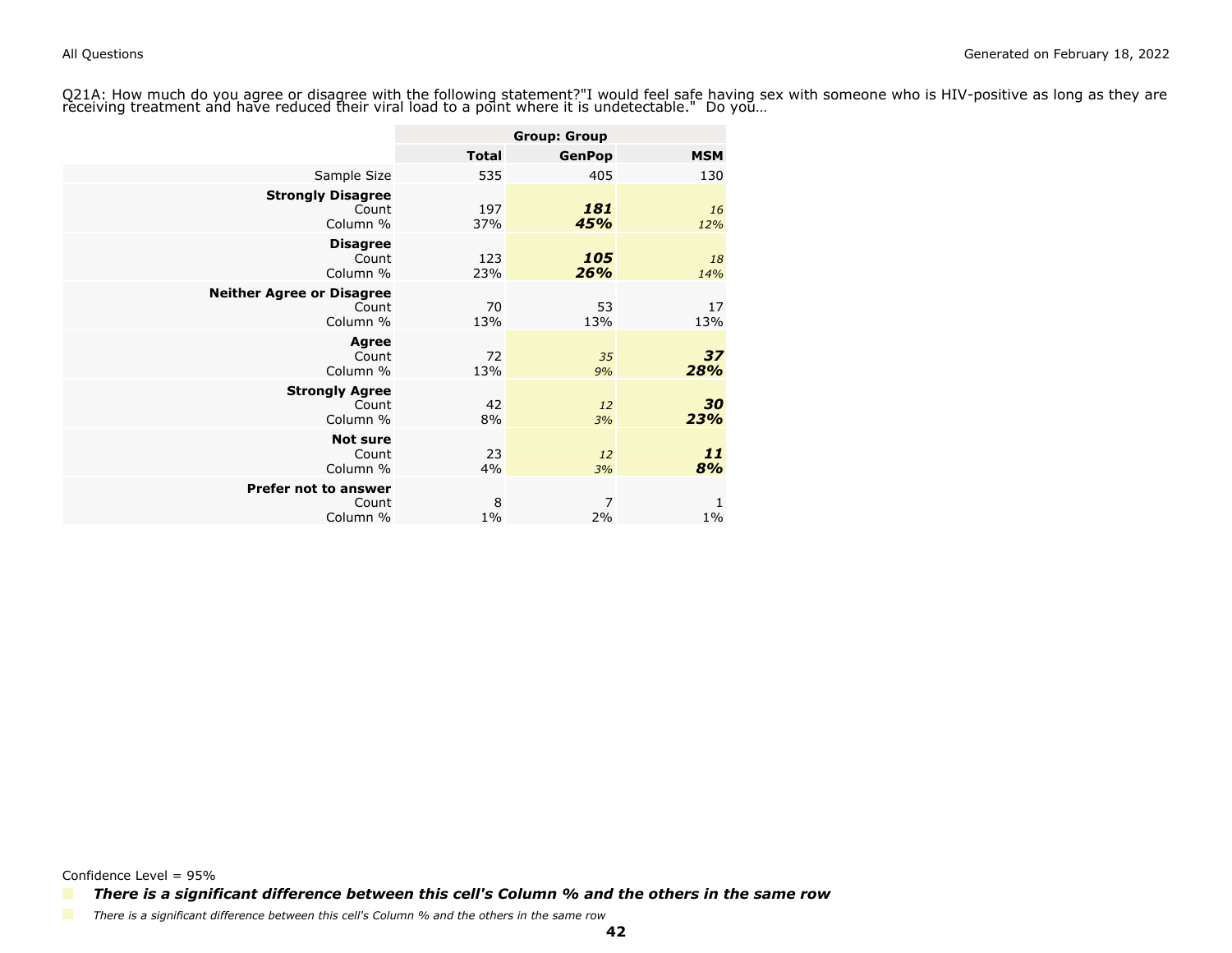Q21A: How much do you agree or disagree with the following statement?"I would feel safe having sex with someone who is HIV-positive as long as they are receiving treatment and have reduced their viral load to a point where it is undetectable." Do you…

| | Group: Group | | |
|---|---|---|---|
| | **Total** | **GenPop** | **MSM** |
| Sample Size | 535 | 405 | 130 |
| **Strongly Disagree** | | | |
| Count | 197 | ***181*** | *16* |
| Column % | 37% | ***45%*** | *12%* |
| **Disagree** | | | |
| Count | 123 | ***105*** | *18* |
| Column % | 23% | ***26%*** | *14%* |
| **Neither Agree or Disagree** | | | |
| Count | 70 | 53 | 17 |
| Column % | 13% | 13% | 13% |
| **Agree** | | | |
| Count | 72 | *35* | ***37*** |
| Column % | 13% | *9%* | ***28%*** |
| **Strongly Agree** | | | |
| Count | 42 | *12* | ***30*** |
| Column % | 8% | *3%* | ***23%*** |
| **Not sure** | | | |
| Count | 23 | *12* | ***11*** |
| Column % | 4% | *3%* | ***8%*** |
| **Prefer not to answer** | | | |
| Count | 8 | 7 | 1 |
| Column % | 1% | 2% | 1% |

Confidence Level = 95%

***There is a significant difference between this cell's Column % and the others in the same row***

*There is a significant difference between this cell's Column % and the others in the same row*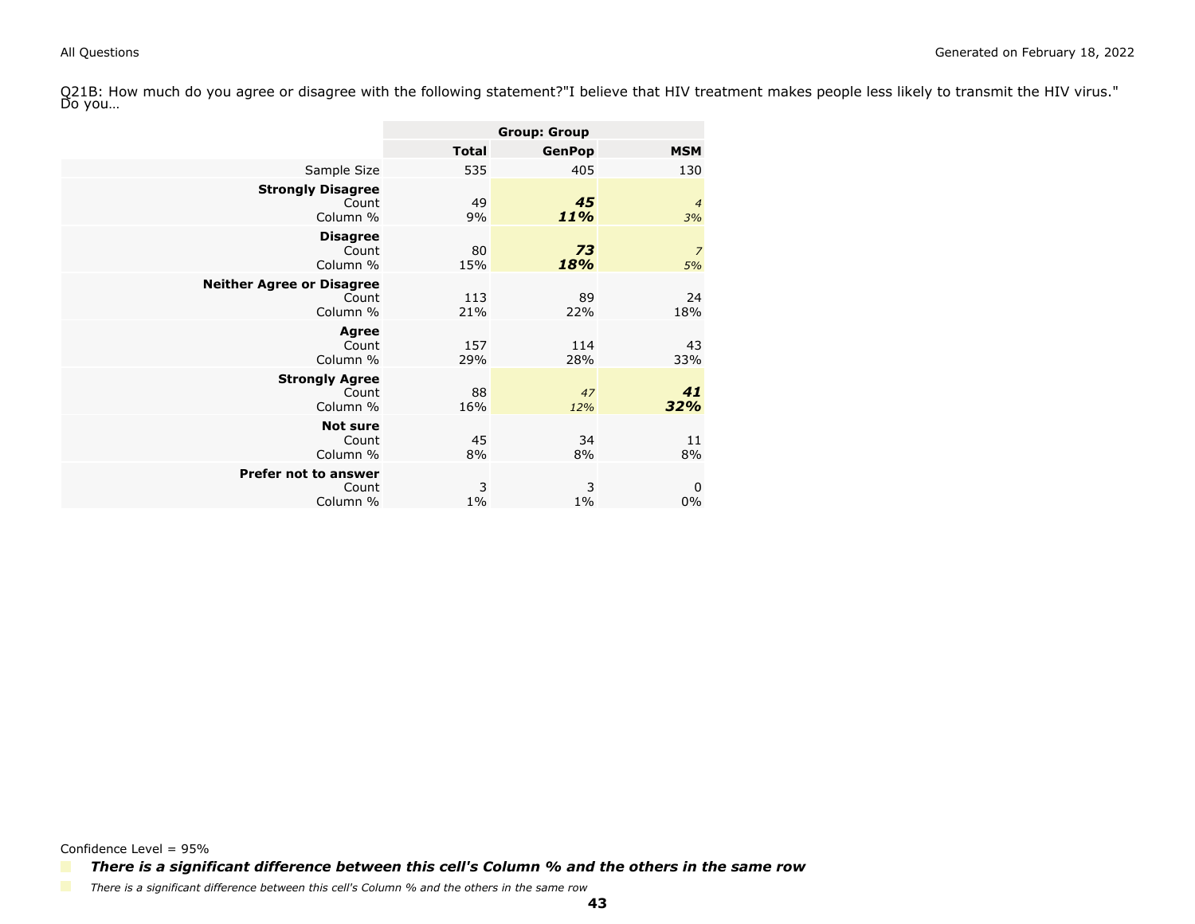Q21B: How much do you agree or disagree with the following statement?"I believe that HIV treatment makes people less likely to transmit the HIV virus." Do you…

| | Group: Group | | |
|---|---|---|---|
| | **Total** | **GenPop** | **MSM** |
| Sample Size | 535 | 405 | 130 |
| **Strongly Disagree** | | | |
| Count | 49 | ***45*** | *4* |
| Column % | 9% | ***11%*** | *3%* |
| **Disagree** | | | |
| Count | 80 | ***73*** | *7* |
| Column % | 15% | ***18%*** | *5%* |
| **Neither Agree or Disagree** | | | |
| Count | 113 | 89 | 24 |
| Column % | 21% | 22% | 18% |
| **Agree** | | | |
| Count | 157 | 114 | 43 |
| Column % | 29% | 28% | 33% |
| **Strongly Agree** | | | |
| Count | 88 | *47* | ***41*** |
| Column % | 16% | *12%* | ***32%*** |
| **Not sure** | | | |
| Count | 45 | 34 | 11 |
| Column % | 8% | 8% | 8% |
| **Prefer not to answer** | | | |
| Count | 3 | 3 | 0 |
| Column % | 1% | 1% | 0% |

Confidence Level = 95%

***There is a significant difference between this cell's Column % and the others in the same row***

*There is a significant difference between this cell's Column % and the others in the same row*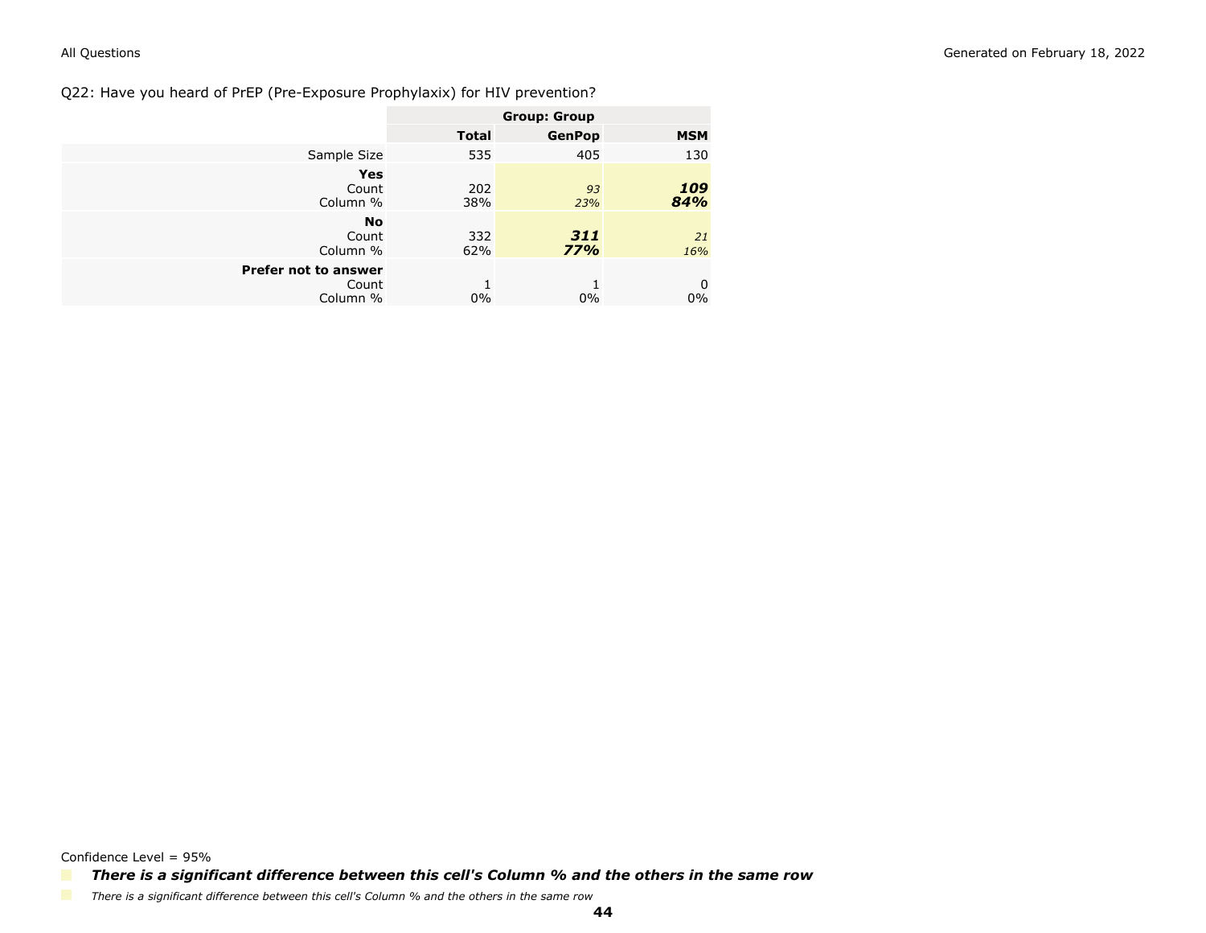Q22: Have you heard of PrEP (Pre-Exposure Prophylaxix) for HIV prevention?

| | Group: Group | | |
|---|---|---|---|
| | **Total** | **GenPop** | **MSM** |
| Sample Size | 535 | 405 | 130 |
| **Yes** | | | |
| Count | 202 | *93* | ***109*** |
| Column % | 38% | *23%* | ***84%*** |
| **No** | | | |
| Count | 332 | ***311*** | *21* |
| Column % | 62% | ***77%*** | *16%* |
| **Prefer not to answer** | | | |
| Count | 1 | 1 | 0 |
| Column % | 0% | 0% | 0% |

Confidence Level = 95%

***There is a significant difference between this cell's Column % and the others in the same row***

*There is a significant difference between this cell's Column % and the others in the same row*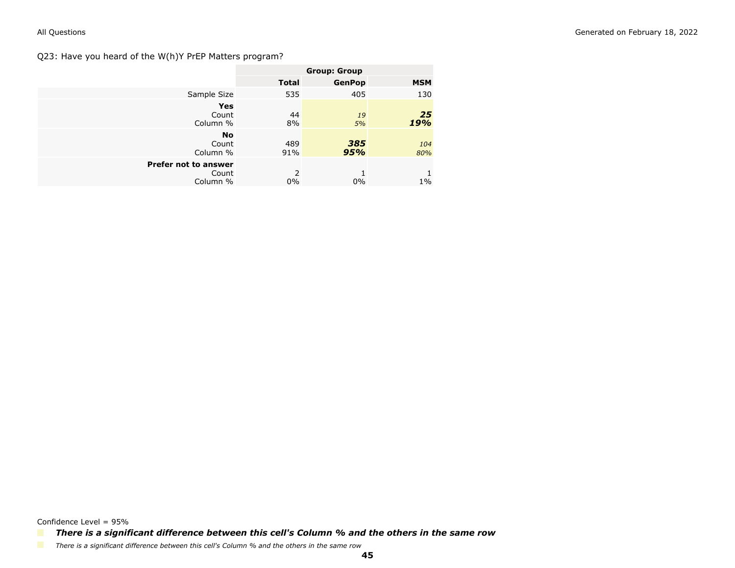Q23: Have you heard of the W(h)Y PrEP Matters program?

| | Group: Group | | |
|---|---|---|---|
| | **Total** | **GenPop** | **MSM** |
| Sample Size | 535 | 405 | 130 |
| **Yes** | | | |
| Count | 44 | *19* | ***25*** |
| Column % | 8% | *5%* | ***19%*** |
| **No** | | | |
| Count | 489 | ***385*** | *104* |
| Column % | 91% | ***95%*** | *80%* |
| **Prefer not to answer** | | | |
| Count | 2 | 1 | 1 |
| Column % | 0% | 0% | 1% |

Confidence Level = 95%

***There is a significant difference between this cell's Column % and the others in the same row***

*There is a significant difference between this cell's Column % and the others in the same row*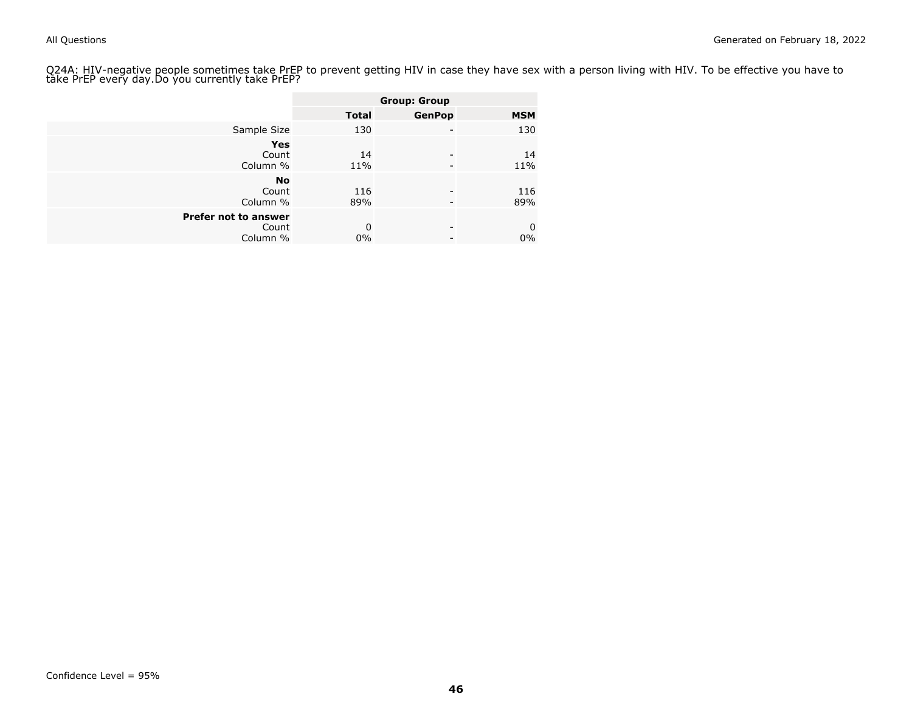Q24A: HIV-negative people sometimes take PrEP to prevent getting HIV in case they have sex with a person living with HIV. To be effective you have to take PrEP every day.Do you currently take PrEP?

| | Group: Group | | |
|---|---|---|---|
| | **Total** | **GenPop** | **MSM** |
| Sample Size | 130 | - | 130 |
| **Yes** | | | |
| Count | 14 | - | 14 |
| Column % | 11% | - | 11% |
| **No** | | | |
| Count | 116 | - | 116 |
| Column % | 89% | - | 89% |
| **Prefer not to answer** | | | |
| Count | 0 | - | 0 |
| Column % | 0% | - | 0% |

Confidence Level = 95%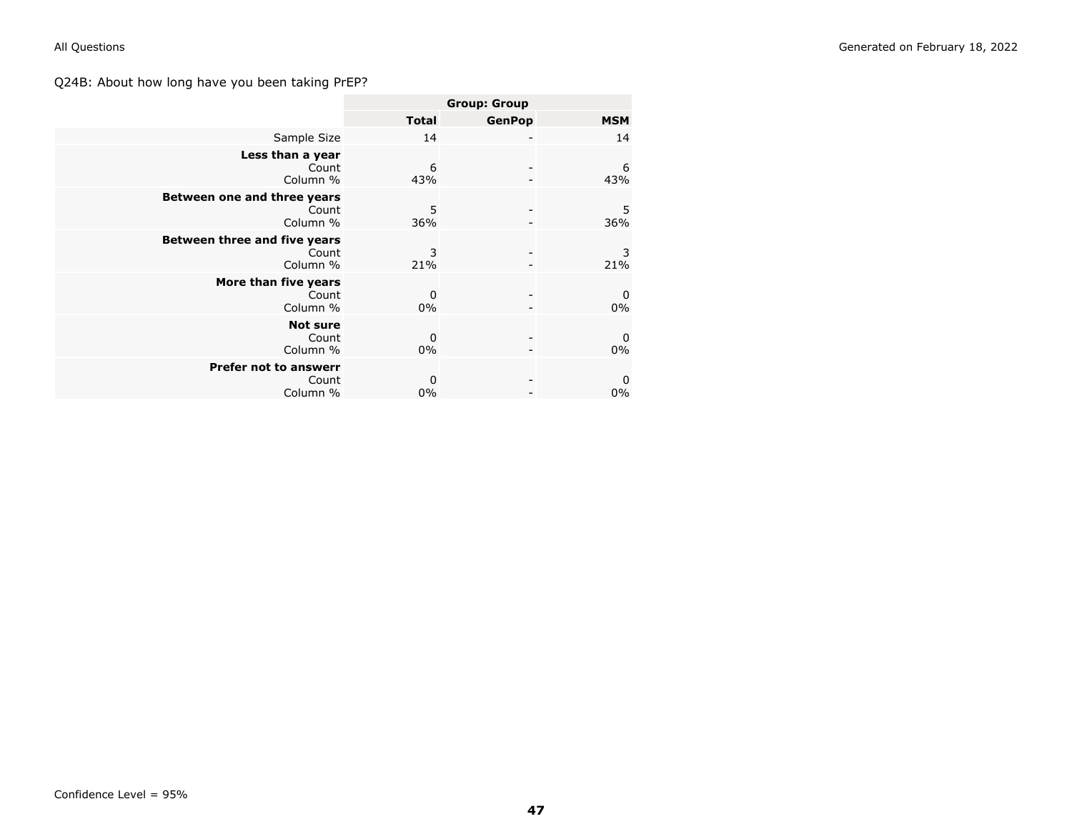Q24B: About how long have you been taking PrEP?

| | Group: Group | | |
|---|---|---|---|
| | **Total** | **GenPop** | **MSM** |
| Sample Size | 14 | - | 14 |
| **Less than a year** | | | |
| Count | 6 | - | 6 |
| Column % | 43% | - | 43% |
| **Between one and three years** | | | |
| Count | 5 | - | 5 |
| Column % | 36% | - | 36% |
| **Between three and five years** | | | |
| Count | 3 | - | 3 |
| Column % | 21% | - | 21% |
| **More than five years** | | | |
| Count | 0 | - | 0 |
| Column % | 0% | - | 0% |
| **Not sure** | | | |
| Count | 0 | - | 0 |
| Column % | 0% | - | 0% |
| **Prefer not to answerr** | | | |
| Count | 0 | - | 0 |
| Column % | 0% | - | 0% |

Confidence Level = 95%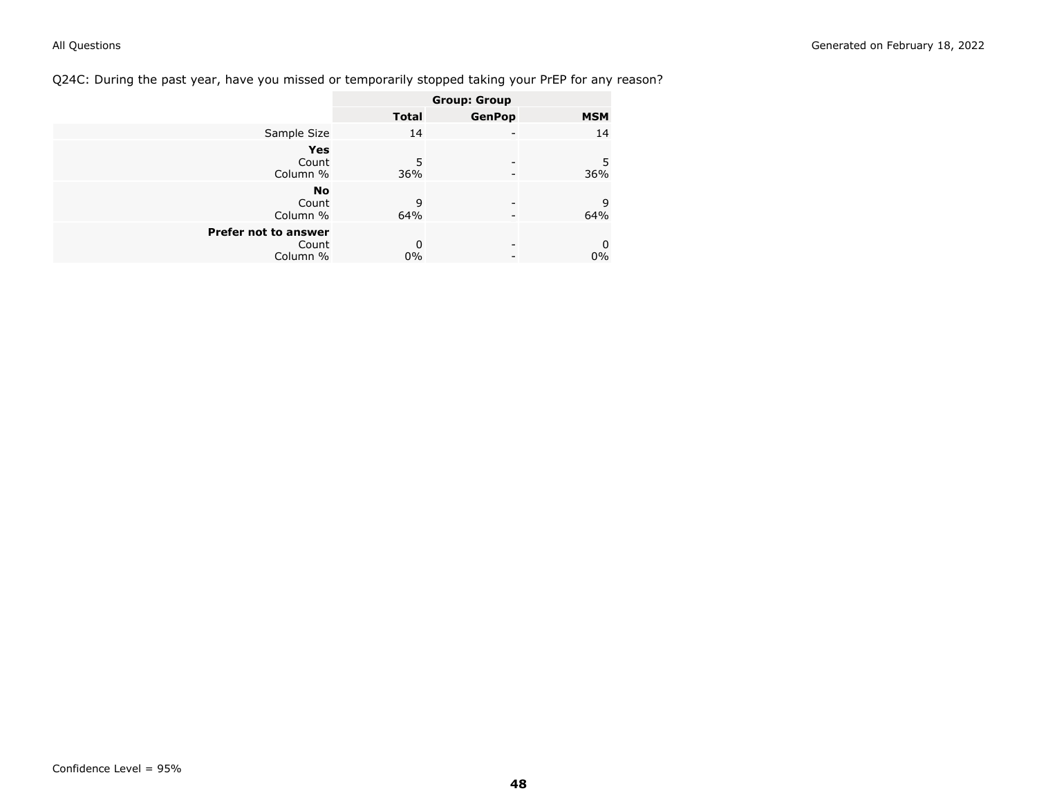Q24C: During the past year, have you missed or temporarily stopped taking your PrEP for any reason?

| | Group: Group | | |
|---|---|---|---|
| | **Total** | **GenPop** | **MSM** |
| Sample Size | 14 | - | 14 |
| **Yes** | | | |
| Count | 5 | - | 5 |
| Column % | 36% | - | 36% |
| **No** | | | |
| Count | 9 | - | 9 |
| Column % | 64% | - | 64% |
| **Prefer not to answer** | | | |
| Count | 0 | - | 0 |
| Column % | 0% | - | 0% |

Confidence Level = 95%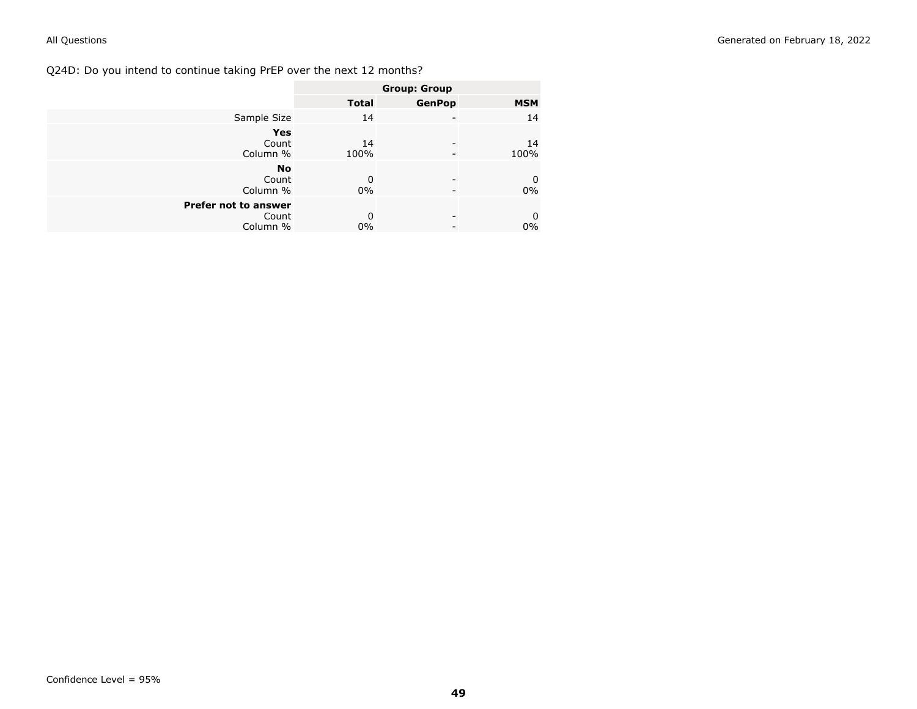Q24D: Do you intend to continue taking PrEP over the next 12 months?

| | Group: Group | | |
|---|---|---|---|
| | **Total** | **GenPop** | **MSM** |
| Sample Size | 14 | - | 14 |
| **Yes** | | | |
| Count | 14 | - | 14 |
| Column % | 100% | - | 100% |
| **No** | | | |
| Count | 0 | - | 0 |
| Column % | 0% | - | 0% |
| **Prefer not to answer** | | | |
| Count | 0 | - | 0 |
| Column % | 0% | - | 0% |

Confidence Level = 95%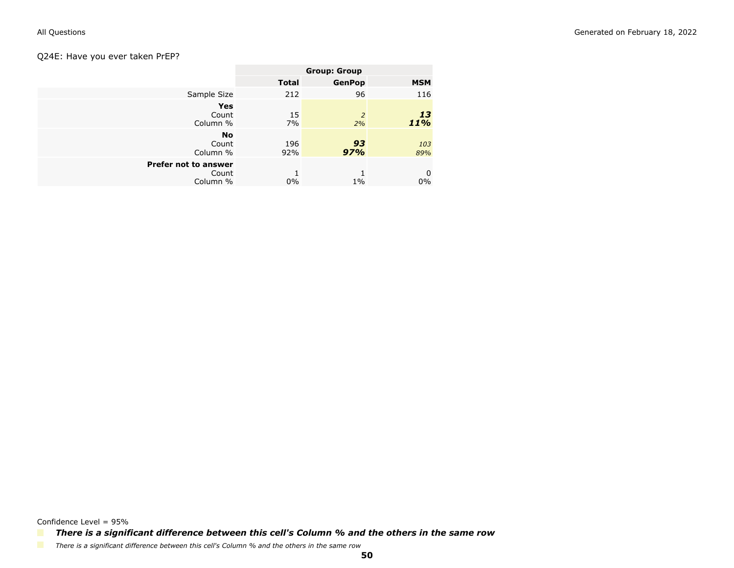Q24E: Have you ever taken PrEP?

| | Group: Group | | |
|---|---|---|---|
| | **Total** | **GenPop** | **MSM** |
| Sample Size | 212 | 96 | 116 |
| **Yes** | | | |
| Count | 15 | *2* | ***13*** |
| Column % | 7% | *2%* | ***11%*** |
| **No** | | | |
| Count | 196 | ***93*** | *103* |
| Column % | 92% | ***97%*** | *89%* |
| **Prefer not to answer** | | | |
| Count | 1 | 1 | 0 |
| Column % | 0% | 1% | 0% |

Confidence Level = 95%

***There is a significant difference between this cell's Column % and the others in the same row***

*There is a significant difference between this cell's Column % and the others in the same row*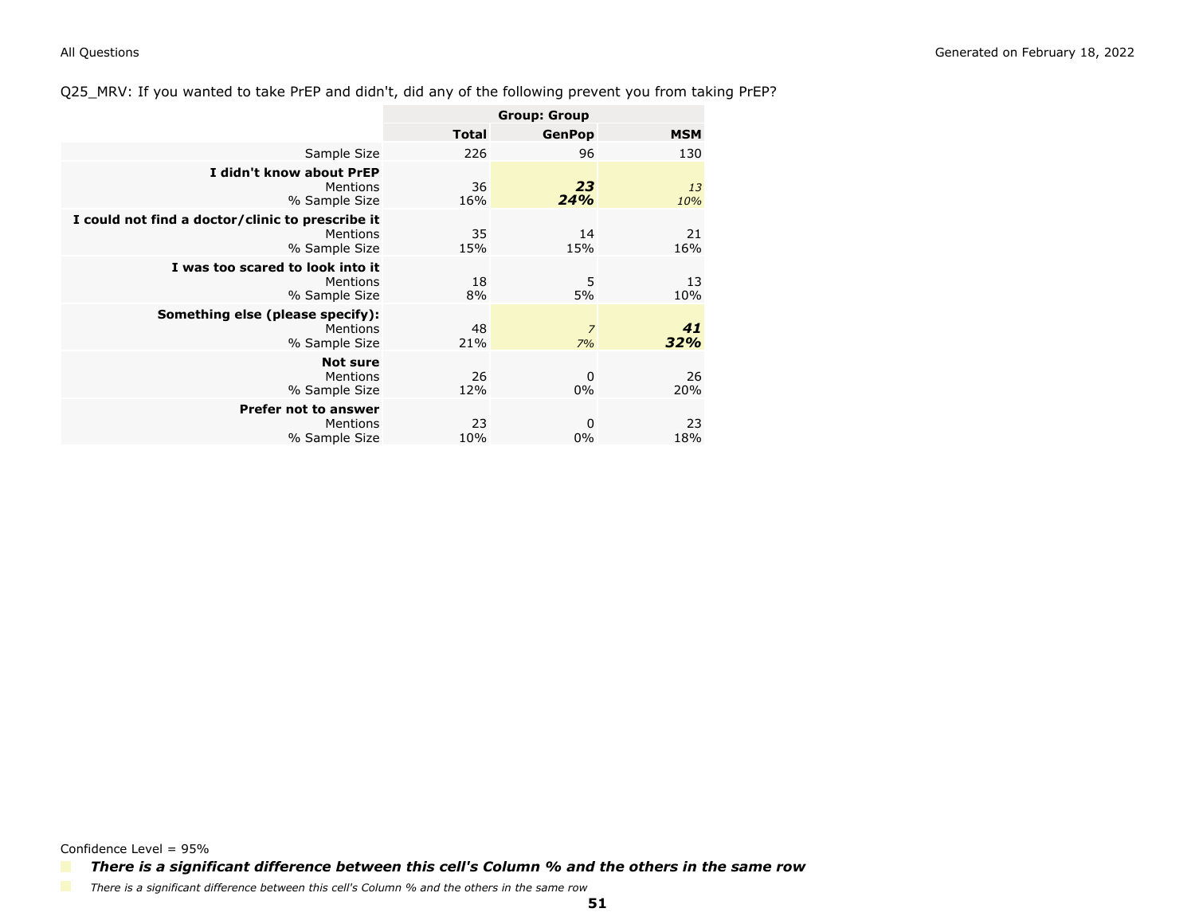Q25_MRV: If you wanted to take PrEP and didn't, did any of the following prevent you from taking PrEP?

| | Group: Group | | |
|---|---|---|---|
| | **Total** | **GenPop** | **MSM** |
| Sample Size | 226 | 96 | 130 |
| **I didn't know about PrEP** | | | |
| Mentions | 36 | ***23*** | *13* |
| % Sample Size | 16% | ***24%*** | *10%* |
| **I could not find a doctor/clinic to prescribe it** | | | |
| Mentions | 35 | 14 | 21 |
| % Sample Size | 15% | 15% | 16% |
| **I was too scared to look into it** | | | |
| Mentions | 18 | 5 | 13 |
| % Sample Size | 8% | 5% | 10% |
| **Something else (please specify):** | | | |
| Mentions | 48 | *7* | ***41*** |
| % Sample Size | 21% | *7%* | ***32%*** |
| **Not sure** | | | |
| Mentions | 26 | 0 | 26 |
| % Sample Size | 12% | 0% | 20% |
| **Prefer not to answer** | | | |
| Mentions | 23 | 0 | 23 |
| % Sample Size | 10% | 0% | 18% |

Confidence Level = 95%

***There is a significant difference between this cell's Column % and the others in the same row***

*There is a significant difference between this cell's Column % and the others in the same row*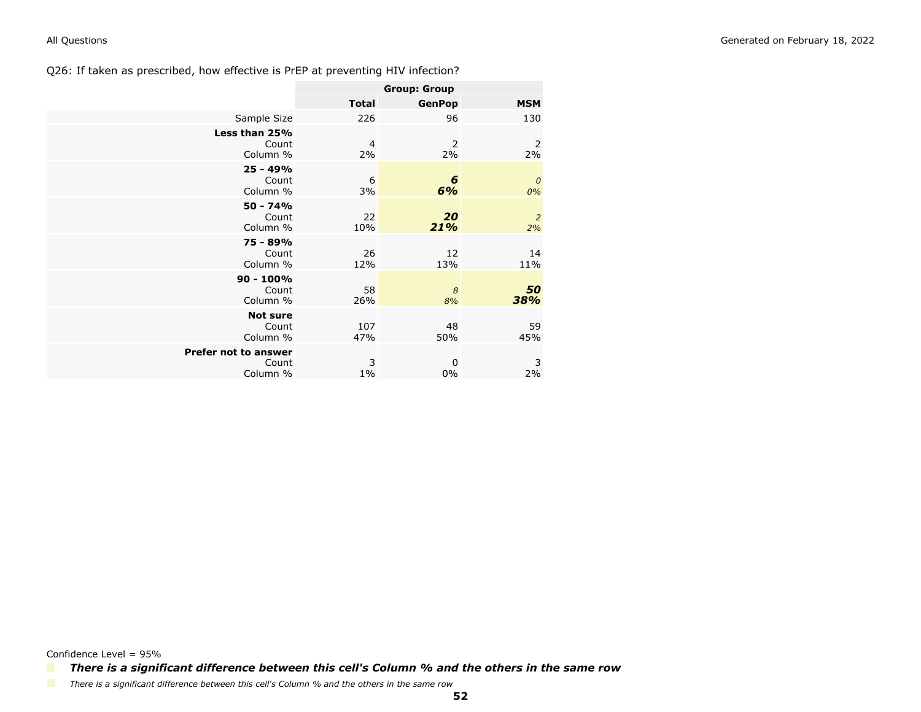Q26: If taken as prescribed, how effective is PrEP at preventing HIV infection?

| | Group: Group | | |
|---|---|---|---|
| | **Total** | **GenPop** | **MSM** |
| Sample Size | 226 | 96 | 130 |
| **Less than 25%** | | | |
| Count | 4 | 2 | 2 |
| Column % | 2% | 2% | 2% |
| **25 - 49%** | | | |
| Count | 6 | ***6*** | *0* |
| Column % | 3% | ***6%*** | *0%* |
| **50 - 74%** | | | |
| Count | 22 | ***20*** | *2* |
| Column % | 10% | ***21%*** | *2%* |
| **75 - 89%** | | | |
| Count | 26 | 12 | 14 |
| Column % | 12% | 13% | 11% |
| **90 - 100%** | | | |
| Count | 58 | *8* | ***50*** |
| Column % | 26% | *8%* | ***38%*** |
| **Not sure** | | | |
| Count | 107 | 48 | 59 |
| Column % | 47% | 50% | 45% |
| **Prefer not to answer** | | | |
| Count | 3 | 0 | 3 |
| Column % | 1% | 0% | 2% |

Confidence Level = 95%

***There is a significant difference between this cell's Column % and the others in the same row***

*There is a significant difference between this cell's Column % and the others in the same row*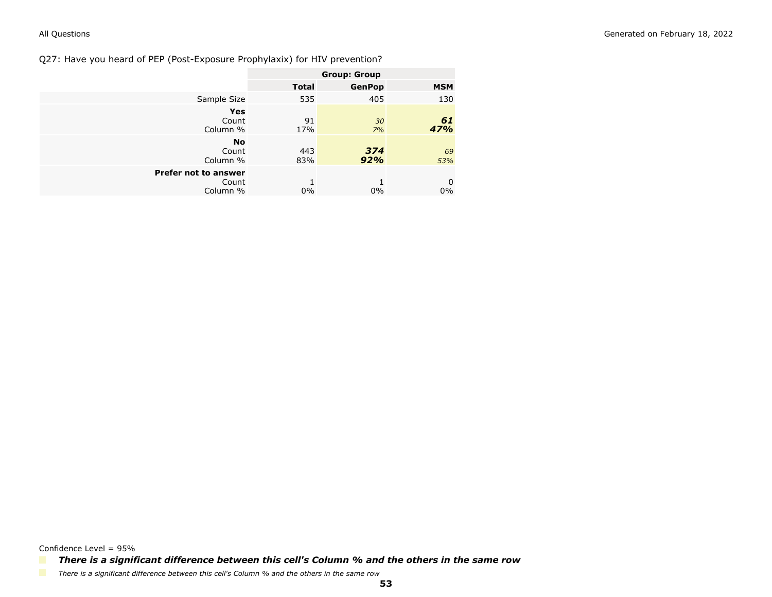Q27: Have you heard of PEP (Post-Exposure Prophylaxix) for HIV prevention?

| | Group: Group | | |
|---|---|---|---|
| | **Total** | **GenPop** | **MSM** |
| Sample Size | 535 | 405 | 130 |
| **Yes** | | | |
| Count | 91 | *30* | ***61*** |
| Column % | 17% | *7%* | ***47%*** |
| **No** | | | |
| Count | 443 | ***374*** | *69* |
| Column % | 83% | ***92%*** | *53%* |
| **Prefer not to answer** | | | |
| Count | 1 | 1 | 0 |
| Column % | 0% | 0% | 0% |

Confidence Level = 95%

***There is a significant difference between this cell's Column % and the others in the same row***

*There is a significant difference between this cell's Column % and the others in the same row*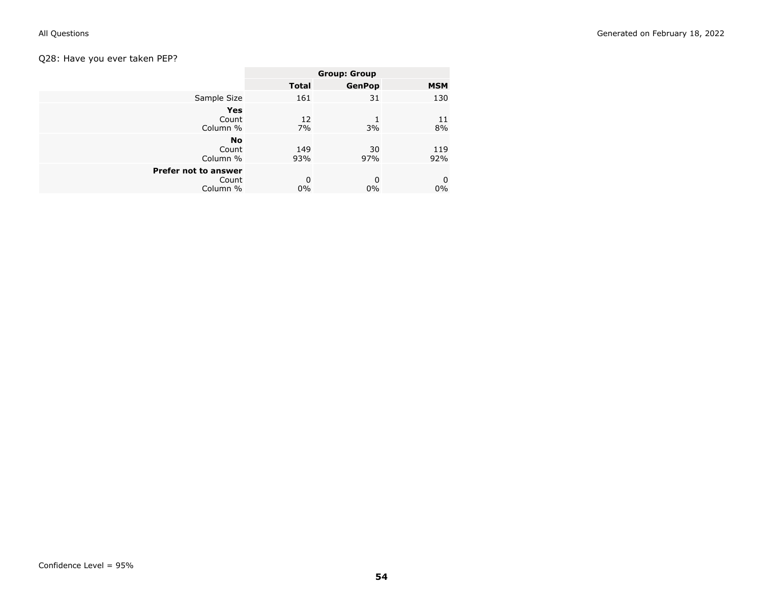Q28: Have you ever taken PEP?

| | Group: Group | | |
|---|---|---|---|
| | **Total** | **GenPop** | **MSM** |
| Sample Size | 161 | 31 | 130 |
| **Yes** | | | |
| Count | 12 | 1 | 11 |
| Column % | 7% | 3% | 8% |
| **No** | | | |
| Count | 149 | 30 | 119 |
| Column % | 93% | 97% | 92% |
| **Prefer not to answer** | | | |
| Count | 0 | 0 | 0 |
| Column % | 0% | 0% | 0% |

Confidence Level = 95%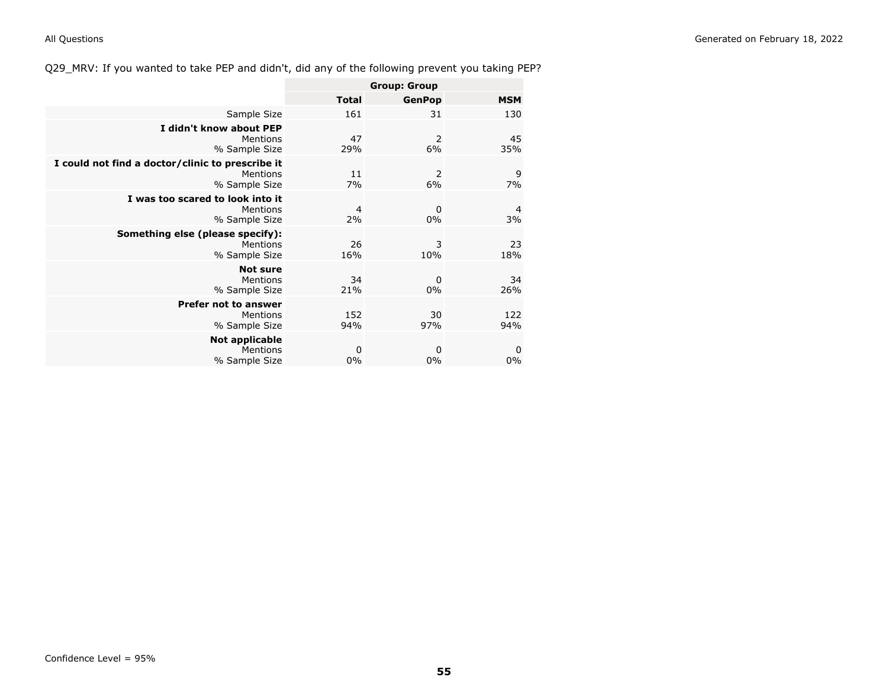Q29_MRV: If you wanted to take PEP and didn't, did any of the following prevent you taking PEP?

| | Group: Group | | |
|---|---|---|---|
| | **Total** | **GenPop** | **MSM** |
| Sample Size | 161 | 31 | 130 |
| **I didn't know about PEP** | | | |
| Mentions | 47 | 2 | 45 |
| % Sample Size | 29% | 6% | 35% |
| **I could not find a doctor/clinic to prescribe it** | | | |
| Mentions | 11 | 2 | 9 |
| % Sample Size | 7% | 6% | 7% |
| **I was too scared to look into it** | | | |
| Mentions | 4 | 0 | 4 |
| % Sample Size | 2% | 0% | 3% |
| **Something else (please specify):** | | | |
| Mentions | 26 | 3 | 23 |
| % Sample Size | 16% | 10% | 18% |
| **Not sure** | | | |
| Mentions | 34 | 0 | 34 |
| % Sample Size | 21% | 0% | 26% |
| **Prefer not to answer** | | | |
| Mentions | 152 | 30 | 122 |
| % Sample Size | 94% | 97% | 94% |
| **Not applicable** | | | |
| Mentions | 0 | 0 | 0 |
| % Sample Size | 0% | 0% | 0% |

Confidence Level = 95%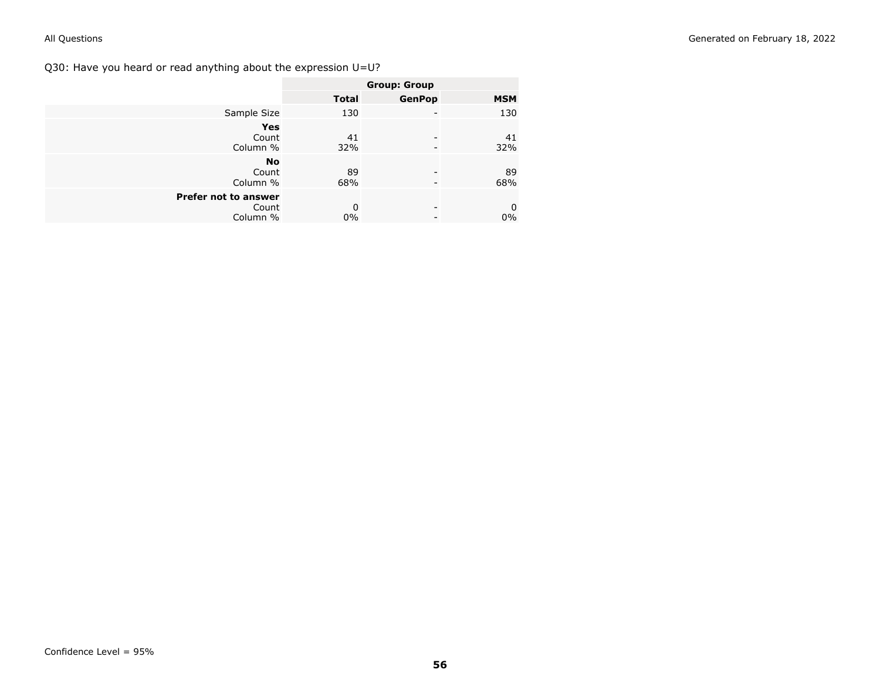Q30: Have you heard or read anything about the expression U=U?

| | Group: Group | | |
|---|---|---|---|
| | **Total** | **GenPop** | **MSM** |
| Sample Size | 130 | - | 130 |
| **Yes** | | | |
| Count | 41 | - | 41 |
| Column % | 32% | - | 32% |
| **No** | | | |
| Count | 89 | - | 89 |
| Column % | 68% | - | 68% |
| **Prefer not to answer** | | | |
| Count | 0 | - | 0 |
| Column % | 0% | - | 0% |

Confidence Level = 95%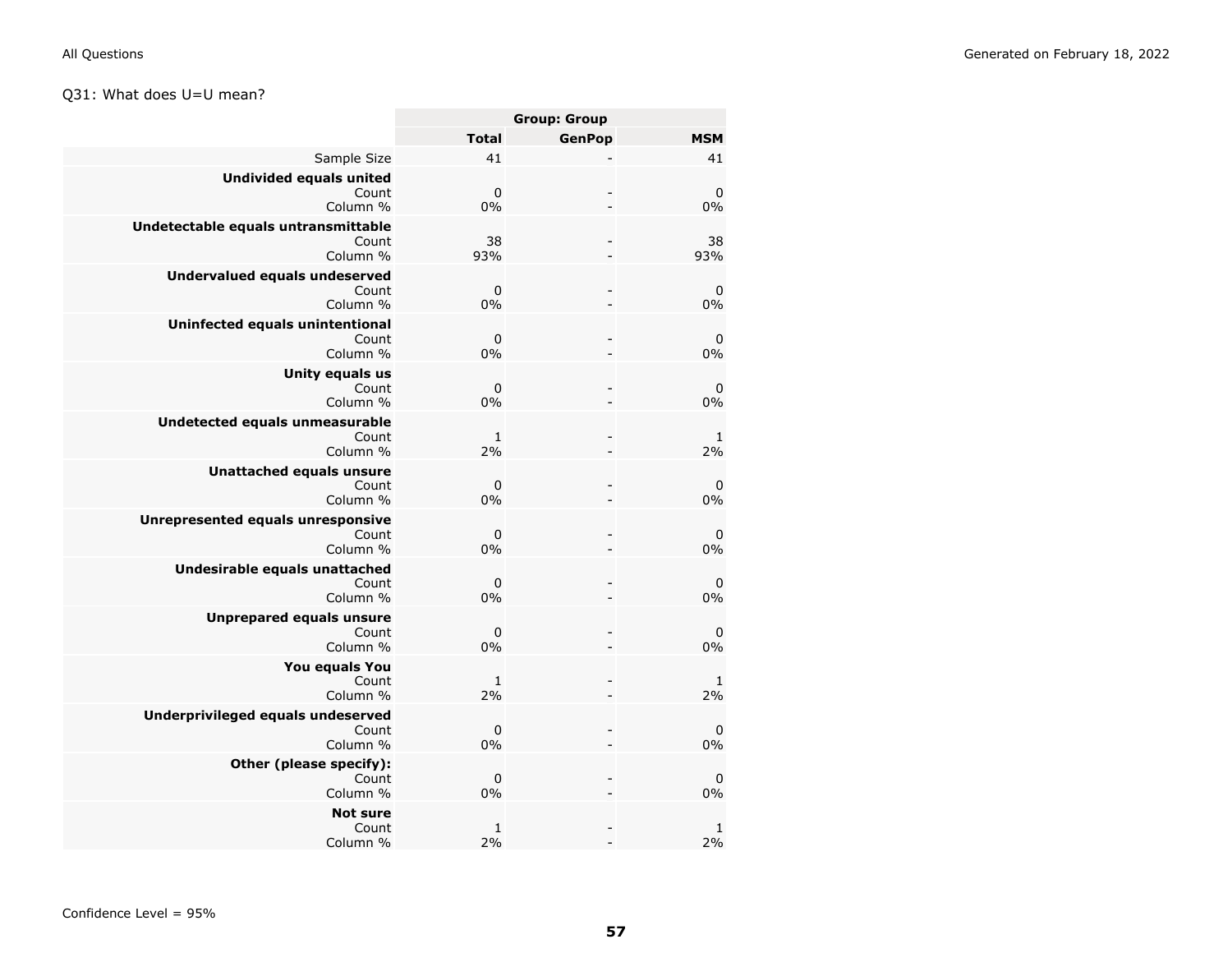Q31: What does U=U mean?

| | Group: Group | | |
|---|---|---|---|
| | Total | GenPop | MSM |
| Sample Size | 41 | - | 41 |
| **Undivided equals united** | | | |
| Count | 0 | - | 0 |
| Column % | 0% | - | 0% |
| **Undetectable equals untransmittable** | | | |
| Count | 38 | - | 38 |
| Column % | 93% | - | 93% |
| **Undervalued equals undeserved** | | | |
| Count | 0 | - | 0 |
| Column % | 0% | - | 0% |
| **Uninfected equals unintentional** | | | |
| Count | 0 | - | 0 |
| Column % | 0% | - | 0% |
| **Unity equals us** | | | |
| Count | 0 | - | 0 |
| Column % | 0% | - | 0% |
| **Undetected equals unmeasurable** | | | |
| Count | 1 | - | 1 |
| Column % | 2% | - | 2% |
| **Unattached equals unsure** | | | |
| Count | 0 | - | 0 |
| Column % | 0% | - | 0% |
| **Unrepresented equals unresponsive** | | | |
| Count | 0 | - | 0 |
| Column % | 0% | - | 0% |
| **Undesirable equals unattached** | | | |
| Count | 0 | - | 0 |
| Column % | 0% | - | 0% |
| **Unprepared equals unsure** | | | |
| Count | 0 | - | 0 |
| Column % | 0% | - | 0% |
| **You equals You** | | | |
| Count | 1 | - | 1 |
| Column % | 2% | - | 2% |
| **Underprivileged equals undeserved** | | | |
| Count | 0 | - | 0 |
| Column % | 0% | - | 0% |
| **Other (please specify):** | | | |
| Count | 0 | - | 0 |
| Column % | 0% | - | 0% |
| **Not sure** | | | |
| Count | 1 | - | 1 |
| Column % | 2% | - | 2% |

Confidence Level = 95%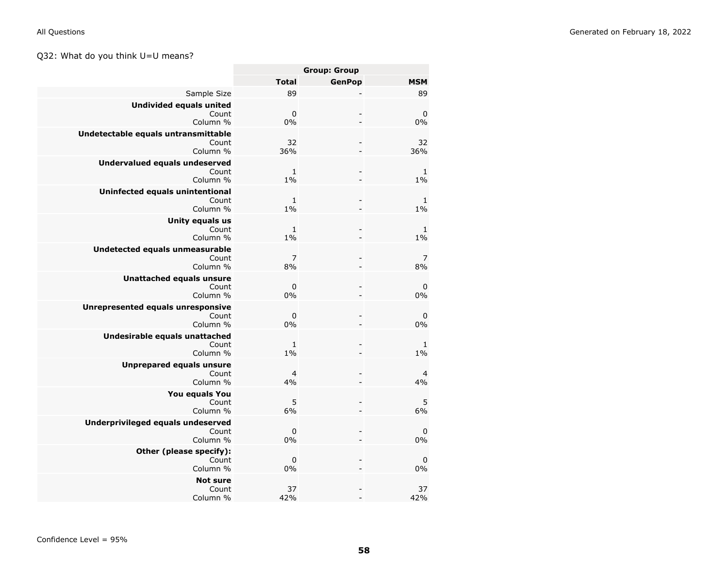Q32: What do you think U=U means?

| | Group: Group | | |
|---|---|---|---|
| | **Total** | **GenPop** | **MSM** |
| Sample Size | 89 | - | 89 |
| **Undivided equals united** | | | |
| Count | 0 | - | 0 |
| Column % | 0% | - | 0% |
| **Undetectable equals untransmittable** | | | |
| Count | 32 | - | 32 |
| Column % | 36% | - | 36% |
| **Undervalued equals undeserved** | | | |
| Count | 1 | - | 1 |
| Column % | 1% | - | 1% |
| **Uninfected equals unintentional** | | | |
| Count | 1 | - | 1 |
| Column % | 1% | - | 1% |
| **Unity equals us** | | | |
| Count | 1 | - | 1 |
| Column % | 1% | - | 1% |
| **Undetected equals unmeasurable** | | | |
| Count | 7 | - | 7 |
| Column % | 8% | - | 8% |
| **Unattached equals unsure** | | | |
| Count | 0 | - | 0 |
| Column % | 0% | - | 0% |
| **Unrepresented equals unresponsive** | | | |
| Count | 0 | - | 0 |
| Column % | 0% | - | 0% |
| **Undesirable equals unattached** | | | |
| Count | 1 | - | 1 |
| Column % | 1% | - | 1% |
| **Unprepared equals unsure** | | | |
| Count | 4 | - | 4 |
| Column % | 4% | - | 4% |
| **You equals You** | | | |
| Count | 5 | - | 5 |
| Column % | 6% | - | 6% |
| **Underprivileged equals undeserved** | | | |
| Count | 0 | - | 0 |
| Column % | 0% | - | 0% |
| **Other (please specify):** | | | |
| Count | 0 | - | 0 |
| Column % | 0% | - | 0% |
| **Not sure** | | | |
| Count | 37 | - | 37 |
| Column % | 42% | - | 42% |

Confidence Level = 95%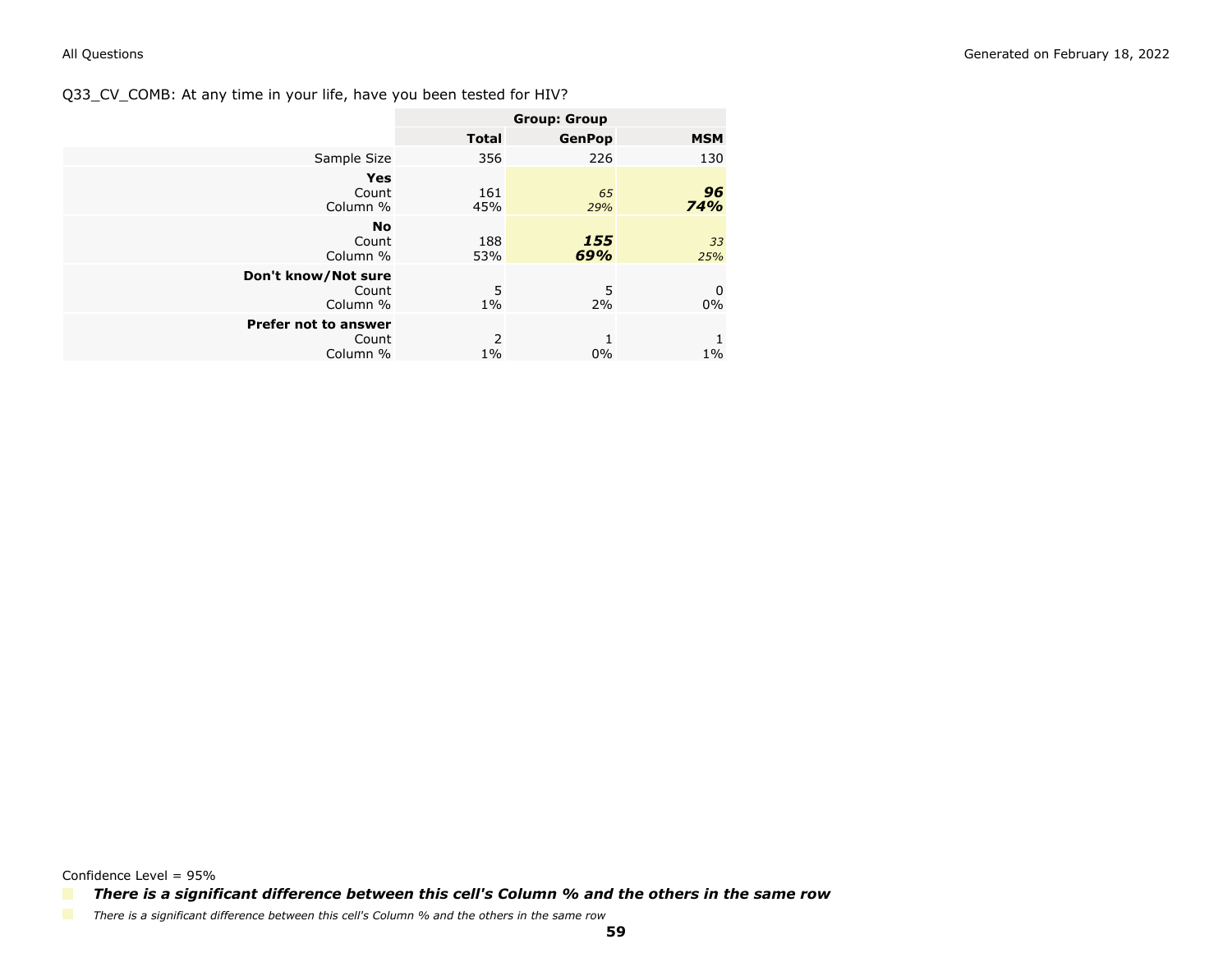Q33_CV_COMB: At any time in your life, have you been tested for HIV?

| | Group: Group | | |
|---|---|---|---|
| | **Total** | **GenPop** | **MSM** |
| Sample Size | 356 | 226 | 130 |
| **Yes** | | | |
| Count | 161 | *65* | ***96*** |
| Column % | 45% | *29%* | ***74%*** |
| **No** | | | |
| Count | 188 | ***155*** | *33* |
| Column % | 53% | ***69%*** | *25%* |
| **Don't know/Not sure** | | | |
| Count | 5 | 5 | 0 |
| Column % | 1% | 2% | 0% |
| **Prefer not to answer** | | | |
| Count | 2 | 1 | 1 |
| Column % | 1% | 0% | 1% |

Confidence Level = 95%

***There is a significant difference between this cell's Column % and the others in the same row***

*There is a significant difference between this cell's Column % and the others in the same row*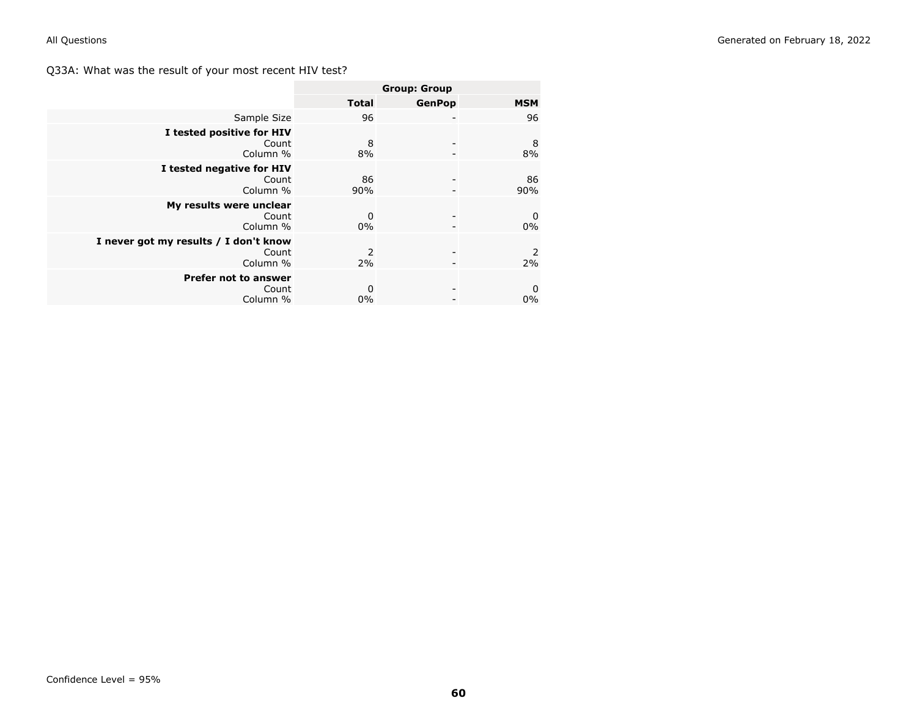Q33A: What was the result of your most recent HIV test?

| | Group: Group | | |
|---|---|---|---|
| | **Total** | **GenPop** | **MSM** |
| Sample Size | 96 | - | 96 |
| **I tested positive for HIV** | | | |
| Count | 8 | - | 8 |
| Column % | 8% | - | 8% |
| **I tested negative for HIV** | | | |
| Count | 86 | - | 86 |
| Column % | 90% | - | 90% |
| **My results were unclear** | | | |
| Count | 0 | - | 0 |
| Column % | 0% | - | 0% |
| **I never got my results / I don't know** | | | |
| Count | 2 | - | 2 |
| Column % | 2% | - | 2% |
| **Prefer not to answer** | | | |
| Count | 0 | - | 0 |
| Column % | 0% | - | 0% |

Confidence Level = 95%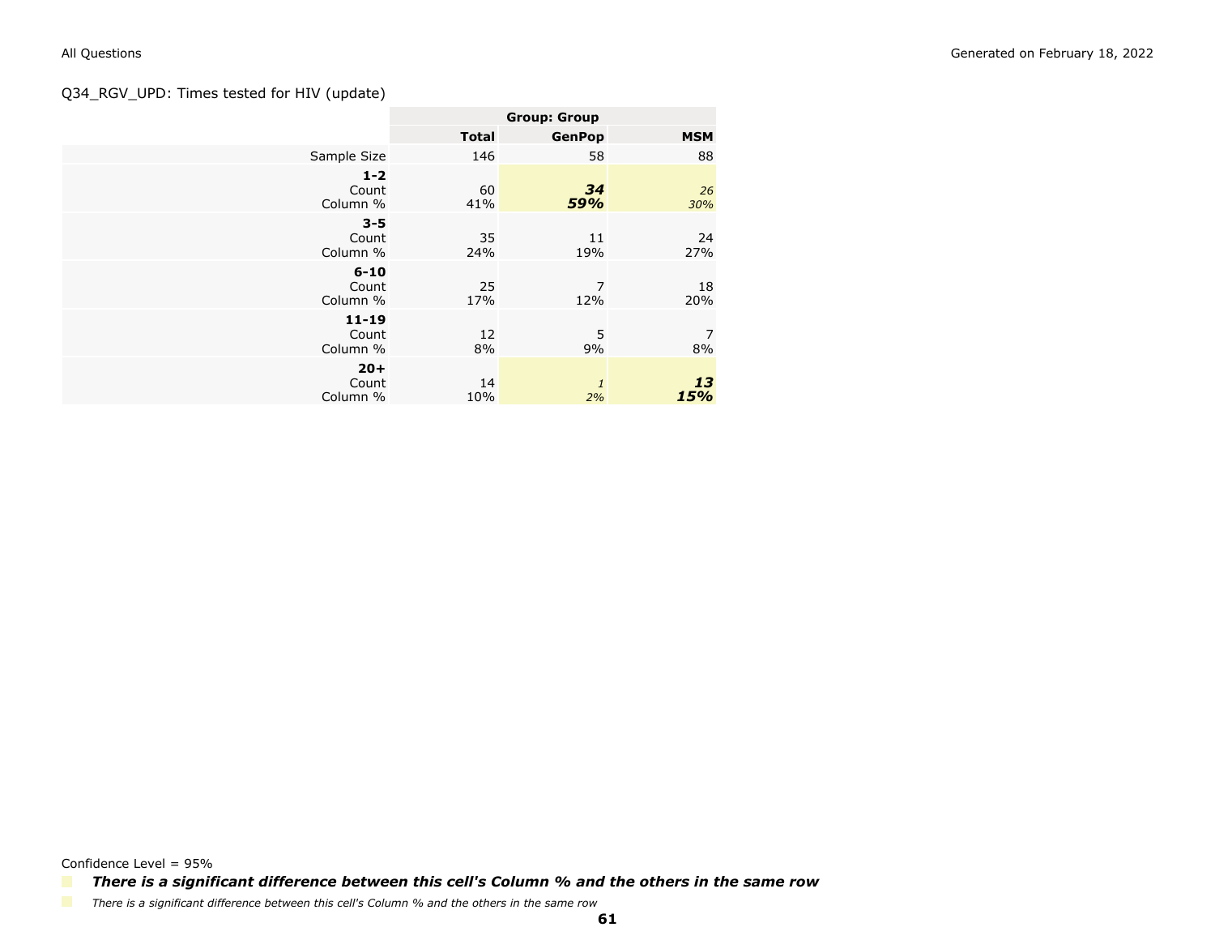Q34_RGV_UPD: Times tested for HIV (update)

| | Group: Group | | |
|---|---|---|---|
| | **Total** | **GenPop** | **MSM** |
| Sample Size | 146 | 58 | 88 |
| **1-2** | | | |
| Count | 60 | ***34*** | *26* |
| Column % | 41% | ***59%*** | *30%* |
| **3-5** | | | |
| Count | 35 | 11 | 24 |
| Column % | 24% | 19% | 27% |
| **6-10** | | | |
| Count | 25 | 7 | 18 |
| Column % | 17% | 12% | 20% |
| **11-19** | | | |
| Count | 12 | 5 | 7 |
| Column % | 8% | 9% | 8% |
| **20+** | | | |
| Count | 14 | *1* | ***13*** |
| Column % | 10% | *2%* | ***15%*** |

Confidence Level = 95%

***There is a significant difference between this cell's Column % and the others in the same row***

*There is a significant difference between this cell's Column % and the others in the same row*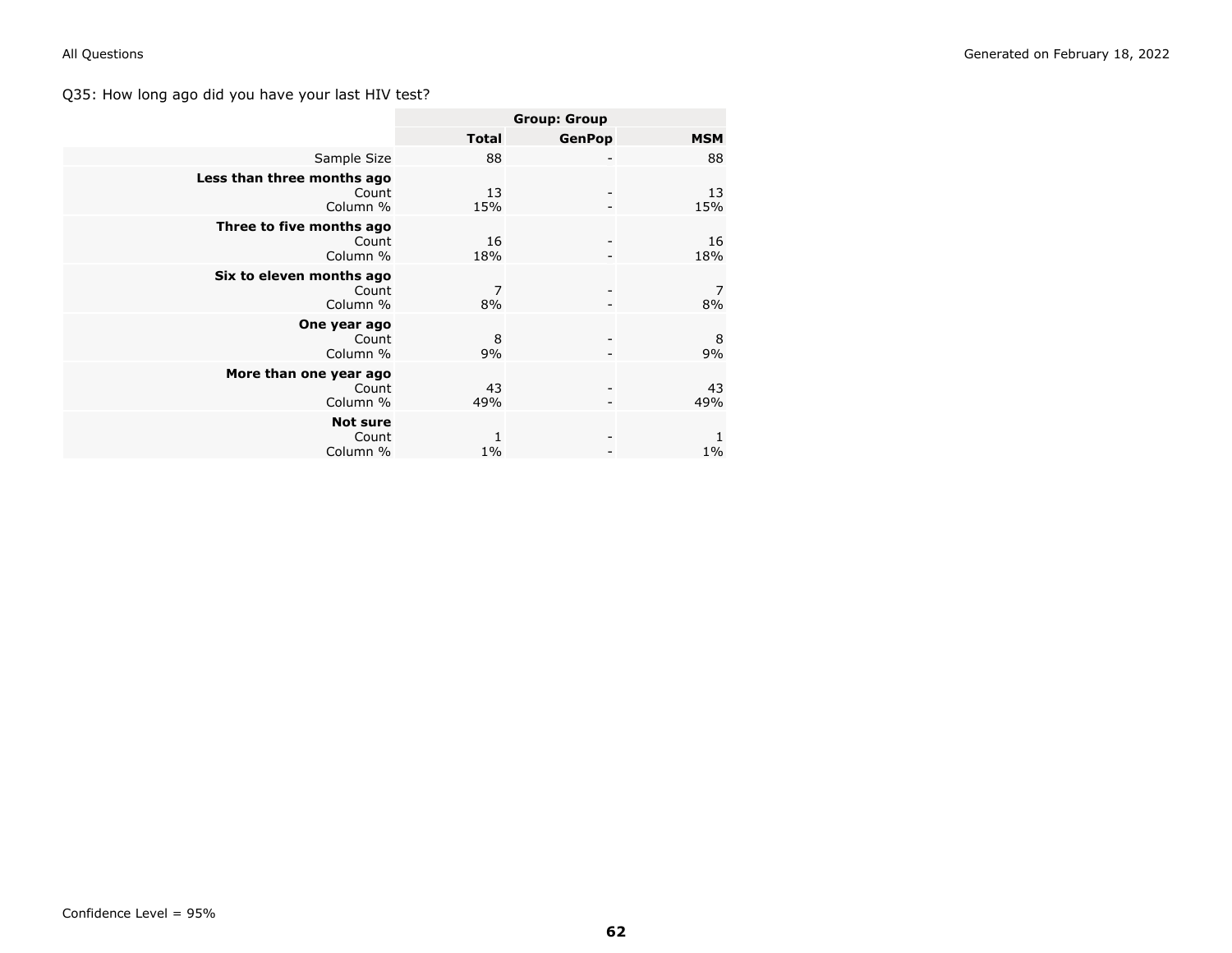Q35: How long ago did you have your last HIV test?

| | Group: Group | | |
|---|---|---|---|
| | **Total** | **GenPop** | **MSM** |
| Sample Size | 88 | - | 88 |
| **Less than three months ago** | | | |
| Count | 13 | - | 13 |
| Column % | 15% | - | 15% |
| **Three to five months ago** | | | |
| Count | 16 | - | 16 |
| Column % | 18% | - | 18% |
| **Six to eleven months ago** | | | |
| Count | 7 | - | 7 |
| Column % | 8% | - | 8% |
| **One year ago** | | | |
| Count | 8 | - | 8 |
| Column % | 9% | - | 9% |
| **More than one year ago** | | | |
| Count | 43 | - | 43 |
| Column % | 49% | - | 49% |
| **Not sure** | | | |
| Count | 1 | - | 1 |
| Column % | 1% | - | 1% |

Confidence Level = 95%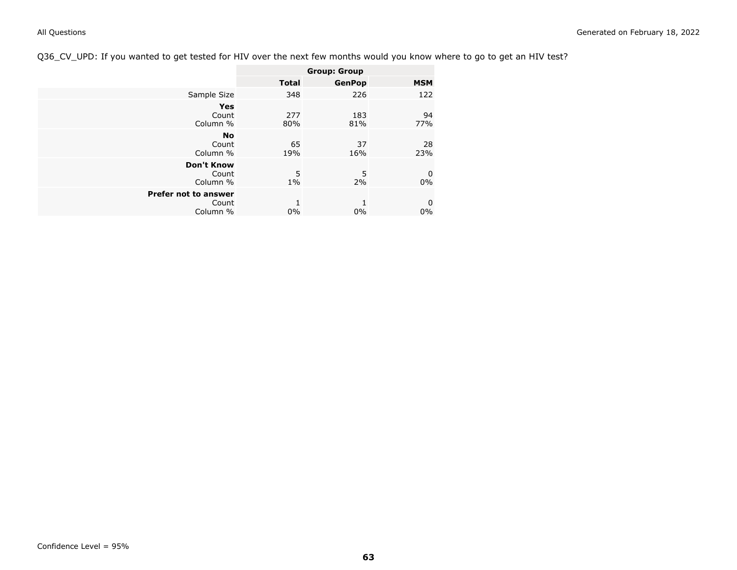Q36_CV_UPD: If you wanted to get tested for HIV over the next few months would you know where to go to get an HIV test?

| | Group: Group | | |
|---|---|---|---|
| | **Total** | **GenPop** | **MSM** |
| Sample Size | 348 | 226 | 122 |
| **Yes** | | | |
| Count | 277 | 183 | 94 |
| Column % | 80% | 81% | 77% |
| **No** | | | |
| Count | 65 | 37 | 28 |
| Column % | 19% | 16% | 23% |
| **Don't Know** | | | |
| Count | 5 | 5 | 0 |
| Column % | 1% | 2% | 0% |
| **Prefer not to answer** | | | |
| Count | 1 | 1 | 0 |
| Column % | 0% | 0% | 0% |

Confidence Level = 95%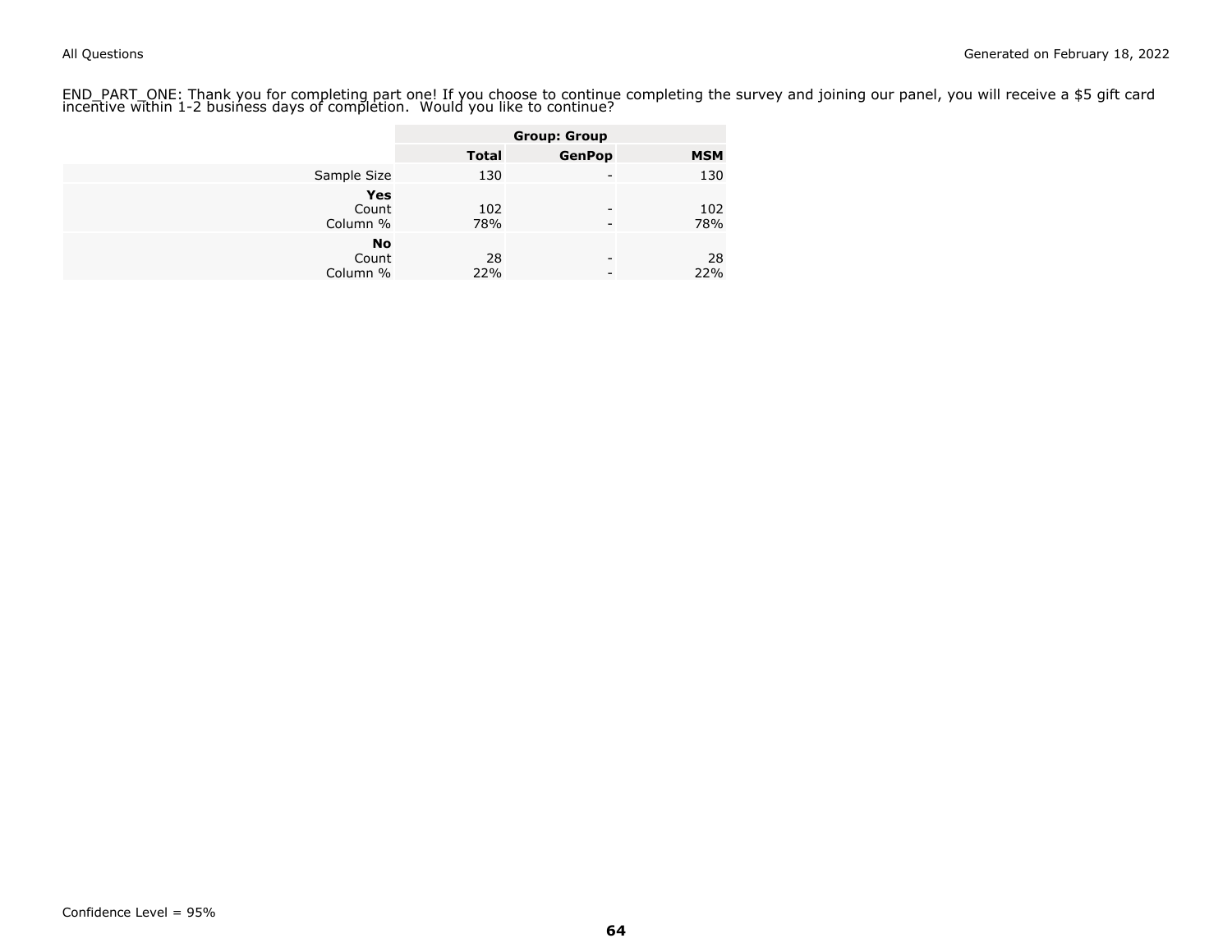END_PART_ONE: Thank you for completing part one! If you choose to continue completing the survey and joining our panel, you will receive a $5 gift card incentive within 1-2 business days of completion.  Would you like to continue?

| | Group: Group | | |
|---|---|---|---|
| | **Total** | **GenPop** | **MSM** |
| Sample Size | 130 | - | 130 |
| **Yes** | | | |
| Count | 102 | - | 102 |
| Column % | 78% | - | 78% |
| **No** | | | |
| Count | 28 | - | 28 |
| Column % | 22% | - | 22% |

Confidence Level = 95%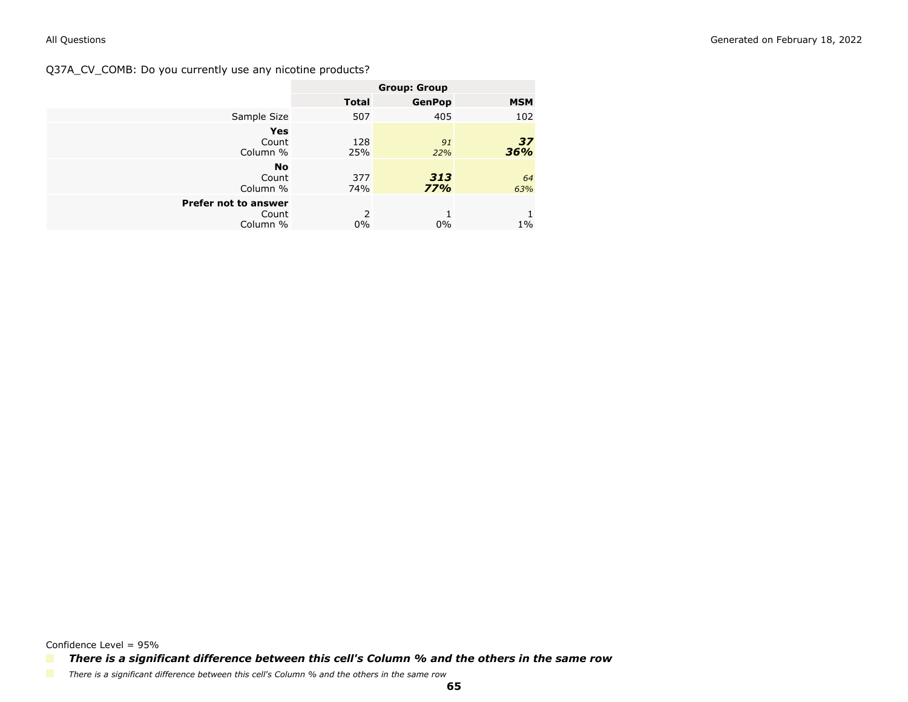Q37A_CV_COMB: Do you currently use any nicotine products?

| | Group: Group | | |
|---|---|---|---|
| | **Total** | **GenPop** | **MSM** |
| Sample Size | 507 | 405 | 102 |
| **Yes** | | | |
| Count | 128 | *91* | ***37*** |
| Column % | 25% | *22%* | ***36%*** |
| **No** | | | |
| Count | 377 | ***313*** | *64* |
| Column % | 74% | ***77%*** | *63%* |
| **Prefer not to answer** | | | |
| Count | 2 | 1 | 1 |
| Column % | 0% | 0% | 1% |

Confidence Level = 95%

***There is a significant difference between this cell's Column % and the others in the same row***

*There is a significant difference between this cell's Column % and the others in the same row*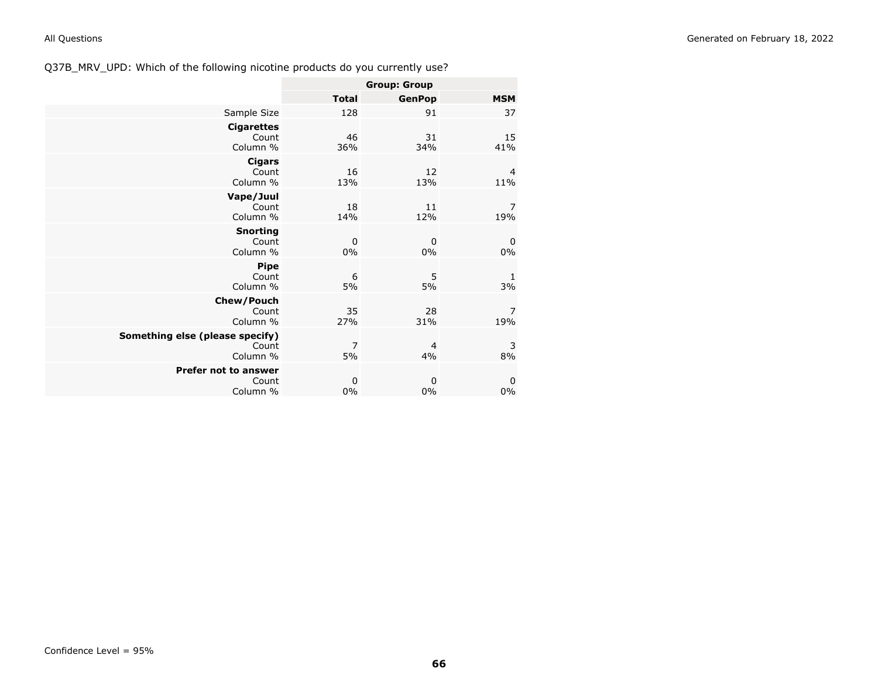Q37B_MRV_UPD: Which of the following nicotine products do you currently use?

| | Group: Group | | |
|---|---|---|---|
| | **Total** | **GenPop** | **MSM** |
| Sample Size | 128 | 91 | 37 |
| **Cigarettes** | | | |
| Count | 46 | 31 | 15 |
| Column % | 36% | 34% | 41% |
| **Cigars** | | | |
| Count | 16 | 12 | 4 |
| Column % | 13% | 13% | 11% |
| **Vape/Juul** | | | |
| Count | 18 | 11 | 7 |
| Column % | 14% | 12% | 19% |
| **Snorting** | | | |
| Count | 0 | 0 | 0 |
| Column % | 0% | 0% | 0% |
| **Pipe** | | | |
| Count | 6 | 5 | 1 |
| Column % | 5% | 5% | 3% |
| **Chew/Pouch** | | | |
| Count | 35 | 28 | 7 |
| Column % | 27% | 31% | 19% |
| **Something else (please specify)** | | | |
| Count | 7 | 4 | 3 |
| Column % | 5% | 4% | 8% |
| **Prefer not to answer** | | | |
| Count | 0 | 0 | 0 |
| Column % | 0% | 0% | 0% |

Confidence Level = 95%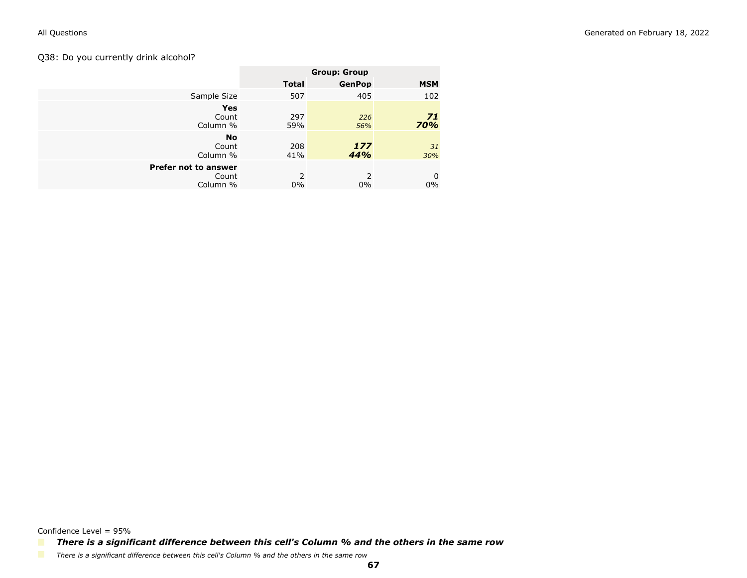Q38: Do you currently drink alcohol?

| | | Group: Group | |
|---|---|---|---|
| | **Total** | **GenPop** | **MSM** |
| Sample Size | 507 | 405 | 102 |
| **Yes** | | | |
| Count | 297 | *226* | ***71*** |
| Column % | 59% | *56%* | ***70%*** |
| **No** | | | |
| Count | 208 | ***177*** | *31* |
| Column % | 41% | ***44%*** | *30%* |
| **Prefer not to answer** | | | |
| Count | 2 | 2 | 0 |
| Column % | 0% | 0% | 0% |

Confidence Level = 95%

***There is a significant difference between this cell's Column % and the others in the same row***

*There is a significant difference between this cell's Column % and the others in the same row*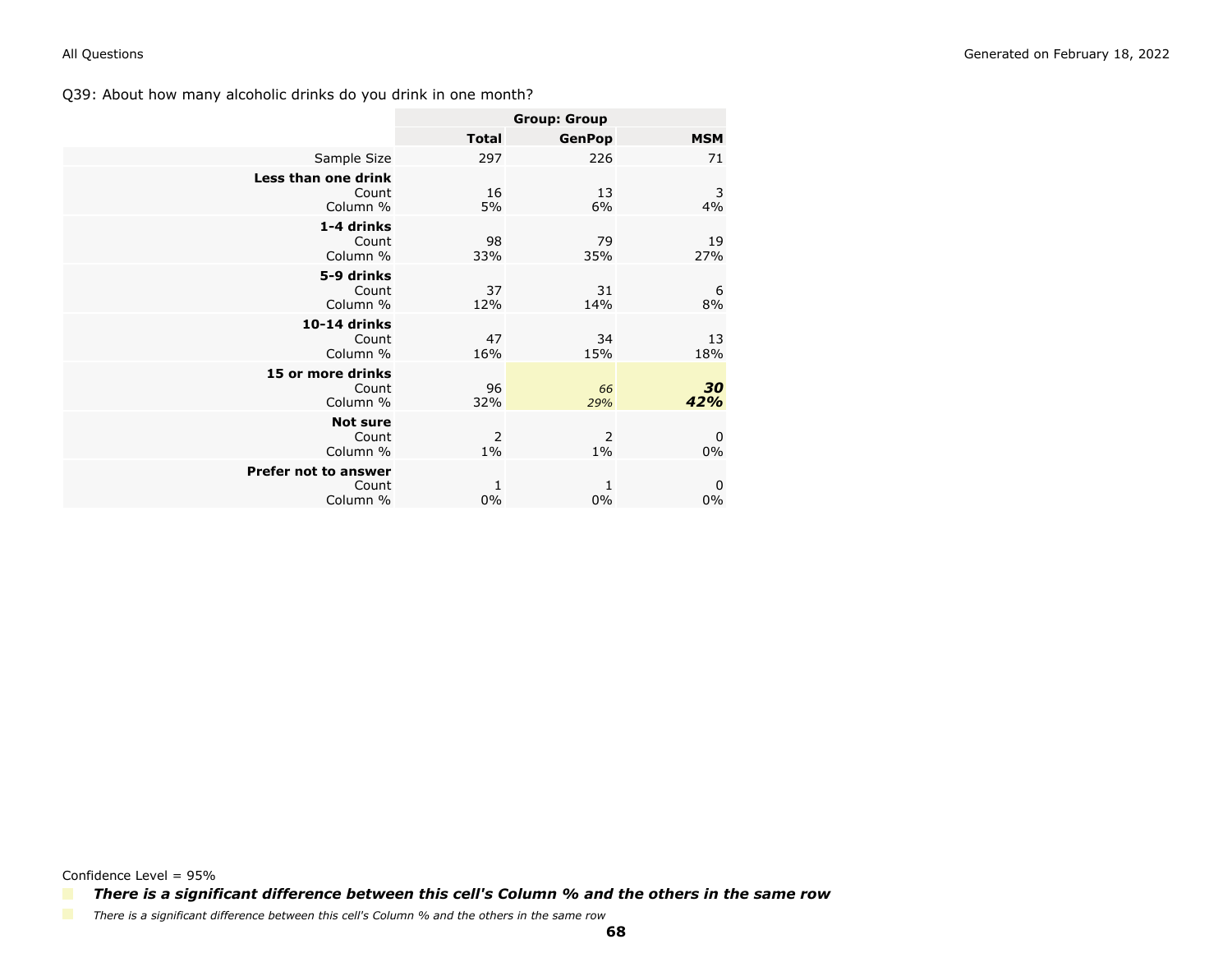Q39: About how many alcoholic drinks do you drink in one month?

| | Group: Group | | |
|---|---|---|---|
| | **Total** | **GenPop** | **MSM** |
| Sample Size | 297 | 226 | 71 |
| **Less than one drink** | | | |
| Count | 16 | 13 | 3 |
| Column % | 5% | 6% | 4% |
| **1-4 drinks** | | | |
| Count | 98 | 79 | 19 |
| Column % | 33% | 35% | 27% |
| **5-9 drinks** | | | |
| Count | 37 | 31 | 6 |
| Column % | 12% | 14% | 8% |
| **10-14 drinks** | | | |
| Count | 47 | 34 | 13 |
| Column % | 16% | 15% | 18% |
| **15 or more drinks** | | | |
| Count | 96 | *66* | ***30*** |
| Column % | 32% | *29%* | ***42%*** |
| **Not sure** | | | |
| Count | 2 | 2 | 0 |
| Column % | 1% | 1% | 0% |
| **Prefer not to answer** | | | |
| Count | 1 | 1 | 0 |
| Column % | 0% | 0% | 0% |

Confidence Level = 95%

***There is a significant difference between this cell's Column % and the others in the same row***

*There is a significant difference between this cell's Column % and the others in the same row*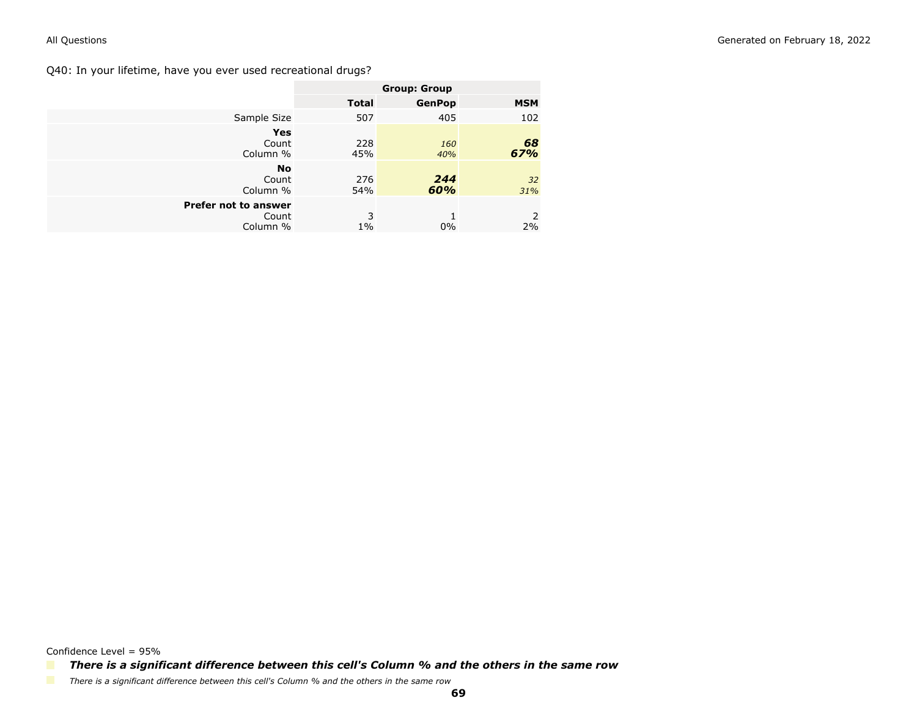Q40: In your lifetime, have you ever used recreational drugs?

| | Group: Group | | |
|---|---|---|---|
| | **Total** | **GenPop** | **MSM** |
| Sample Size | 507 | 405 | 102 |
| **Yes** | | | |
| Count | 228 | *160* | ***68*** |
| Column % | 45% | *40%* | ***67%*** |
| **No** | | | |
| Count | 276 | ***244*** | *32* |
| Column % | 54% | ***60%*** | *31%* |
| **Prefer not to answer** | | | |
| Count | 3 | 1 | 2 |
| Column % | 1% | 0% | 2% |

Confidence Level = 95%

***There is a significant difference between this cell's Column % and the others in the same row***

*There is a significant difference between this cell's Column % and the others in the same row*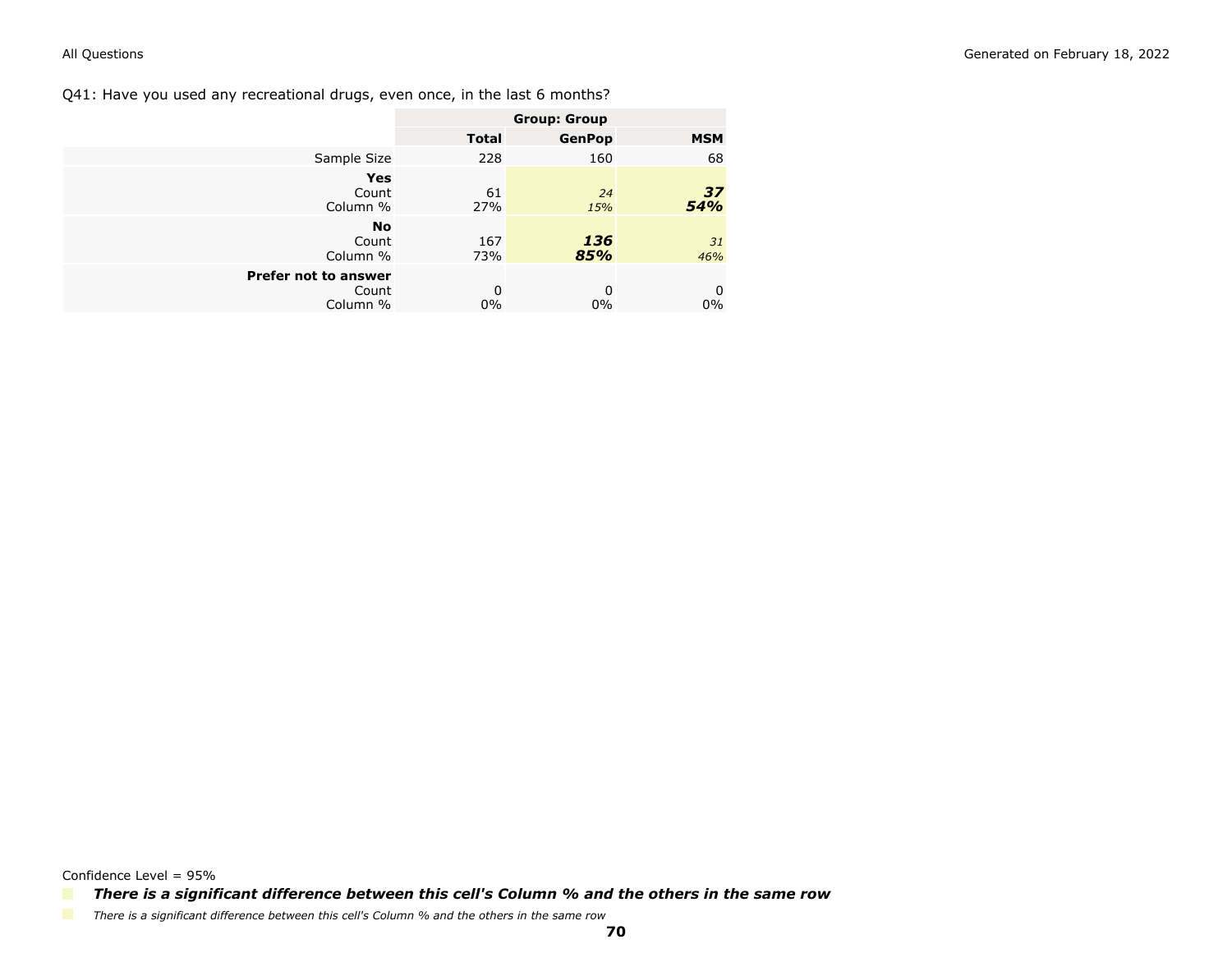Q41: Have you used any recreational drugs, even once, in the last 6 months?

| | | Group: Group | |
|---|---|---|---|
| | **Total** | **GenPop** | **MSM** |
| Sample Size | 228 | 160 | 68 |
| **Yes** | | | |
| Count | 61 | *24* | ***37*** |
| Column % | 27% | *15%* | ***54%*** |
| **No** | | | |
| Count | 167 | ***136*** | *31* |
| Column % | 73% | ***85%*** | *46%* |
| **Prefer not to answer** | | | |
| Count | 0 | 0 | 0 |
| Column % | 0% | 0% | 0% |

Confidence Level = 95%

***There is a significant difference between this cell's Column % and the others in the same row***

*There is a significant difference between this cell's Column % and the others in the same row*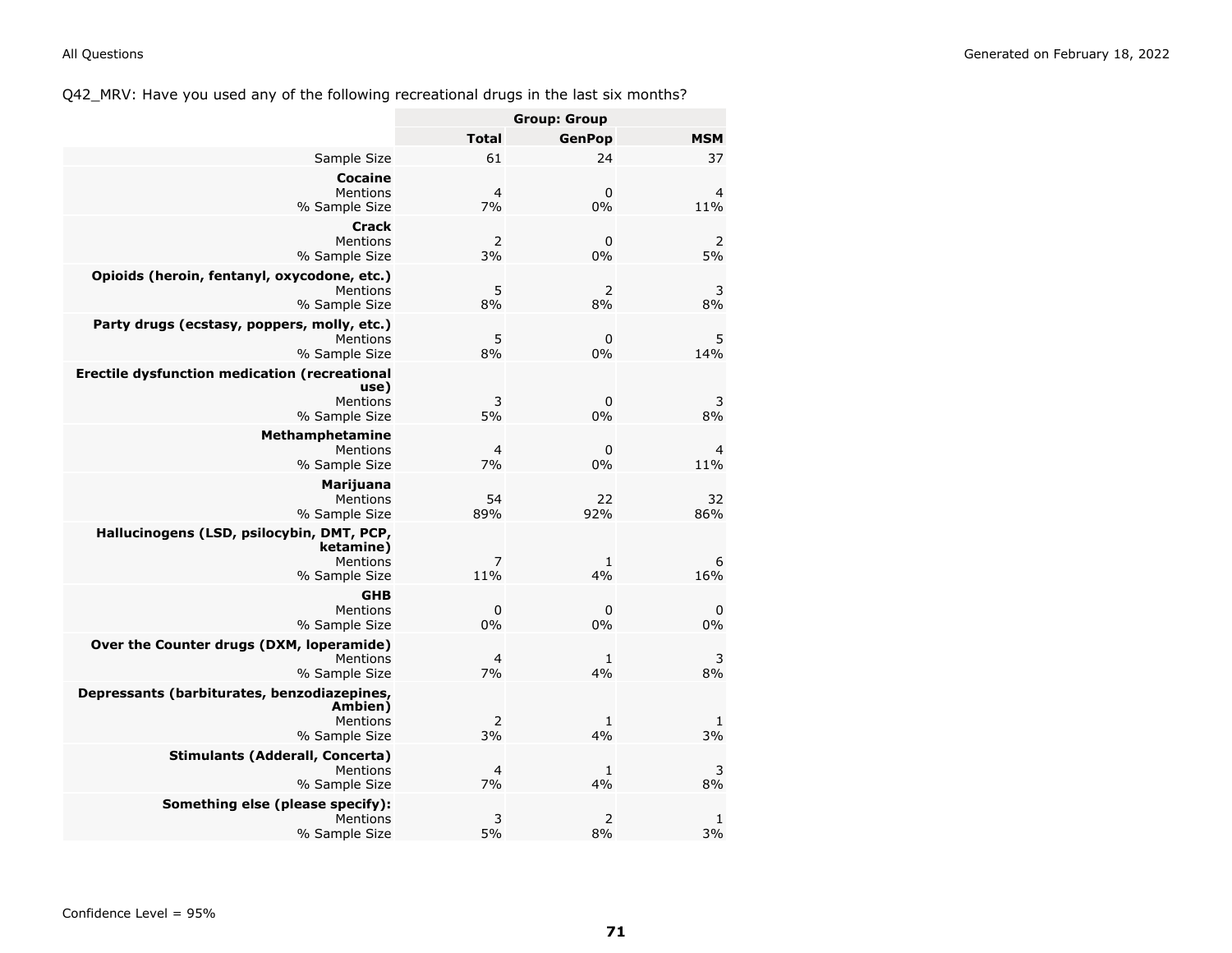Q42_MRV: Have you used any of the following recreational drugs in the last six months?

| | Group: Group | | |
|---|---|---|---|
| | **Total** | **GenPop** | **MSM** |
| Sample Size | 61 | 24 | 37 |
| **Cocaine** | | | |
| Mentions | 4 | 0 | 4 |
| % Sample Size | 7% | 0% | 11% |
| **Crack** | | | |
| Mentions | 2 | 0 | 2 |
| % Sample Size | 3% | 0% | 5% |
| **Opioids (heroin, fentanyl, oxycodone, etc.)** | | | |
| Mentions | 5 | 2 | 3 |
| % Sample Size | 8% | 8% | 8% |
| **Party drugs (ecstasy, poppers, molly, etc.)** | | | |
| Mentions | 5 | 0 | 5 |
| % Sample Size | 8% | 0% | 14% |
| **Erectile dysfunction medication (recreational use)** | | | |
| Mentions | 3 | 0 | 3 |
| % Sample Size | 5% | 0% | 8% |
| **Methamphetamine** | | | |
| Mentions | 4 | 0 | 4 |
| % Sample Size | 7% | 0% | 11% |
| **Marijuana** | | | |
| Mentions | 54 | 22 | 32 |
| % Sample Size | 89% | 92% | 86% |
| **Hallucinogens (LSD, psilocybin, DMT, PCP, ketamine)** | | | |
| Mentions | 7 | 1 | 6 |
| % Sample Size | 11% | 4% | 16% |
| **GHB** | | | |
| Mentions | 0 | 0 | 0 |
| % Sample Size | 0% | 0% | 0% |
| **Over the Counter drugs (DXM, loperamide)** | | | |
| Mentions | 4 | 1 | 3 |
| % Sample Size | 7% | 4% | 8% |
| **Depressants (barbiturates, benzodiazepines, Ambien)** | | | |
| Mentions | 2 | 1 | 1 |
| % Sample Size | 3% | 4% | 3% |
| **Stimulants (Adderall, Concerta)** | | | |
| Mentions | 4 | 1 | 3 |
| % Sample Size | 7% | 4% | 8% |
| **Something else (please specify):** | | | |
| Mentions | 3 | 2 | 1 |
| % Sample Size | 5% | 8% | 3% |

Confidence Level = 95%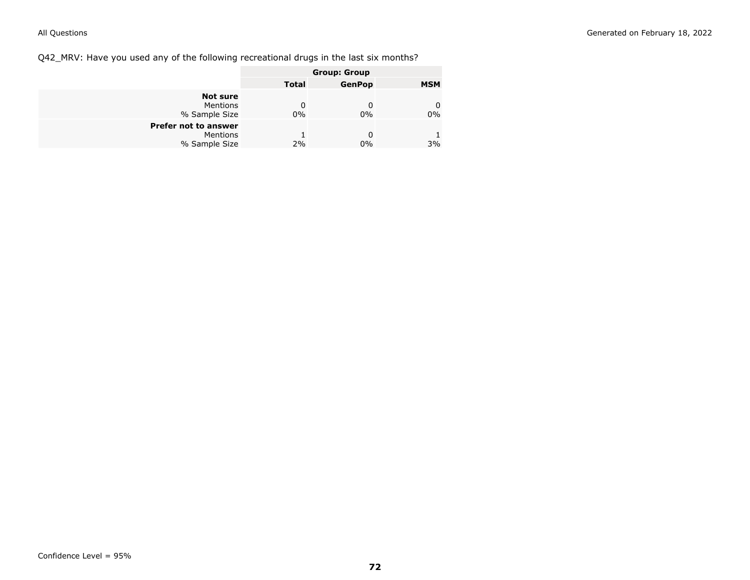Q42_MRV: Have you used any of the following recreational drugs in the last six months?

| | Group: Group | | |
|---|---|---|---|
| | **Total** | **GenPop** | **MSM** |
| **Not sure** | | | |
| Mentions | 0 | 0 | 0 |
| % Sample Size | 0% | 0% | 0% |
| **Prefer not to answer** | | | |
| Mentions | 1 | 0 | 1 |
| % Sample Size | 2% | 0% | 3% |

Confidence Level = 95%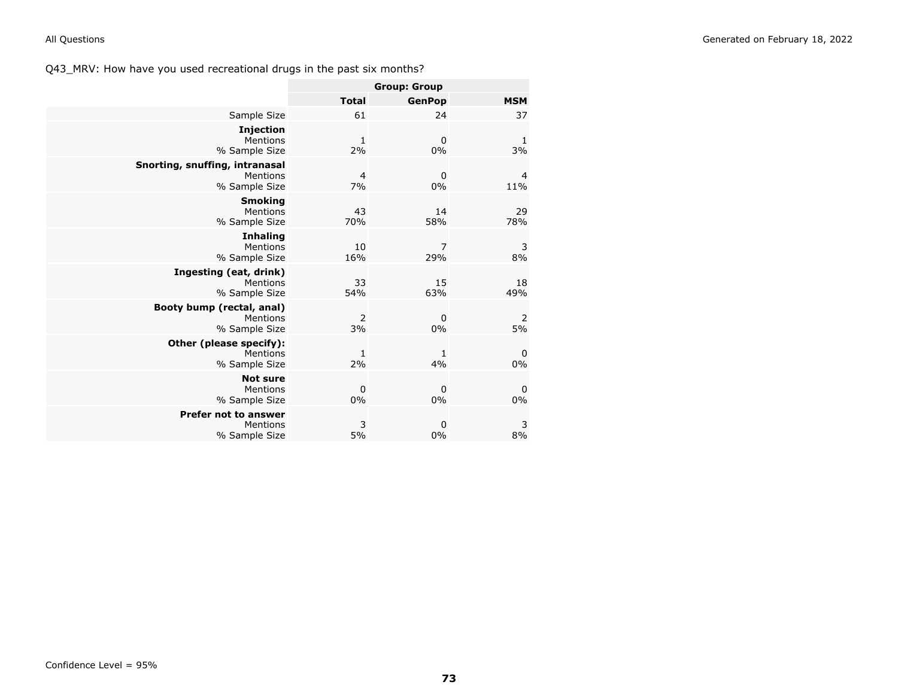Q43_MRV: How have you used recreational drugs in the past six months?

| | Group: Group | | |
|---|---|---|---|
| | **Total** | **GenPop** | **MSM** |
| Sample Size | 61 | 24 | 37 |
| **Injection** | | | |
| Mentions | 1 | 0 | 1 |
| % Sample Size | 2% | 0% | 3% |
| **Snorting, snuffing, intranasal** | | | |
| Mentions | 4 | 0 | 4 |
| % Sample Size | 7% | 0% | 11% |
| **Smoking** | | | |
| Mentions | 43 | 14 | 29 |
| % Sample Size | 70% | 58% | 78% |
| **Inhaling** | | | |
| Mentions | 10 | 7 | 3 |
| % Sample Size | 16% | 29% | 8% |
| **Ingesting (eat, drink)** | | | |
| Mentions | 33 | 15 | 18 |
| % Sample Size | 54% | 63% | 49% |
| **Booty bump (rectal, anal)** | | | |
| Mentions | 2 | 0 | 2 |
| % Sample Size | 3% | 0% | 5% |
| **Other (please specify):** | | | |
| Mentions | 1 | 1 | 0 |
| % Sample Size | 2% | 4% | 0% |
| **Not sure** | | | |
| Mentions | 0 | 0 | 0 |
| % Sample Size | 0% | 0% | 0% |
| **Prefer not to answer** | | | |
| Mentions | 3 | 0 | 3 |
| % Sample Size | 5% | 0% | 8% |

Confidence Level = 95%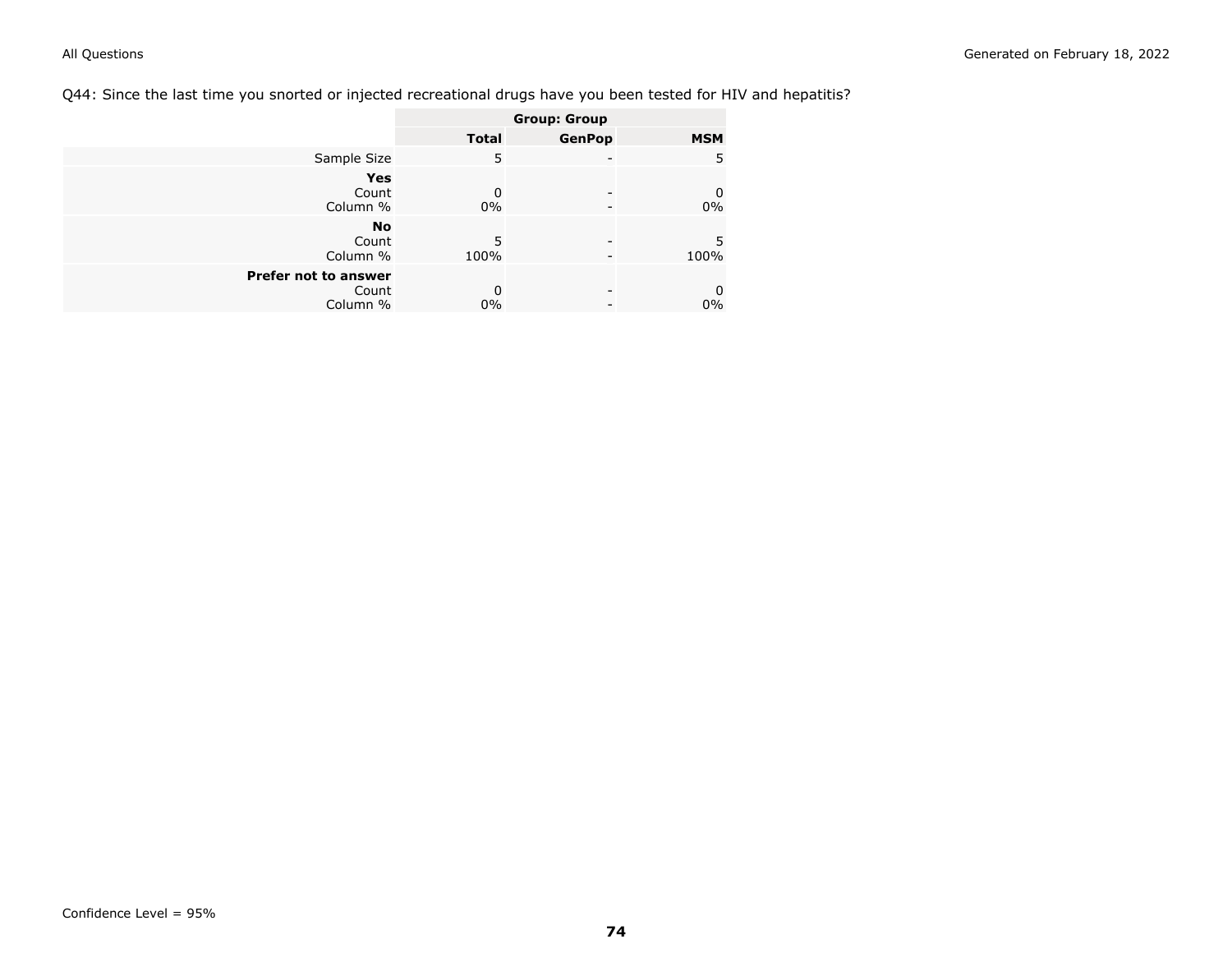Q44: Since the last time you snorted or injected recreational drugs have you been tested for HIV and hepatitis?

| | Group: Group | | |
|---|---|---|---|
| | **Total** | **GenPop** | **MSM** |
| Sample Size | 5 | - | 5 |
| **Yes** | | | |
| Count | 0 | - | 0 |
| Column % | 0% | - | 0% |
| **No** | | | |
| Count | 5 | - | 5 |
| Column % | 100% | - | 100% |
| **Prefer not to answer** | | | |
| Count | 0 | - | 0 |
| Column % | 0% | - | 0% |

Confidence Level = 95%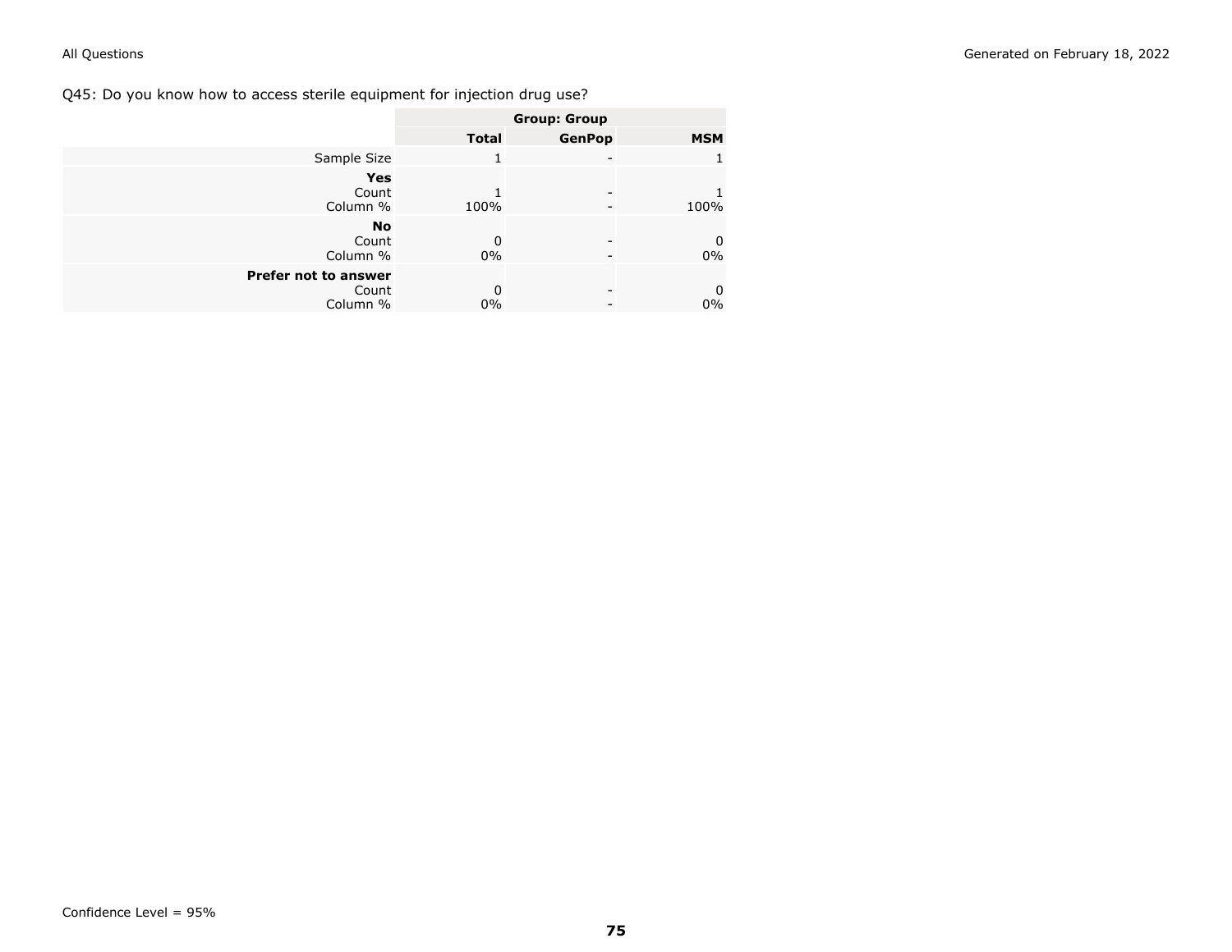Q45: Do you know how to access sterile equipment for injection drug use?

| | Group: Group | | |
|---|---|---|---|
| | **Total** | **GenPop** | **MSM** |
| Sample Size | 1 | - | 1 |
| **Yes** | | | |
| Count | 1 | - | 1 |
| Column % | 100% | - | 100% |
| **No** | | | |
| Count | 0 | - | 0 |
| Column % | 0% | - | 0% |
| **Prefer not to answer** | | | |
| Count | 0 | - | 0 |
| Column % | 0% | - | 0% |

Confidence Level = 95%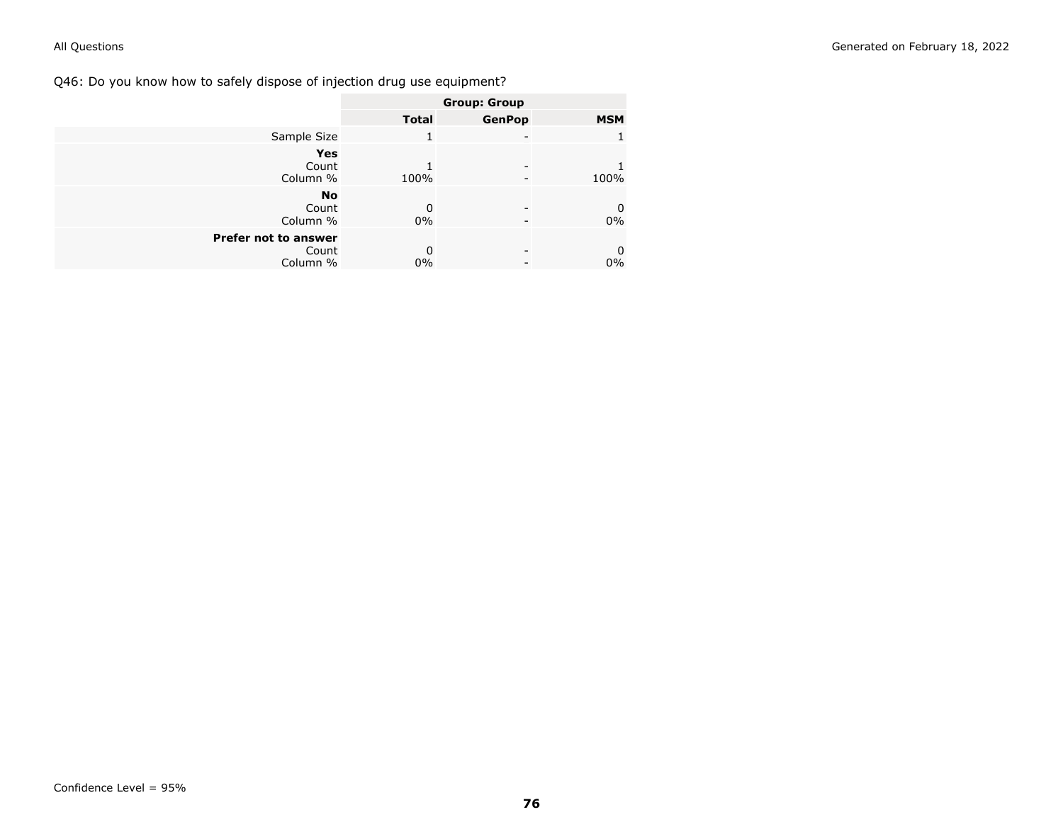Q46: Do you know how to safely dispose of injection drug use equipment?

| | Group: Group | | |
|---|---|---|---|
| | **Total** | **GenPop** | **MSM** |
| Sample Size | 1 | - | 1 |
| **Yes** | | | |
| Count | 1 | - | 1 |
| Column % | 100% | - | 100% |
| **No** | | | |
| Count | 0 | - | 0 |
| Column % | 0% | - | 0% |
| **Prefer not to answer** | | | |
| Count | 0 | - | 0 |
| Column % | 0% | - | 0% |

Confidence Level = 95%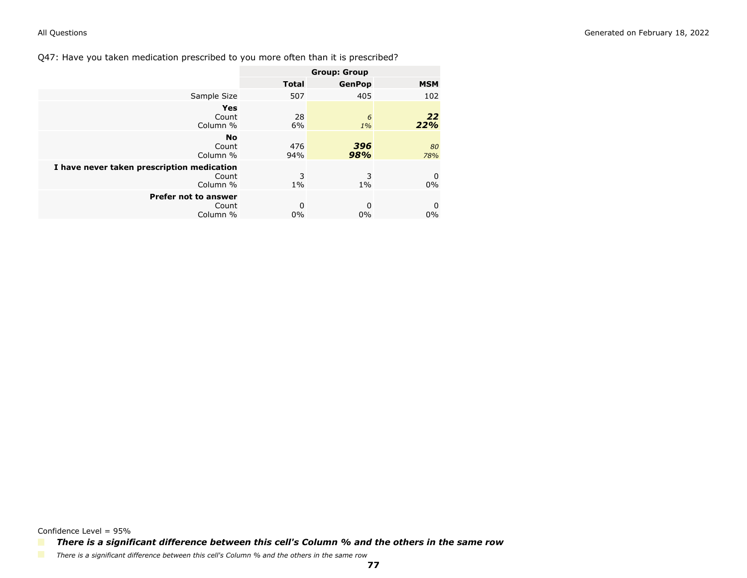Q47: Have you taken medication prescribed to you more often than it is prescribed?

| | Group: Group | | |
|---|---|---|---|
| | **Total** | **GenPop** | **MSM** |
| Sample Size | 507 | 405 | 102 |
| **Yes** | | | |
| Count | 28 | *6* | ***22*** |
| Column % | 6% | *1%* | ***22%*** |
| **No** | | | |
| Count | 476 | ***396*** | *80* |
| Column % | 94% | ***98%*** | *78%* |
| **I have never taken prescription medication** | | | |
| Count | 3 | 3 | 0 |
| Column % | 1% | 1% | 0% |
| **Prefer not to answer** | | | |
| Count | 0 | 0 | 0 |
| Column % | 0% | 0% | 0% |

Confidence Level = 95%

***There is a significant difference between this cell's Column % and the others in the same row***

*There is a significant difference between this cell's Column % and the others in the same row*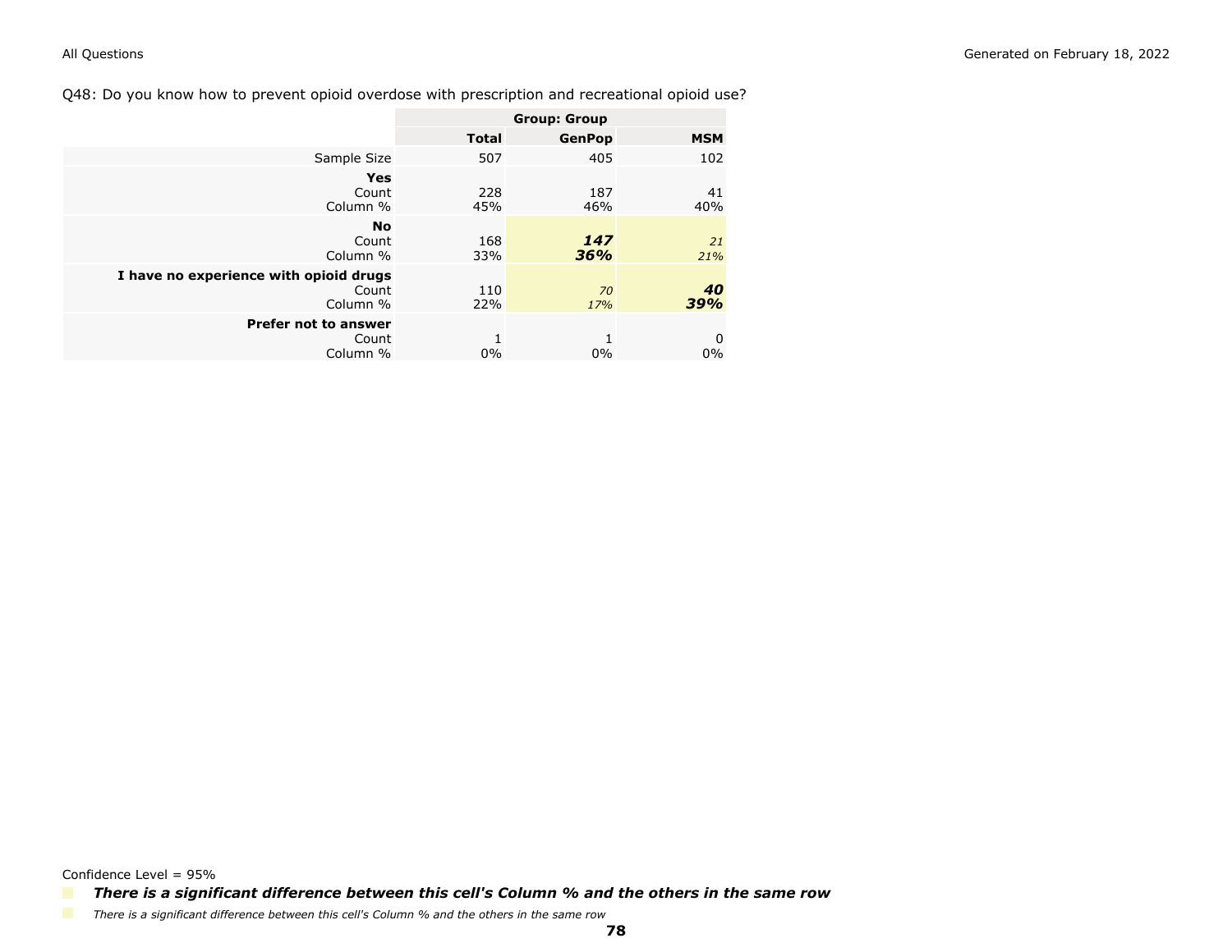Q48: Do you know how to prevent opioid overdose with prescription and recreational opioid use?

| | Group: Group | | |
|---|---|---|---|
| | **Total** | **GenPop** | **MSM** |
| Sample Size | 507 | 405 | 102 |
| **Yes** | | | |
| Count | 228 | 187 | 41 |
| Column % | 45% | 46% | 40% |
| **No** | | | |
| Count | 168 | ***147*** | *21* |
| Column % | 33% | ***36%*** | *21%* |
| **I have no experience with opioid drugs** | | | |
| Count | 110 | *70* | ***40*** |
| Column % | 22% | *17%* | ***39%*** |
| **Prefer not to answer** | | | |
| Count | 1 | 1 | 0 |
| Column % | 0% | 0% | 0% |

Confidence Level = 95%

***There is a significant difference between this cell's Column % and the others in the same row***

*There is a significant difference between this cell's Column % and the others in the same row*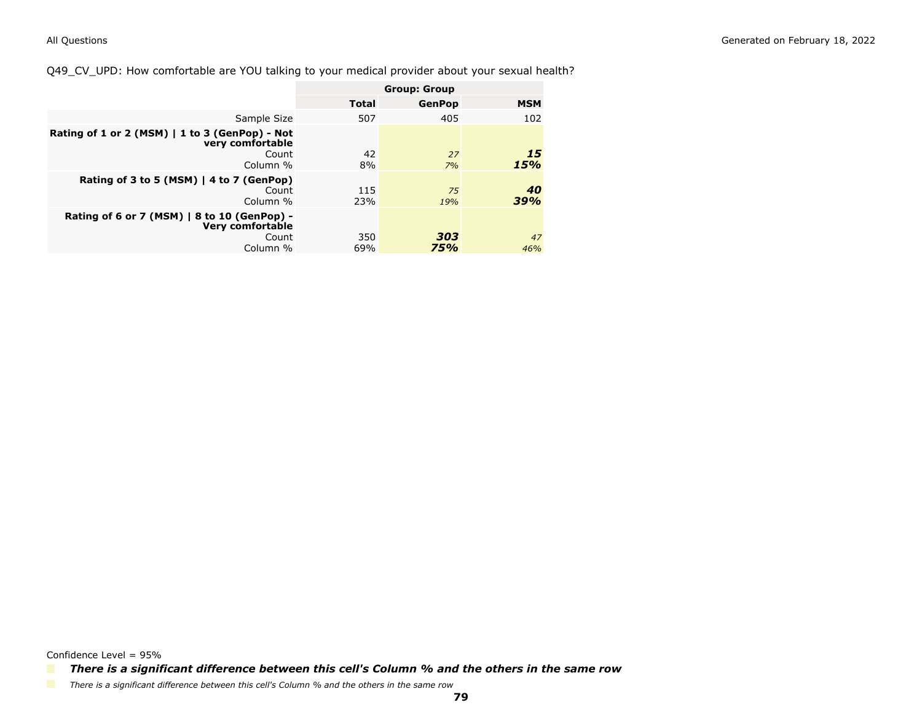Q49_CV_UPD: How comfortable are YOU talking to your medical provider about your sexual health?

| | | Group: Group | |
|---|---|---|---|
| | **Total** | **GenPop** | **MSM** |
| Sample Size | 507 | 405 | 102 |
| **Rating of 1 or 2 (MSM) \| 1 to 3 (GenPop) - Not very comfortable** | | | |
| Count | 42 | *27* | ***15*** |
| Column % | 8% | *7%* | ***15%*** |
| **Rating of 3 to 5 (MSM) \| 4 to 7 (GenPop)** | | | |
| Count | 115 | *75* | ***40*** |
| Column % | 23% | *19%* | ***39%*** |
| **Rating of 6 or 7 (MSM) \| 8 to 10 (GenPop) - Very comfortable** | | | |
| Count | 350 | ***303*** | *47* |
| Column % | 69% | ***75%*** | *46%* |

Confidence Level = 95%

***There is a significant difference between this cell's Column % and the others in the same row***

*There is a significant difference between this cell's Column % and the others in the same row*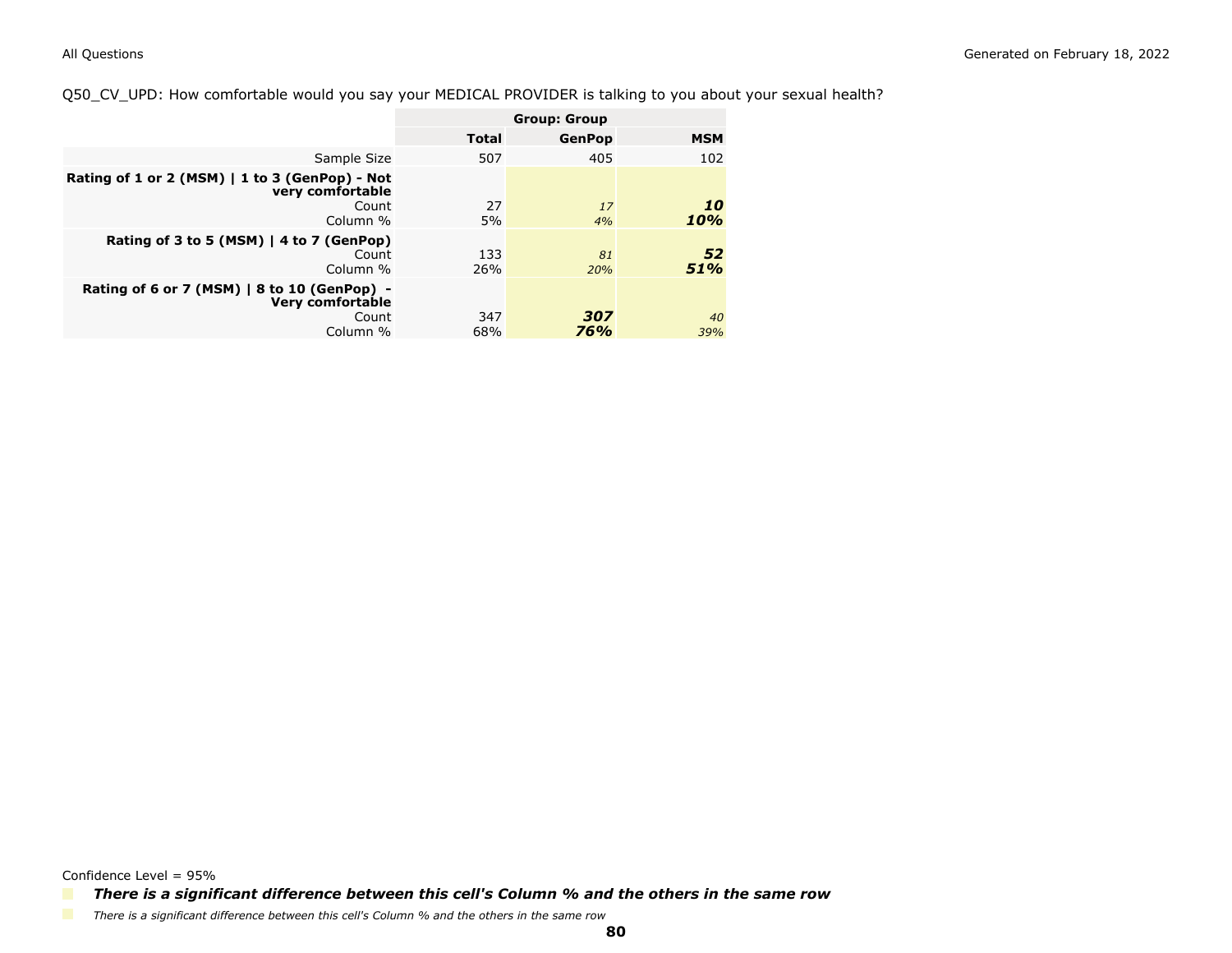Q50_CV_UPD: How comfortable would you say your MEDICAL PROVIDER is talking to you about your sexual health?

| | Group: Group | | |
|---|---|---|---|
| | **Total** | **GenPop** | **MSM** |
| Sample Size | 507 | 405 | 102 |
| **Rating of 1 or 2 (MSM) \| 1 to 3 (GenPop) - Not very comfortable** | | | |
| Count | 27 | *17* | ***10*** |
| Column % | 5% | *4%* | ***10%*** |
| **Rating of 3 to 5 (MSM) \| 4 to 7 (GenPop)** | | | |
| Count | 133 | *81* | ***52*** |
| Column % | 26% | *20%* | ***51%*** |
| **Rating of 6 or 7 (MSM) \| 8 to 10 (GenPop) - Very comfortable** | | | |
| Count | 347 | ***307*** | *40* |
| Column % | 68% | ***76%*** | *39%* |

Confidence Level = 95%

***There is a significant difference between this cell's Column % and the others in the same row***

*There is a significant difference between this cell's Column % and the others in the same row*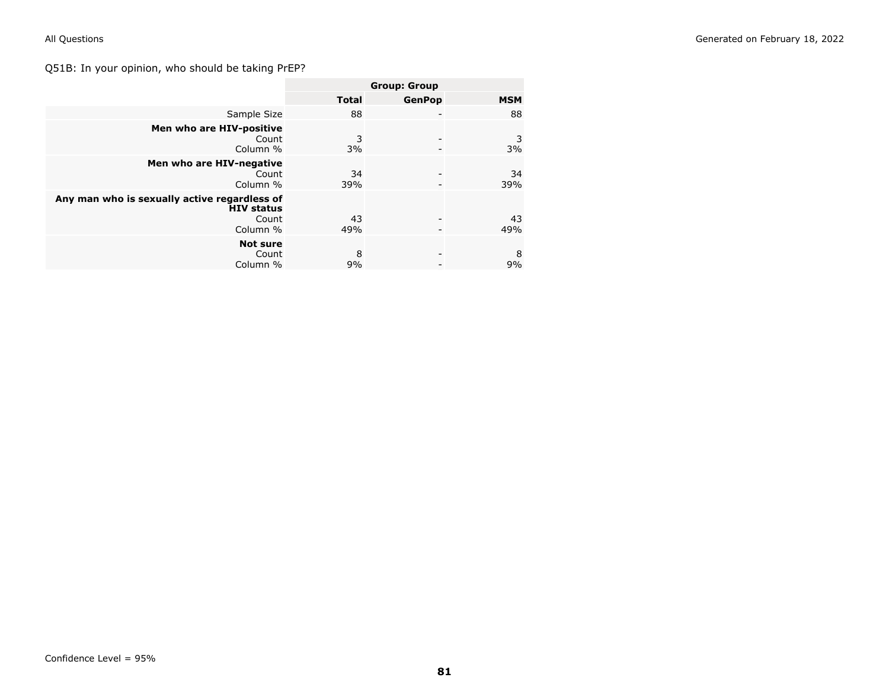Q51B: In your opinion, who should be taking PrEP?

| | Group: Group | | |
|---|---|---|---|
| | **Total** | **GenPop** | **MSM** |
| Sample Size | 88 | - | 88 |
| **Men who are HIV-positive** | | | |
| Count | 3 | - | 3 |
| Column % | 3% | - | 3% |
| **Men who are HIV-negative** | | | |
| Count | 34 | - | 34 |
| Column % | 39% | - | 39% |
| **Any man who is sexually active regardless of HIV status** | | | |
| Count | 43 | - | 43 |
| Column % | 49% | - | 49% |
| **Not sure** | | | |
| Count | 8 | - | 8 |
| Column % | 9% | - | 9% |

Confidence Level = 95%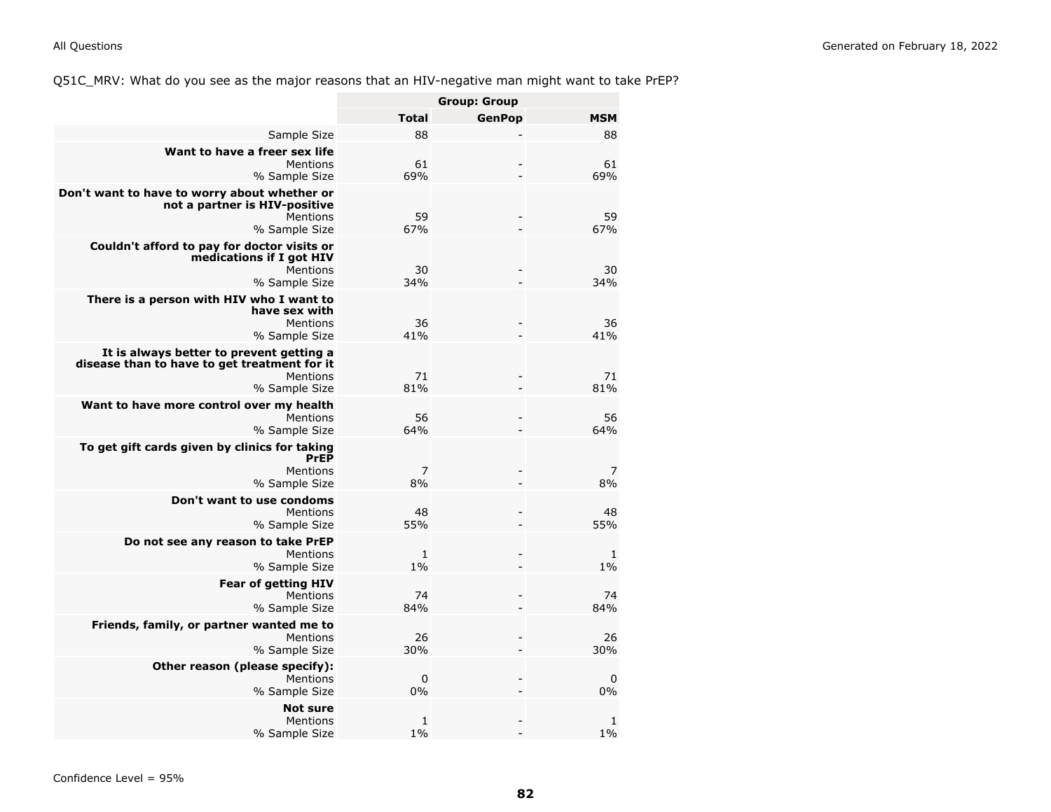Q51C_MRV: What do you see as the major reasons that an HIV-negative man might want to take PrEP?

| | Group: Group | | |
|---|---|---|---|
| | **Total** | **GenPop** | **MSM** |
| Sample Size | 88 | - | 88 |
| **Want to have a freer sex life** | | | |
| Mentions | 61 | - | 61 |
| % Sample Size | 69% | - | 69% |
| **Don't want to have to worry about whether or not a partner is HIV-positive** | | | |
| Mentions | 59 | - | 59 |
| % Sample Size | 67% | - | 67% |
| **Couldn't afford to pay for doctor visits or medications if I got HIV** | | | |
| Mentions | 30 | - | 30 |
| % Sample Size | 34% | - | 34% |
| **There is a person with HIV who I want to have sex with** | | | |
| Mentions | 36 | - | 36 |
| % Sample Size | 41% | - | 41% |
| **It is always better to prevent getting a disease than to have to get treatment for it** | | | |
| Mentions | 71 | - | 71 |
| % Sample Size | 81% | - | 81% |
| **Want to have more control over my health** | | | |
| Mentions | 56 | - | 56 |
| % Sample Size | 64% | - | 64% |
| **To get gift cards given by clinics for taking PrEP** | | | |
| Mentions | 7 | - | 7 |
| % Sample Size | 8% | - | 8% |
| **Don't want to use condoms** | | | |
| Mentions | 48 | - | 48 |
| % Sample Size | 55% | - | 55% |
| **Do not see any reason to take PrEP** | | | |
| Mentions | 1 | - | 1 |
| % Sample Size | 1% | - | 1% |
| **Fear of getting HIV** | | | |
| Mentions | 74 | - | 74 |
| % Sample Size | 84% | - | 84% |
| **Friends, family, or partner wanted me to** | | | |
| Mentions | 26 | - | 26 |
| % Sample Size | 30% | - | 30% |
| **Other reason (please specify):** | | | |
| Mentions | 0 | - | 0 |
| % Sample Size | 0% | - | 0% |
| **Not sure** | | | |
| Mentions | 1 | - | 1 |
| % Sample Size | 1% | - | 1% |

Confidence Level = 95%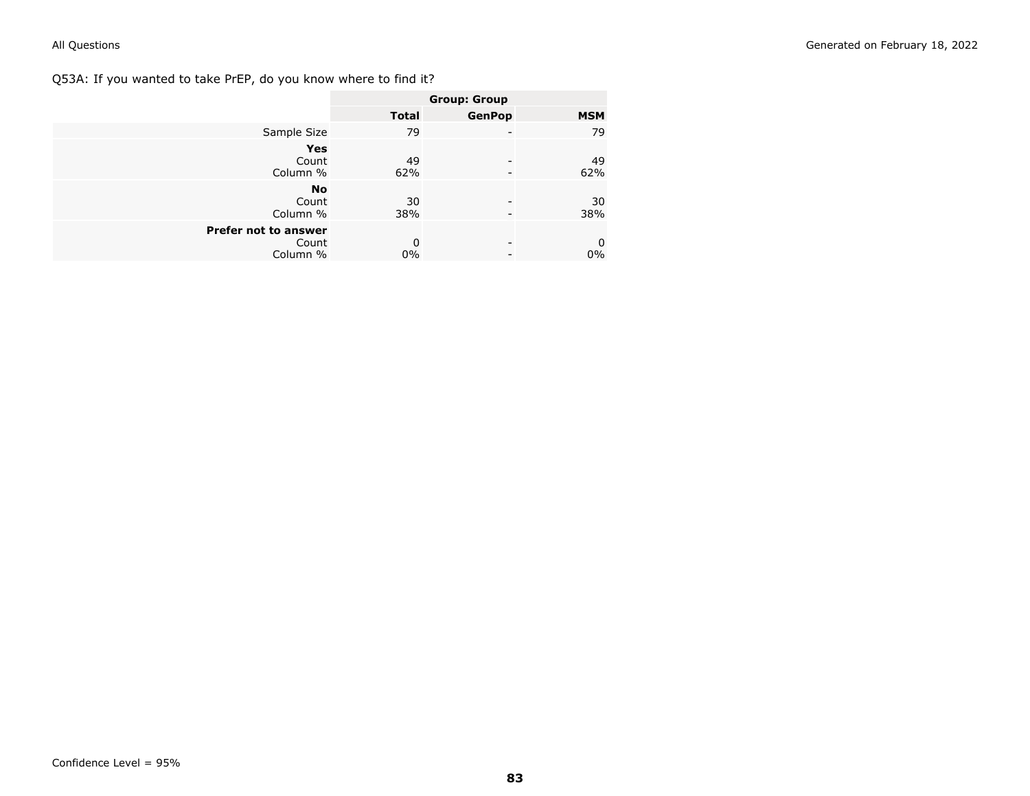Q53A: If you wanted to take PrEP, do you know where to find it?

| | Group: Group | | |
|---|---|---|---|
| | **Total** | **GenPop** | **MSM** |
| Sample Size | 79 | - | 79 |
| **Yes** | | | |
| Count | 49 | - | 49 |
| Column % | 62% | - | 62% |
| **No** | | | |
| Count | 30 | - | 30 |
| Column % | 38% | - | 38% |
| **Prefer not to answer** | | | |
| Count | 0 | - | 0 |
| Column % | 0% | - | 0% |

Confidence Level = 95%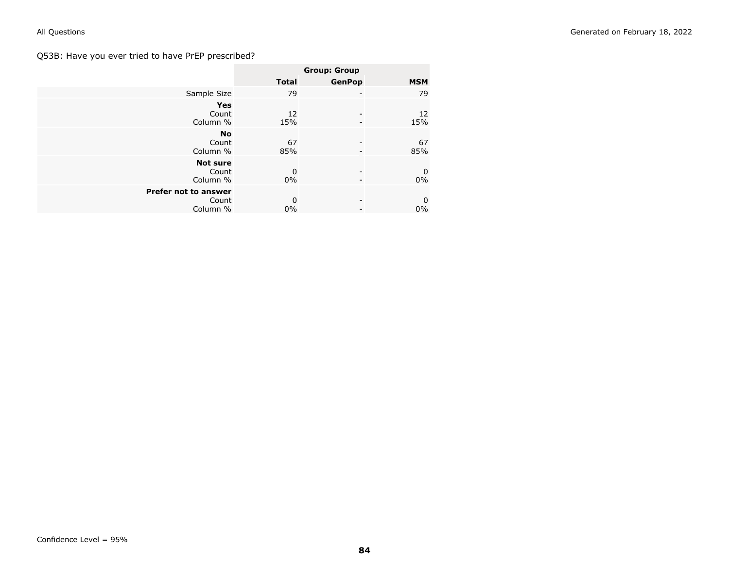Q53B: Have you ever tried to have PrEP prescribed?

| | Group: Group | | |
|---|---|---|---|
| | **Total** | **GenPop** | **MSM** |
| Sample Size | 79 | - | 79 |
| **Yes** | | | |
| Count | 12 | - | 12 |
| Column % | 15% | - | 15% |
| **No** | | | |
| Count | 67 | - | 67 |
| Column % | 85% | - | 85% |
| **Not sure** | | | |
| Count | 0 | - | 0 |
| Column % | 0% | - | 0% |
| **Prefer not to answer** | | | |
| Count | 0 | - | 0 |
| Column % | 0% | - | 0% |

Confidence Level = 95%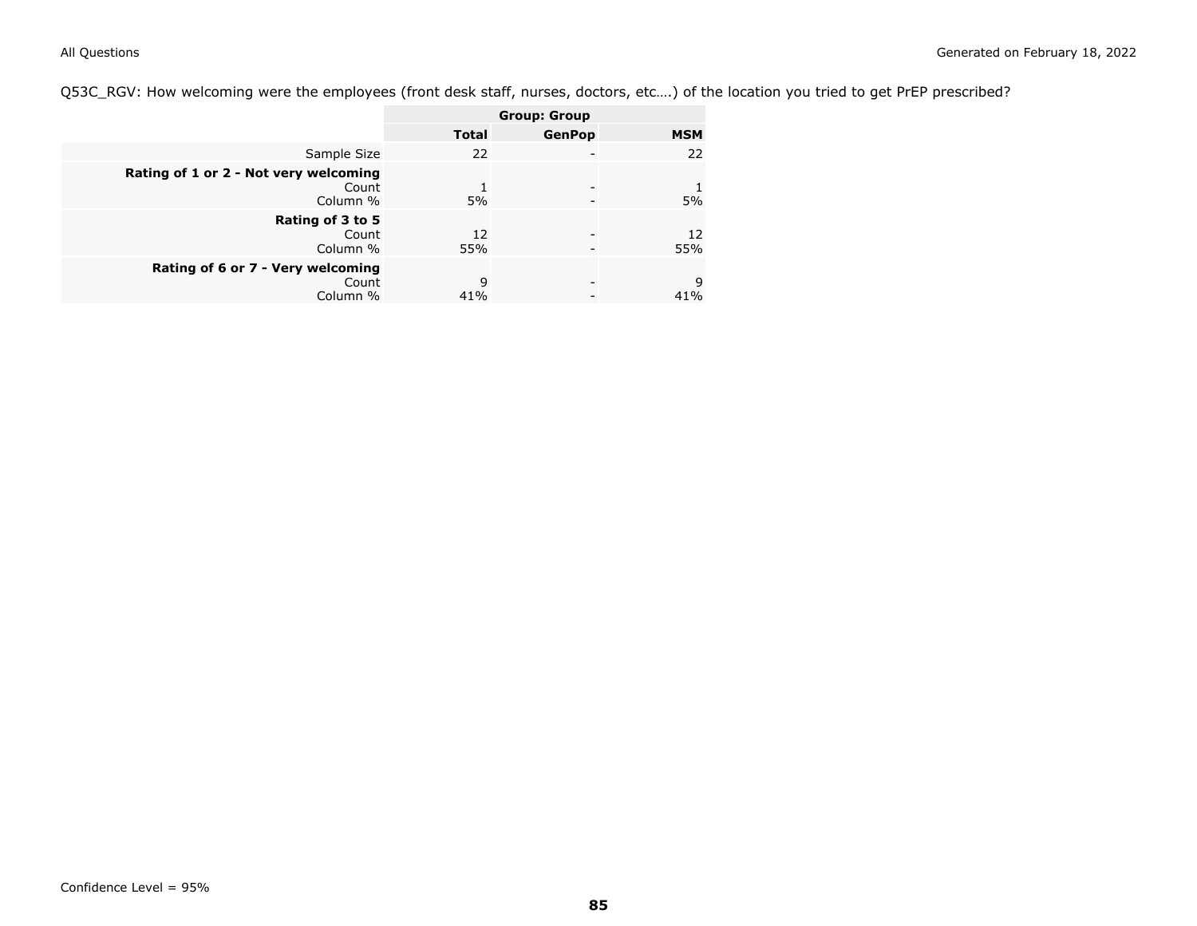Q53C_RGV: How welcoming were the employees (front desk staff, nurses, doctors, etc….) of the location you tried to get PrEP prescribed?

| | Group: Group | | |
|---|---|---|---|
| | **Total** | **GenPop** | **MSM** |
| Sample Size | 22 | - | 22 |
| **Rating of 1 or 2 - Not very welcoming** | | | |
| Count | 1 | - | 1 |
| Column % | 5% | - | 5% |
| **Rating of 3 to 5** | | | |
| Count | 12 | - | 12 |
| Column % | 55% | - | 55% |
| **Rating of 6 or 7 - Very welcoming** | | | |
| Count | 9 | - | 9 |
| Column % | 41% | - | 41% |

Confidence Level = 95%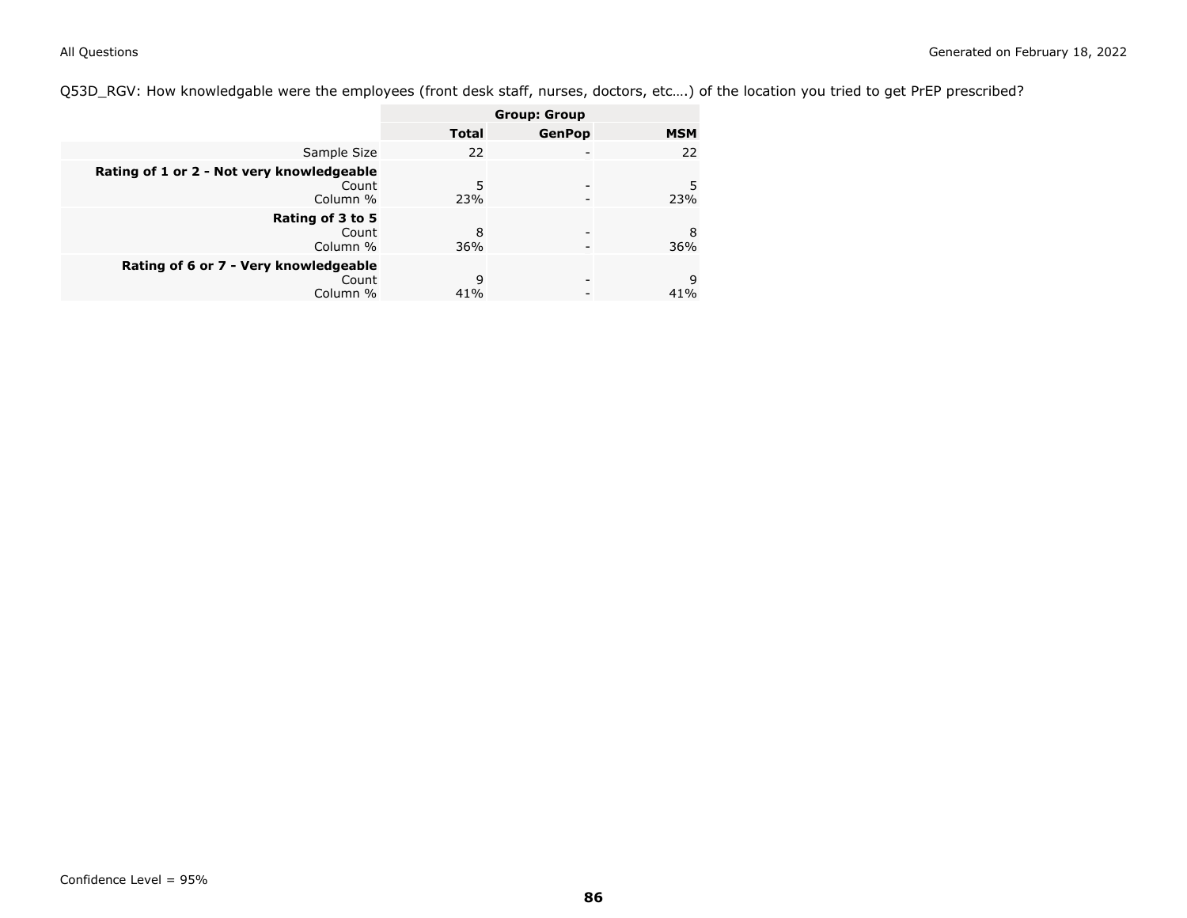Q53D_RGV: How knowledgable were the employees (front desk staff, nurses, doctors, etc….) of the location you tried to get PrEP prescribed?

| | Group: Group | | |
|---|---|---|---|
| | **Total** | **GenPop** | **MSM** |
| Sample Size | 22 | - | 22 |
| **Rating of 1 or 2 - Not very knowledgeable** | | | |
| Count | 5 | - | 5 |
| Column % | 23% | - | 23% |
| **Rating of 3 to 5** | | | |
| Count | 8 | - | 8 |
| Column % | 36% | - | 36% |
| **Rating of 6 or 7 - Very knowledgeable** | | | |
| Count | 9 | - | 9 |
| Column % | 41% | - | 41% |

Confidence Level = 95%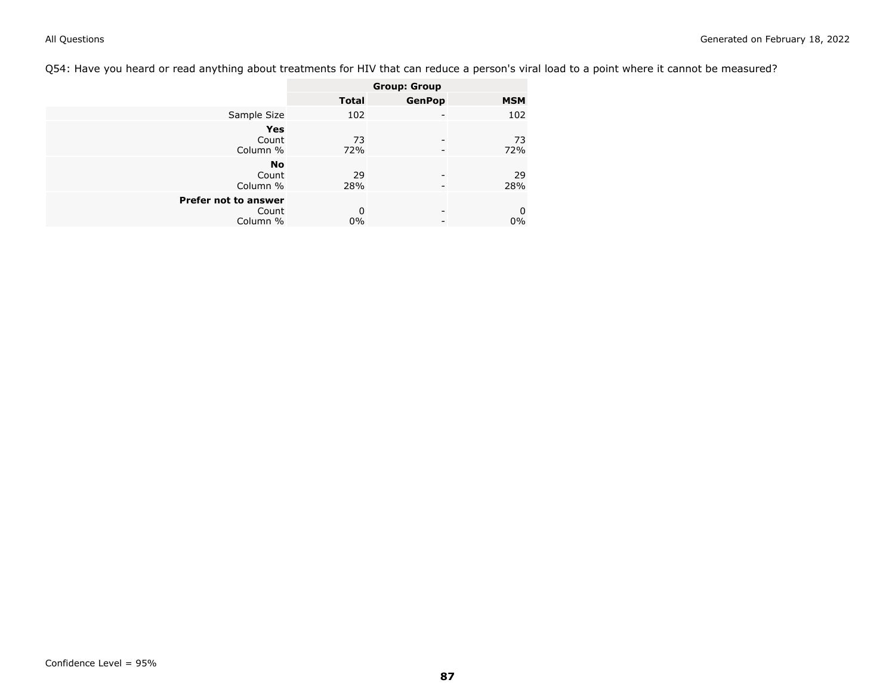Q54: Have you heard or read anything about treatments for HIV that can reduce a person's viral load to a point where it cannot be measured?

| | Group: Group | | |
|---|---|---|---|
| | **Total** | **GenPop** | **MSM** |
| Sample Size | 102 | - | 102 |
| **Yes** | | | |
| Count | 73 | - | 73 |
| Column % | 72% | - | 72% |
| **No** | | | |
| Count | 29 | - | 29 |
| Column % | 28% | - | 28% |
| **Prefer not to answer** | | | |
| Count | 0 | - | 0 |
| Column % | 0% | - | 0% |

Confidence Level = 95%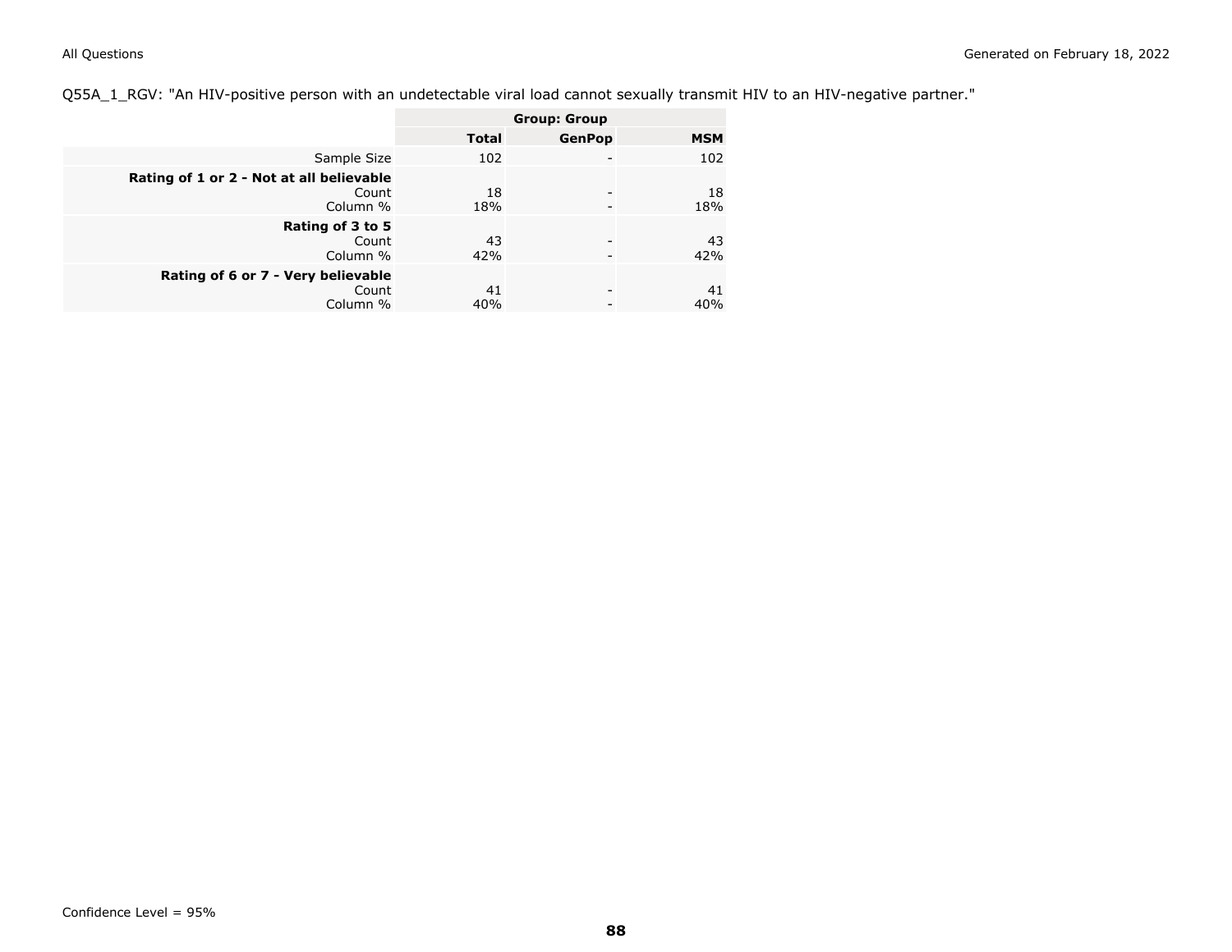Q55A_1_RGV: "An HIV-positive person with an undetectable viral load cannot sexually transmit HIV to an HIV-negative partner."

| | Group: Group | | |
|---|---|---|---|
| | **Total** | **GenPop** | **MSM** |
| Sample Size | 102 | - | 102 |
| **Rating of 1 or 2 - Not at all believable** | | | |
| Count | 18 | - | 18 |
| Column % | 18% | - | 18% |
| **Rating of 3 to 5** | | | |
| Count | 43 | - | 43 |
| Column % | 42% | - | 42% |
| **Rating of 6 or 7 - Very believable** | | | |
| Count | 41 | - | 41 |
| Column % | 40% | - | 40% |

Confidence Level = 95%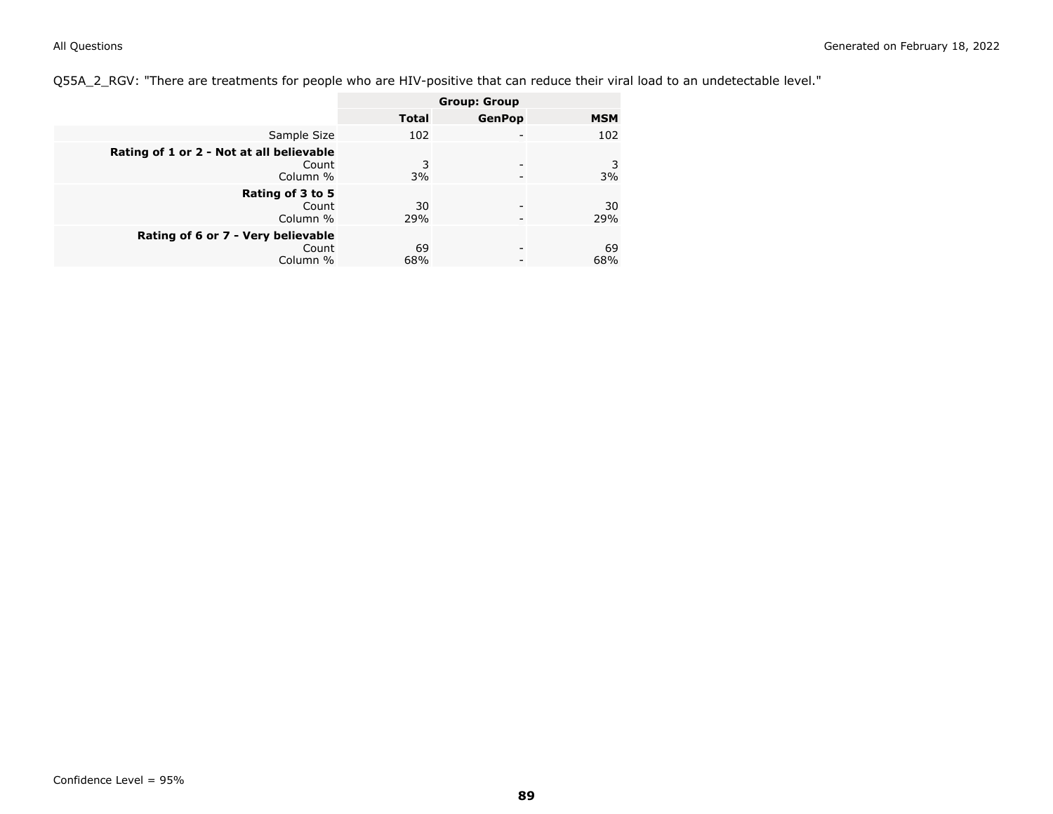Q55A_2_RGV: "There are treatments for people who are HIV-positive that can reduce their viral load to an undetectable level."

| | Group: Group | | |
|---|---|---|---|
| | **Total** | **GenPop** | **MSM** |
| Sample Size | 102 | - | 102 |
| **Rating of 1 or 2 - Not at all believable** | | | |
| Count | 3 | - | 3 |
| Column % | 3% | - | 3% |
| **Rating of 3 to 5** | | | |
| Count | 30 | - | 30 |
| Column % | 29% | - | 29% |
| **Rating of 6 or 7 - Very believable** | | | |
| Count | 69 | - | 69 |
| Column % | 68% | - | 68% |

Confidence Level = 95%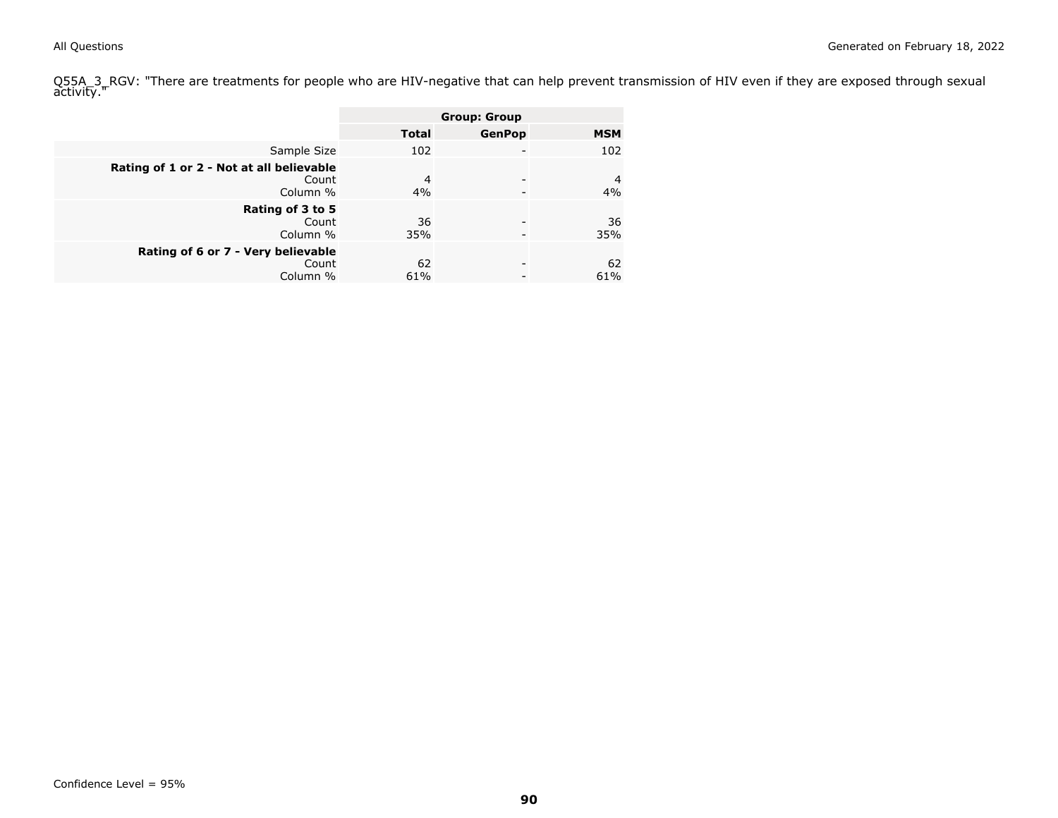Q55A_3_RGV: "There are treatments for people who are HIV-negative that can help prevent transmission of HIV even if they are exposed through sexual activity."

| | Group: Group | | |
|---|---|---|---|
| | **Total** | **GenPop** | **MSM** |
| Sample Size | 102 | - | 102 |
| **Rating of 1 or 2 - Not at all believable** | | | |
| Count | 4 | - | 4 |
| Column % | 4% | - | 4% |
| **Rating of 3 to 5** | | | |
| Count | 36 | - | 36 |
| Column % | 35% | - | 35% |
| **Rating of 6 or 7 - Very believable** | | | |
| Count | 62 | - | 62 |
| Column % | 61% | - | 61% |

Confidence Level = 95%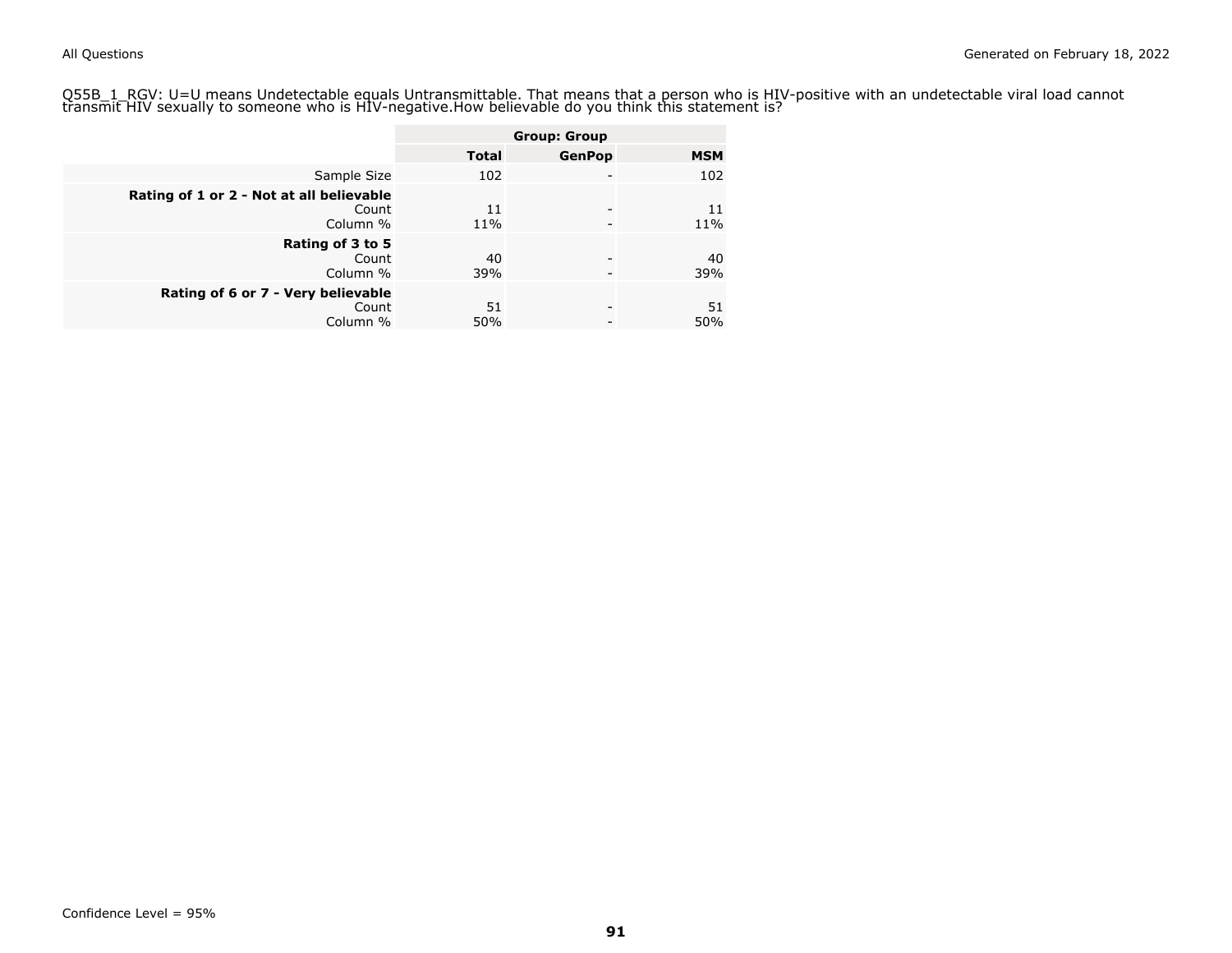Q55B_1_RGV: U=U means Undetectable equals Untransmittable. That means that a person who is HIV-positive with an undetectable viral load cannot transmit HIV sexually to someone who is HIV-negative.How believable do you think this statement is?

| | Group: Group | | |
|---|---|---|---|
| | **Total** | **GenPop** | **MSM** |
| Sample Size | 102 | - | 102 |
| **Rating of 1 or 2 - Not at all believable** | | | |
| Count | 11 | - | 11 |
| Column % | 11% | - | 11% |
| **Rating of 3 to 5** | | | |
| Count | 40 | - | 40 |
| Column % | 39% | - | 39% |
| **Rating of 6 or 7 - Very believable** | | | |
| Count | 51 | - | 51 |
| Column % | 50% | - | 50% |

Confidence Level = 95%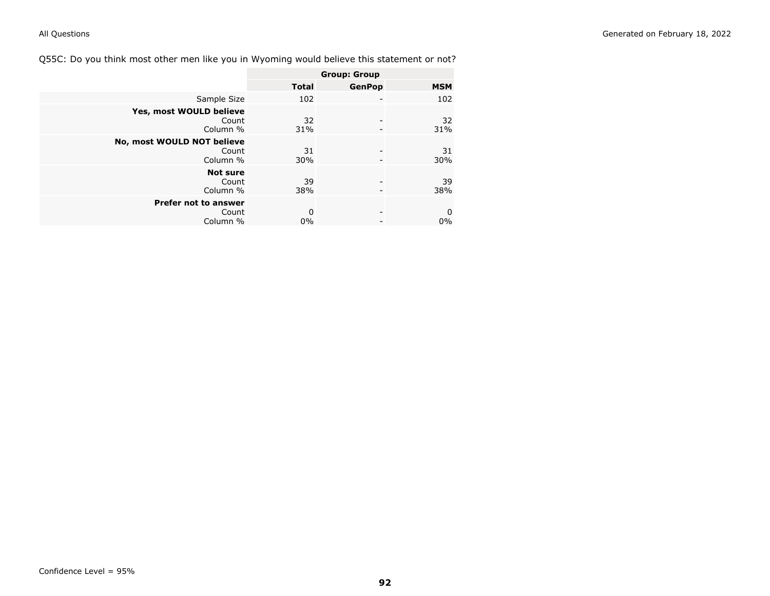Q55C: Do you think most other men like you in Wyoming would believe this statement or not?

| | Group: Group | | |
|---|---|---|---|
| | **Total** | **GenPop** | **MSM** |
| Sample Size | 102 | - | 102 |
| **Yes, most WOULD believe** | | | |
| Count | 32 | - | 32 |
| Column % | 31% | - | 31% |
| **No, most WOULD NOT believe** | | | |
| Count | 31 | - | 31 |
| Column % | 30% | - | 30% |
| **Not sure** | | | |
| Count | 39 | - | 39 |
| Column % | 38% | - | 38% |
| **Prefer not to answer** | | | |
| Count | 0 | - | 0 |
| Column % | 0% | - | 0% |

Confidence Level = 95%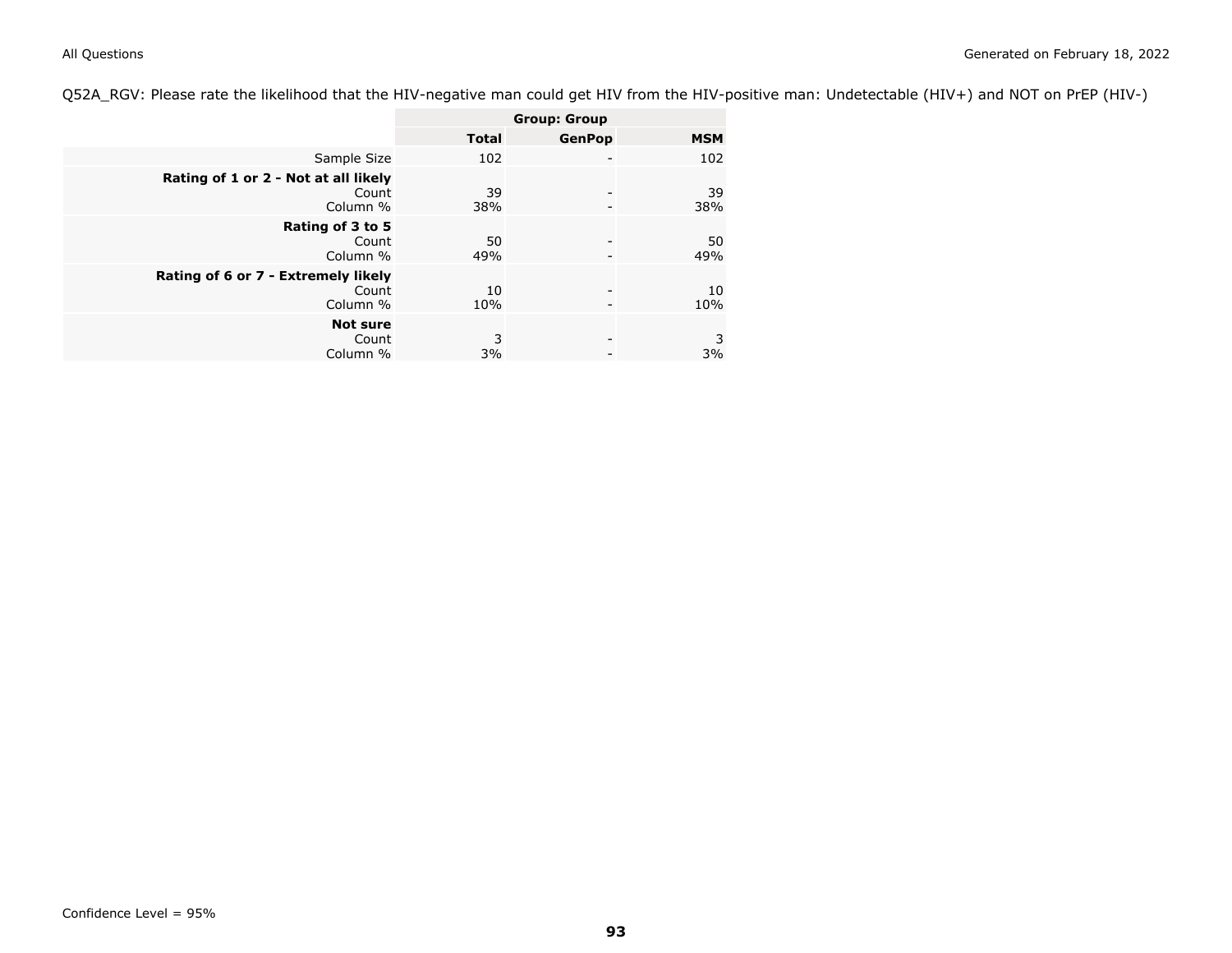Q52A_RGV: Please rate the likelihood that the HIV-negative man could get HIV from the HIV-positive man: Undetectable (HIV+) and NOT on PrEP (HIV-)

| | Group: Group | | |
|---|---|---|---|
| | **Total** | **GenPop** | **MSM** |
| Sample Size | 102 | - | 102 |
| **Rating of 1 or 2 - Not at all likely** | | | |
| Count | 39 | - | 39 |
| Column % | 38% | - | 38% |
| **Rating of 3 to 5** | | | |
| Count | 50 | - | 50 |
| Column % | 49% | - | 49% |
| **Rating of 6 or 7 - Extremely likely** | | | |
| Count | 10 | - | 10 |
| Column % | 10% | - | 10% |
| **Not sure** | | | |
| Count | 3 | - | 3 |
| Column % | 3% | - | 3% |

Confidence Level = 95%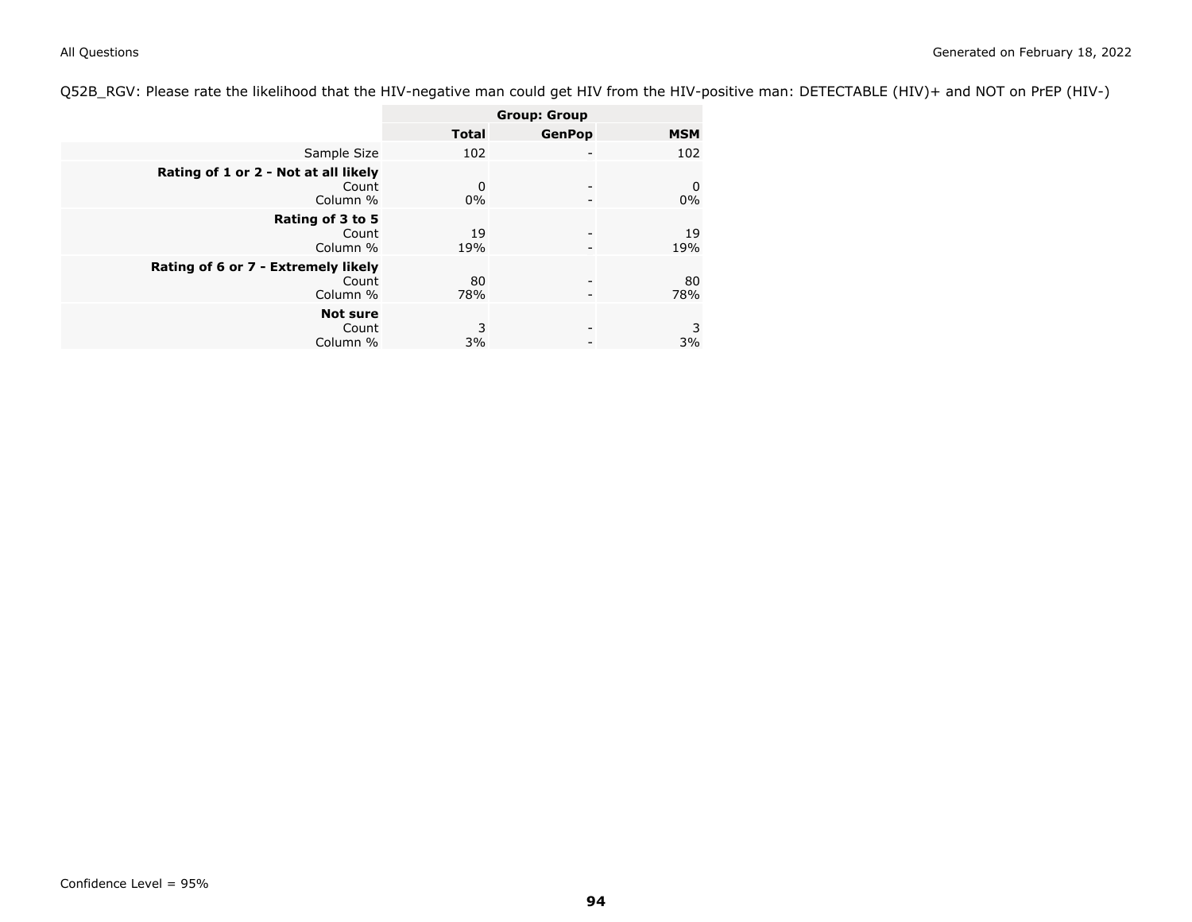Q52B_RGV: Please rate the likelihood that the HIV-negative man could get HIV from the HIV-positive man: DETECTABLE (HIV)+ and NOT on PrEP (HIV-)

| | Group: Group | | |
|---|---|---|---|
| | **Total** | **GenPop** | **MSM** |
| Sample Size | 102 | - | 102 |
| **Rating of 1 or 2 - Not at all likely** | | | |
| Count | 0 | - | 0 |
| Column % | 0% | - | 0% |
| **Rating of 3 to 5** | | | |
| Count | 19 | - | 19 |
| Column % | 19% | - | 19% |
| **Rating of 6 or 7 - Extremely likely** | | | |
| Count | 80 | - | 80 |
| Column % | 78% | - | 78% |
| **Not sure** | | | |
| Count | 3 | - | 3 |
| Column % | 3% | - | 3% |

Confidence Level = 95%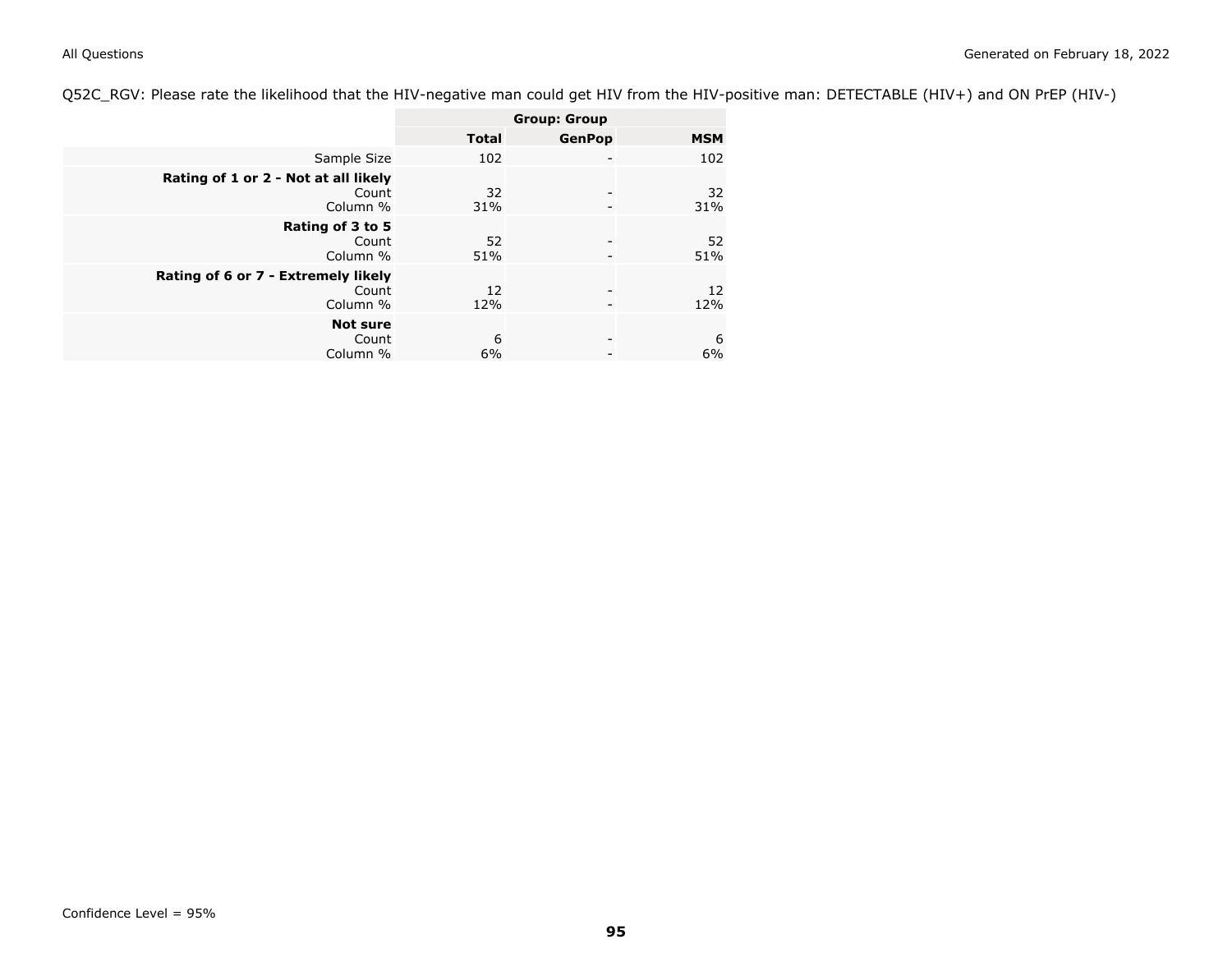Q52C_RGV: Please rate the likelihood that the HIV-negative man could get HIV from the HIV-positive man: DETECTABLE (HIV+) and ON PrEP (HIV-)

| | Group: Group | | |
|---|---|---|---|
| | **Total** | **GenPop** | **MSM** |
| Sample Size | 102 | - | 102 |
| **Rating of 1 or 2 - Not at all likely** | | | |
| Count | 32 | - | 32 |
| Column % | 31% | - | 31% |
| **Rating of 3 to 5** | | | |
| Count | 52 | - | 52 |
| Column % | 51% | - | 51% |
| **Rating of 6 or 7 - Extremely likely** | | | |
| Count | 12 | - | 12 |
| Column % | 12% | - | 12% |
| **Not sure** | | | |
| Count | 6 | - | 6 |
| Column % | 6% | - | 6% |

Confidence Level = 95%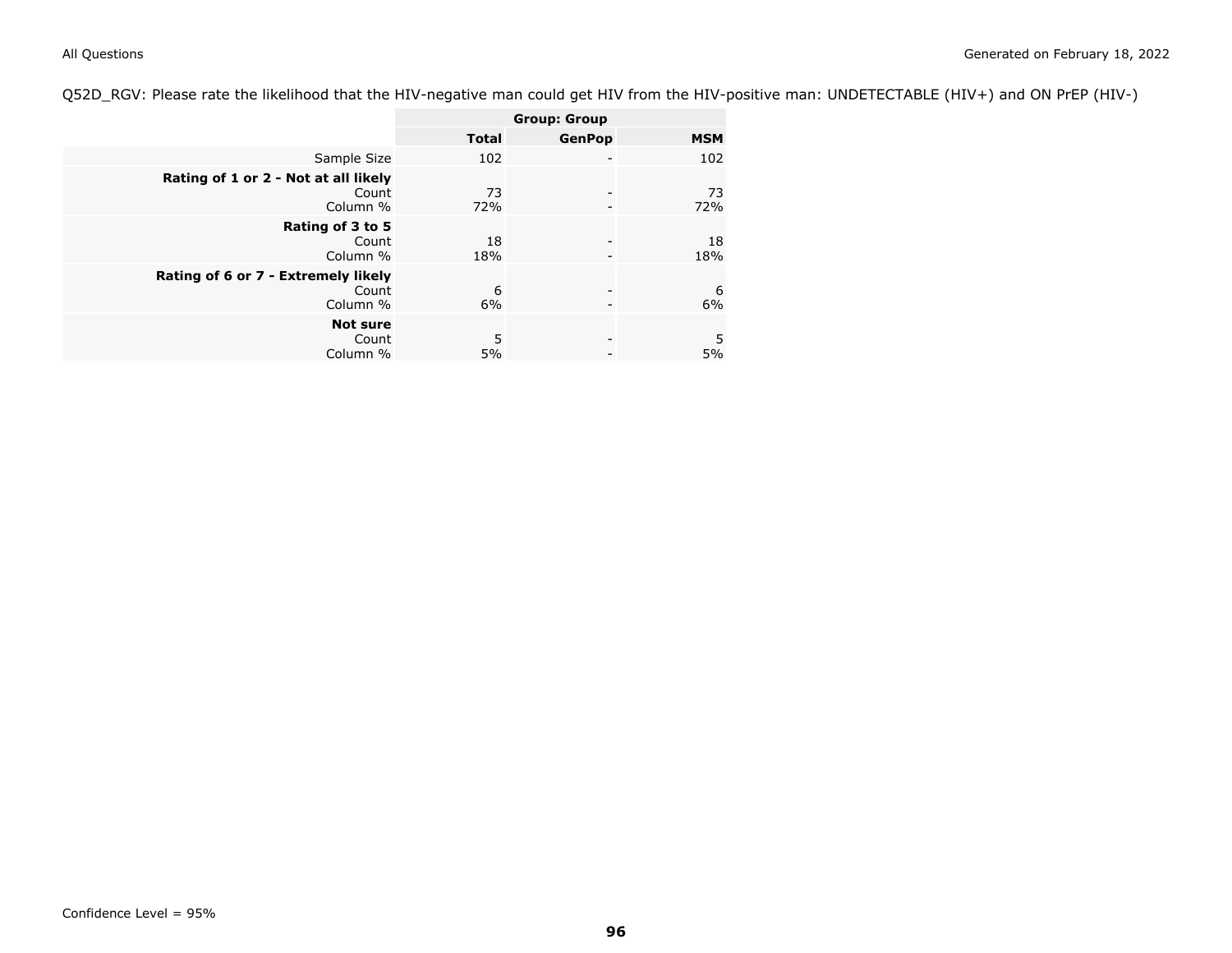Q52D_RGV: Please rate the likelihood that the HIV-negative man could get HIV from the HIV-positive man: UNDETECTABLE (HIV+) and ON PrEP (HIV-)

| | Group: Group | | |
|---|---|---|---|
| | **Total** | **GenPop** | **MSM** |
| Sample Size | 102 | - | 102 |
| **Rating of 1 or 2 - Not at all likely** | | | |
| Count | 73 | - | 73 |
| Column % | 72% | - | 72% |
| **Rating of 3 to 5** | | | |
| Count | 18 | - | 18 |
| Column % | 18% | - | 18% |
| **Rating of 6 or 7 - Extremely likely** | | | |
| Count | 6 | - | 6 |
| Column % | 6% | - | 6% |
| **Not sure** | | | |
| Count | 5 | - | 5 |
| Column % | 5% | - | 5% |

Confidence Level = 95%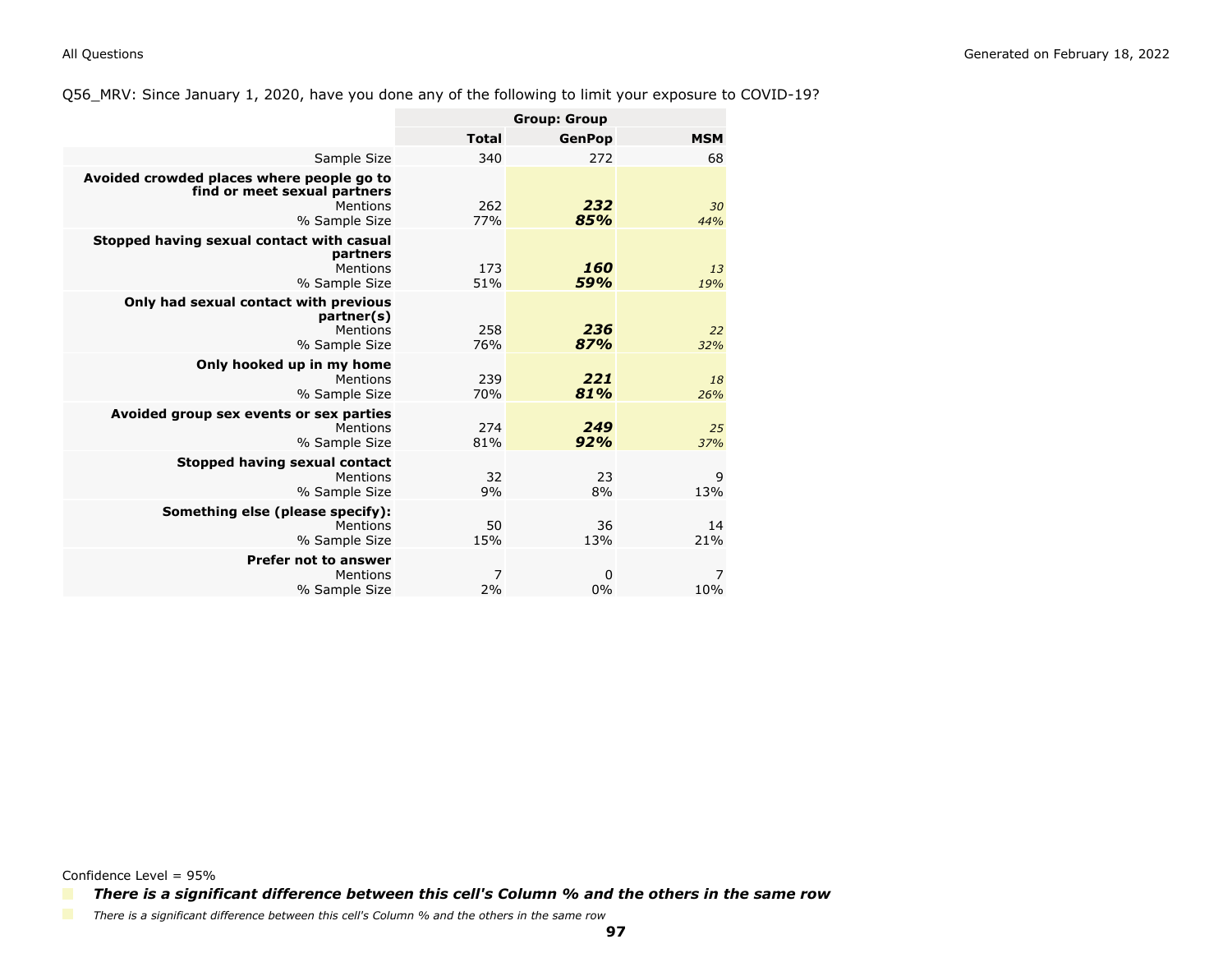Q56_MRV: Since January 1, 2020, have you done any of the following to limit your exposure to COVID-19?

| | Group: Group | | |
|---|---|---|---|
| | **Total** | **GenPop** | **MSM** |
| Sample Size | 340 | 272 | 68 |
| **Avoided crowded places where people go to find or meet sexual partners** | | | |
| Mentions | 262 | ***232*** | *30* |
| % Sample Size | 77% | ***85%*** | *44%* |
| **Stopped having sexual contact with casual partners** | | | |
| Mentions | 173 | ***160*** | *13* |
| % Sample Size | 51% | ***59%*** | *19%* |
| **Only had sexual contact with previous partner(s)** | | | |
| Mentions | 258 | ***236*** | *22* |
| % Sample Size | 76% | ***87%*** | *32%* |
| **Only hooked up in my home** | | | |
| Mentions | 239 | ***221*** | *18* |
| % Sample Size | 70% | ***81%*** | *26%* |
| **Avoided group sex events or sex parties** | | | |
| Mentions | 274 | ***249*** | *25* |
| % Sample Size | 81% | ***92%*** | *37%* |
| **Stopped having sexual contact** | | | |
| Mentions | 32 | 23 | 9 |
| % Sample Size | 9% | 8% | 13% |
| **Something else (please specify):** | | | |
| Mentions | 50 | 36 | 14 |
| % Sample Size | 15% | 13% | 21% |
| **Prefer not to answer** | | | |
| Mentions | 7 | 0 | 7 |
| % Sample Size | 2% | 0% | 10% |

Confidence Level = 95%

***There is a significant difference between this cell's Column % and the others in the same row***

*There is a significant difference between this cell's Column % and the others in the same row*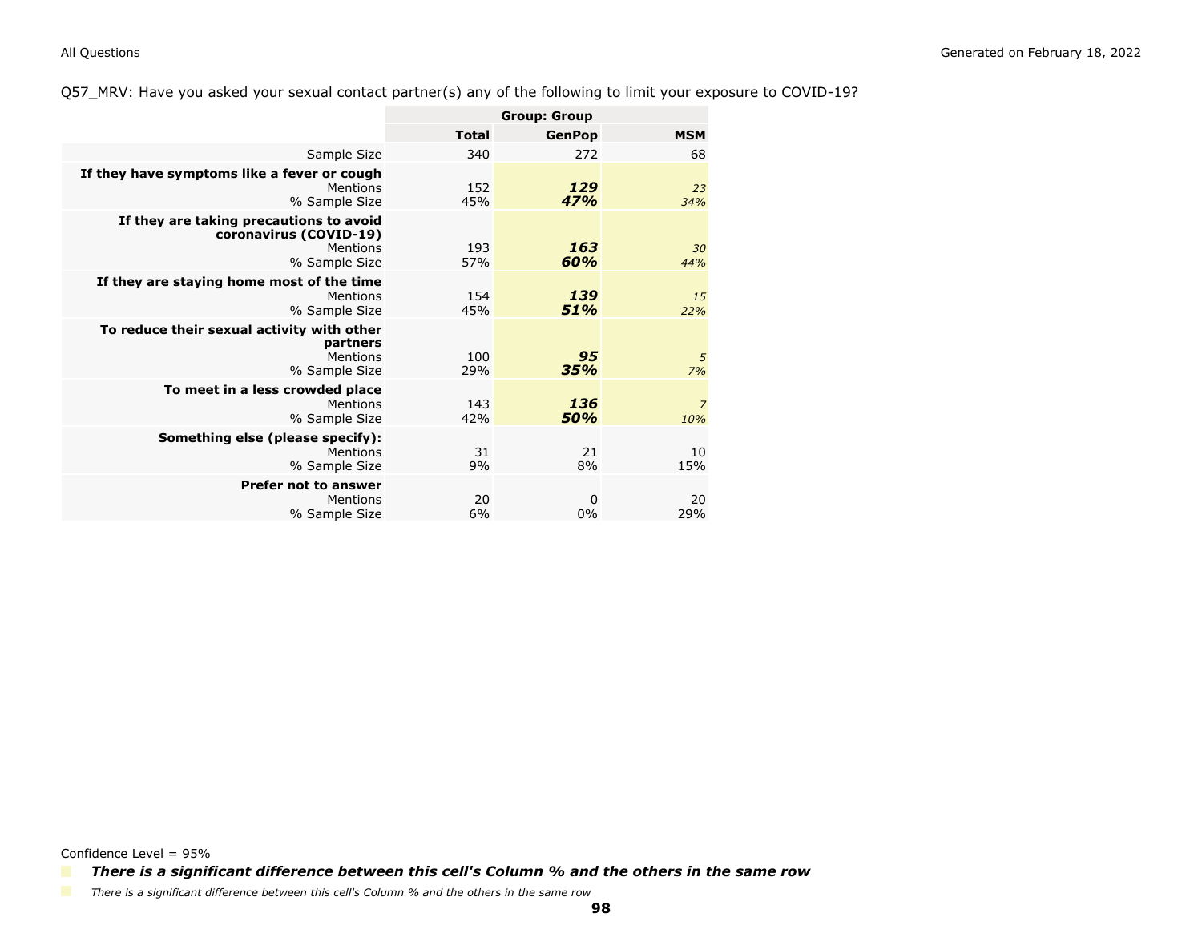Q57_MRV: Have you asked your sexual contact partner(s) any of the following to limit your exposure to COVID-19?

| | Group: Group | | |
|---|---|---|---|
| | Total | GenPop | MSM |
| Sample Size | 340 | 272 | 68 |
| **If they have symptoms like a fever or cough** | | | |
| Mentions | 152 | ***129*** | *23* |
| % Sample Size | 45% | ***47%*** | *34%* |
| **If they are taking precautions to avoid coronavirus (COVID-19)** | | | |
| Mentions | 193 | ***163*** | *30* |
| % Sample Size | 57% | ***60%*** | *44%* |
| **If they are staying home most of the time** | | | |
| Mentions | 154 | ***139*** | *15* |
| % Sample Size | 45% | ***51%*** | *22%* |
| **To reduce their sexual activity with other partners** | | | |
| Mentions | 100 | ***95*** | *5* |
| % Sample Size | 29% | ***35%*** | *7%* |
| **To meet in a less crowded place** | | | |
| Mentions | 143 | ***136*** | *7* |
| % Sample Size | 42% | ***50%*** | *10%* |
| **Something else (please specify):** | | | |
| Mentions | 31 | 21 | 10 |
| % Sample Size | 9% | 8% | 15% |
| **Prefer not to answer** | | | |
| Mentions | 20 | 0 | 20 |
| % Sample Size | 6% | 0% | 29% |

Confidence Level = 95%

***There is a significant difference between this cell's Column % and the others in the same row***

*There is a significant difference between this cell's Column % and the others in the same row*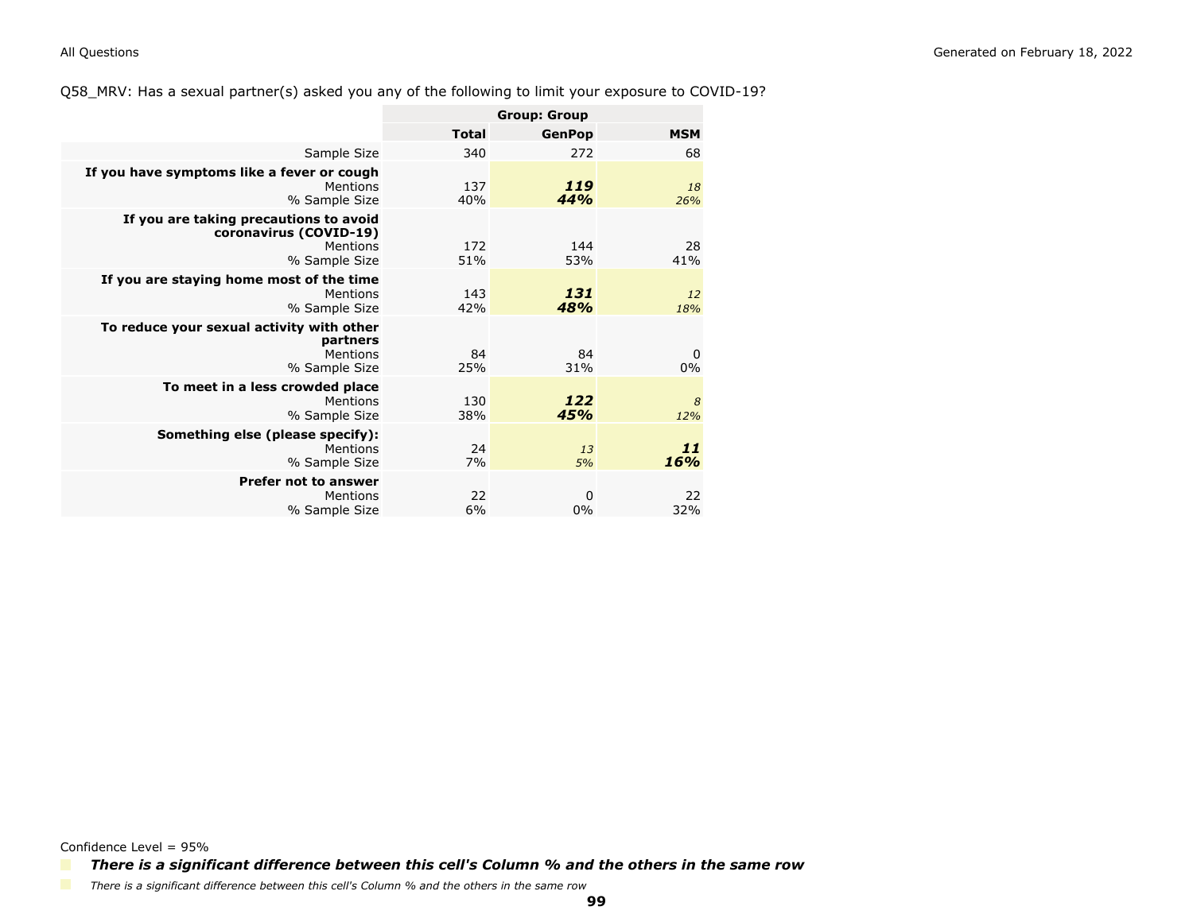Q58_MRV: Has a sexual partner(s) asked you any of the following to limit your exposure to COVID-19?

| | Group: Group | | |
|---|---|---|---|
| | Total | GenPop | MSM |
| Sample Size | 340 | 272 | 68 |
| **If you have symptoms like a fever or cough** | | | |
| Mentions | 137 | ***119*** | *18* |
| % Sample Size | 40% | ***44%*** | *26%* |
| **If you are taking precautions to avoid coronavirus (COVID-19)** | | | |
| Mentions | 172 | 144 | 28 |
| % Sample Size | 51% | 53% | 41% |
| **If you are staying home most of the time** | | | |
| Mentions | 143 | ***131*** | *12* |
| % Sample Size | 42% | ***48%*** | *18%* |
| **To reduce your sexual activity with other partners** | | | |
| Mentions | 84 | 84 | 0 |
| % Sample Size | 25% | 31% | 0% |
| **To meet in a less crowded place** | | | |
| Mentions | 130 | ***122*** | *8* |
| % Sample Size | 38% | ***45%*** | *12%* |
| **Something else (please specify):** | | | |
| Mentions | 24 | *13* | ***11*** |
| % Sample Size | 7% | *5%* | ***16%*** |
| **Prefer not to answer** | | | |
| Mentions | 22 | 0 | 22 |
| % Sample Size | 6% | 0% | 32% |

Confidence Level = 95%

***There is a significant difference between this cell's Column % and the others in the same row***

*There is a significant difference between this cell's Column % and the others in the same row*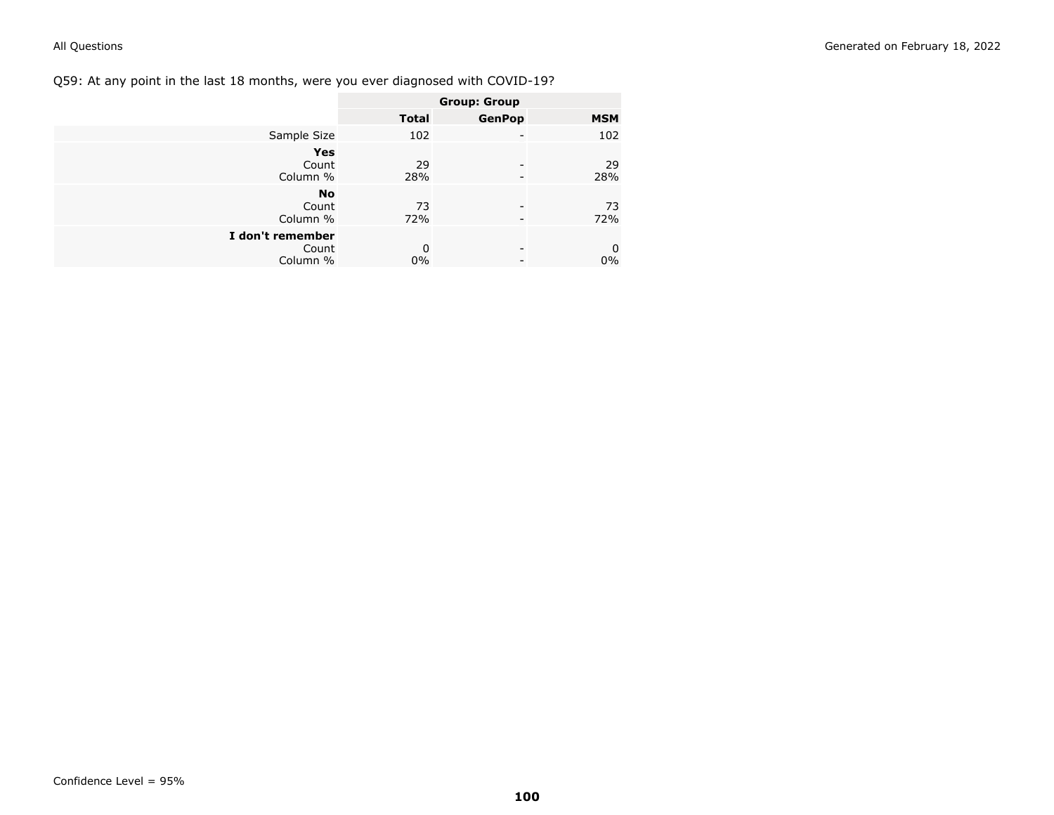Q59: At any point in the last 18 months, were you ever diagnosed with COVID-19?

| | Group: Group | | |
|---|---|---|---|
| | **Total** | **GenPop** | **MSM** |
| Sample Size | 102 | - | 102 |
| **Yes** | | | |
| Count | 29 | - | 29 |
| Column % | 28% | - | 28% |
| **No** | | | |
| Count | 73 | - | 73 |
| Column % | 72% | - | 72% |
| **I don't remember** | | | |
| Count | 0 | - | 0 |
| Column % | 0% | - | 0% |

Confidence Level = 95%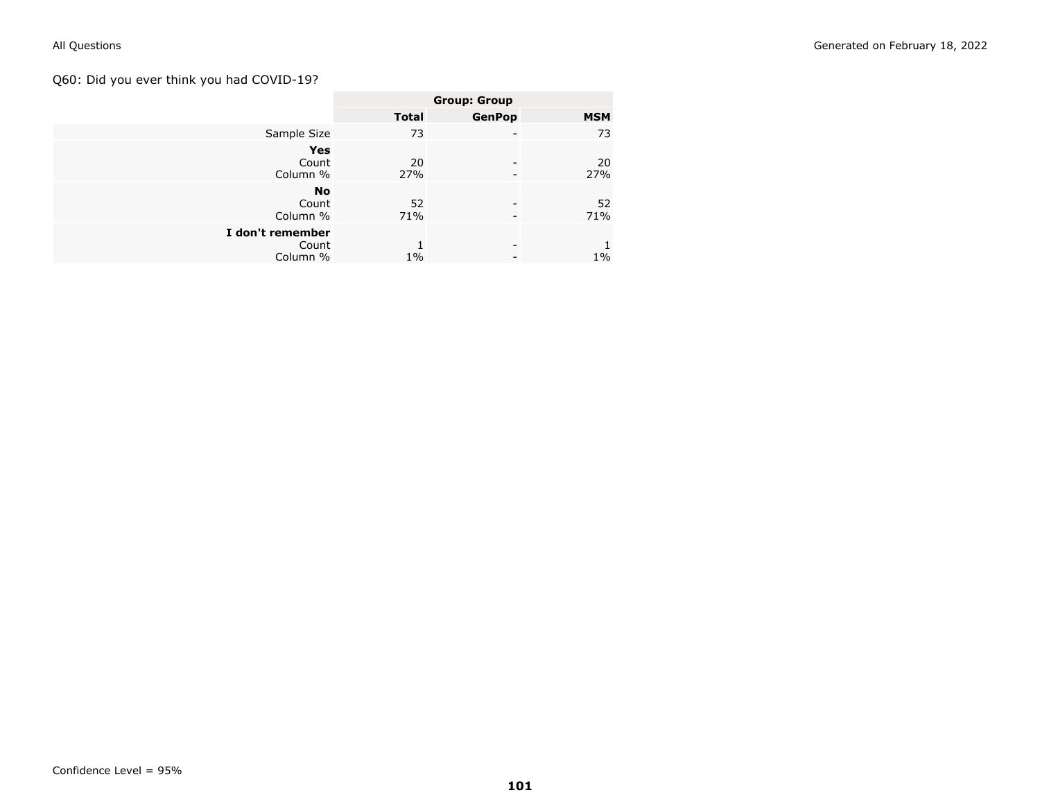Q60: Did you ever think you had COVID-19?

| | Group: Group | | |
|---|---|---|---|
| | **Total** | **GenPop** | **MSM** |
| Sample Size | 73 | - | 73 |
| **Yes** | | | |
| Count | 20 | - | 20 |
| Column % | 27% | - | 27% |
| **No** | | | |
| Count | 52 | - | 52 |
| Column % | 71% | - | 71% |
| **I don't remember** | | | |
| Count | 1 | - | 1 |
| Column % | 1% | - | 1% |

Confidence Level = 95%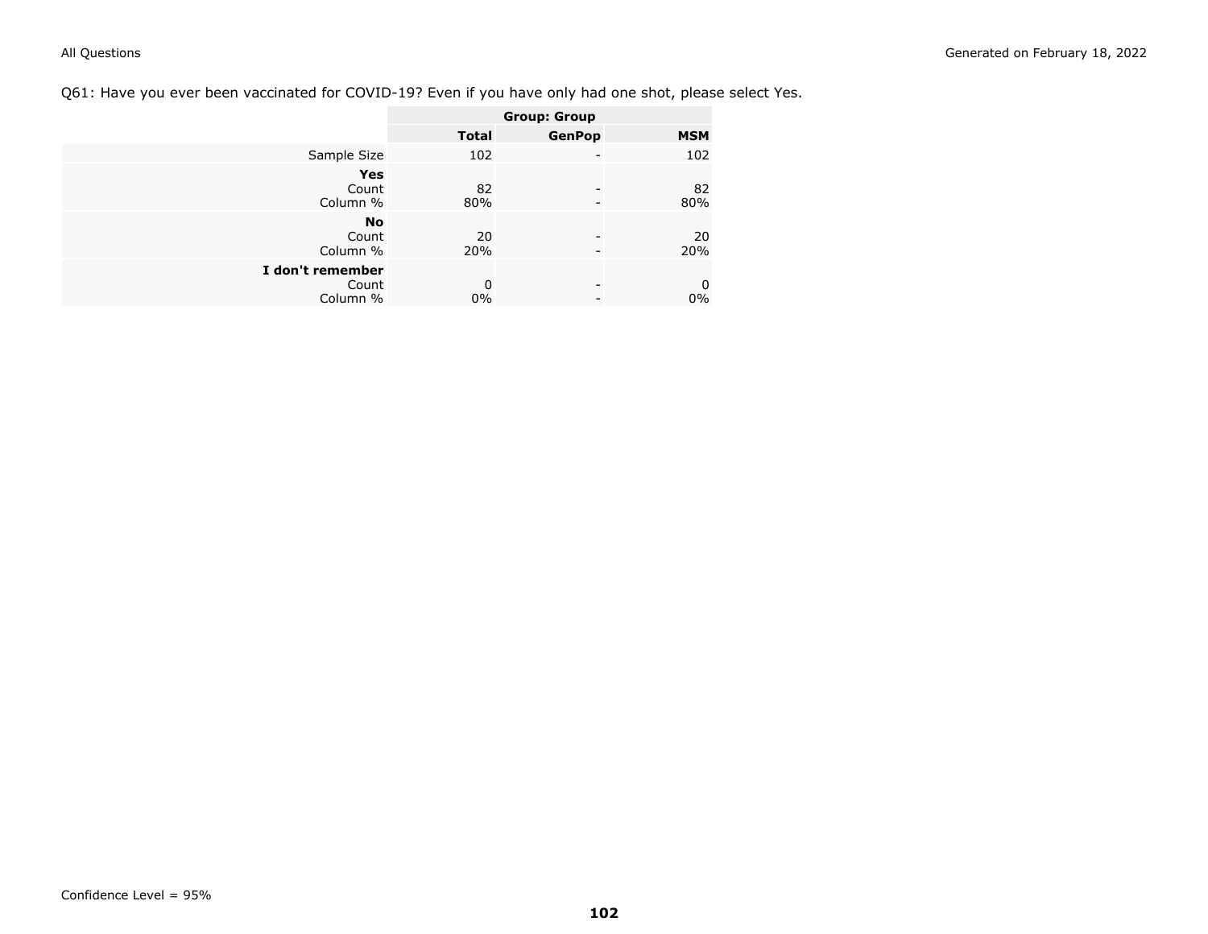Q61: Have you ever been vaccinated for COVID-19? Even if you have only had one shot, please select Yes.

| | Group: Group | | |
|---|---|---|---|
| | **Total** | **GenPop** | **MSM** |
| Sample Size | 102 | - | 102 |
| **Yes** | | | |
| Count | 82 | - | 82 |
| Column % | 80% | - | 80% |
| **No** | | | |
| Count | 20 | - | 20 |
| Column % | 20% | - | 20% |
| **I don't remember** | | | |
| Count | 0 | - | 0 |
| Column % | 0% | - | 0% |

Confidence Level = 95%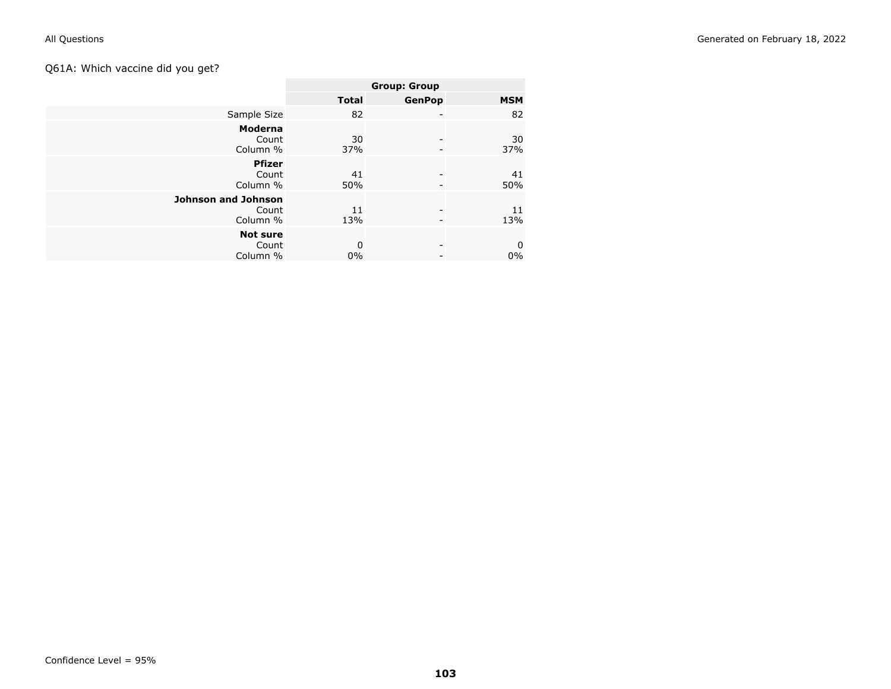Q61A: Which vaccine did you get?

| | Group: Group | | |
|---|---|---|---|
| | Total | GenPop | MSM |
| Sample Size | 82 | - | 82 |
| **Moderna** | | | |
| Count | 30 | - | 30 |
| Column % | 37% | - | 37% |
| **Pfizer** | | | |
| Count | 41 | - | 41 |
| Column % | 50% | - | 50% |
| **Johnson and Johnson** | | | |
| Count | 11 | - | 11 |
| Column % | 13% | - | 13% |
| **Not sure** | | | |
| Count | 0 | - | 0 |
| Column % | 0% | - | 0% |

Confidence Level = 95%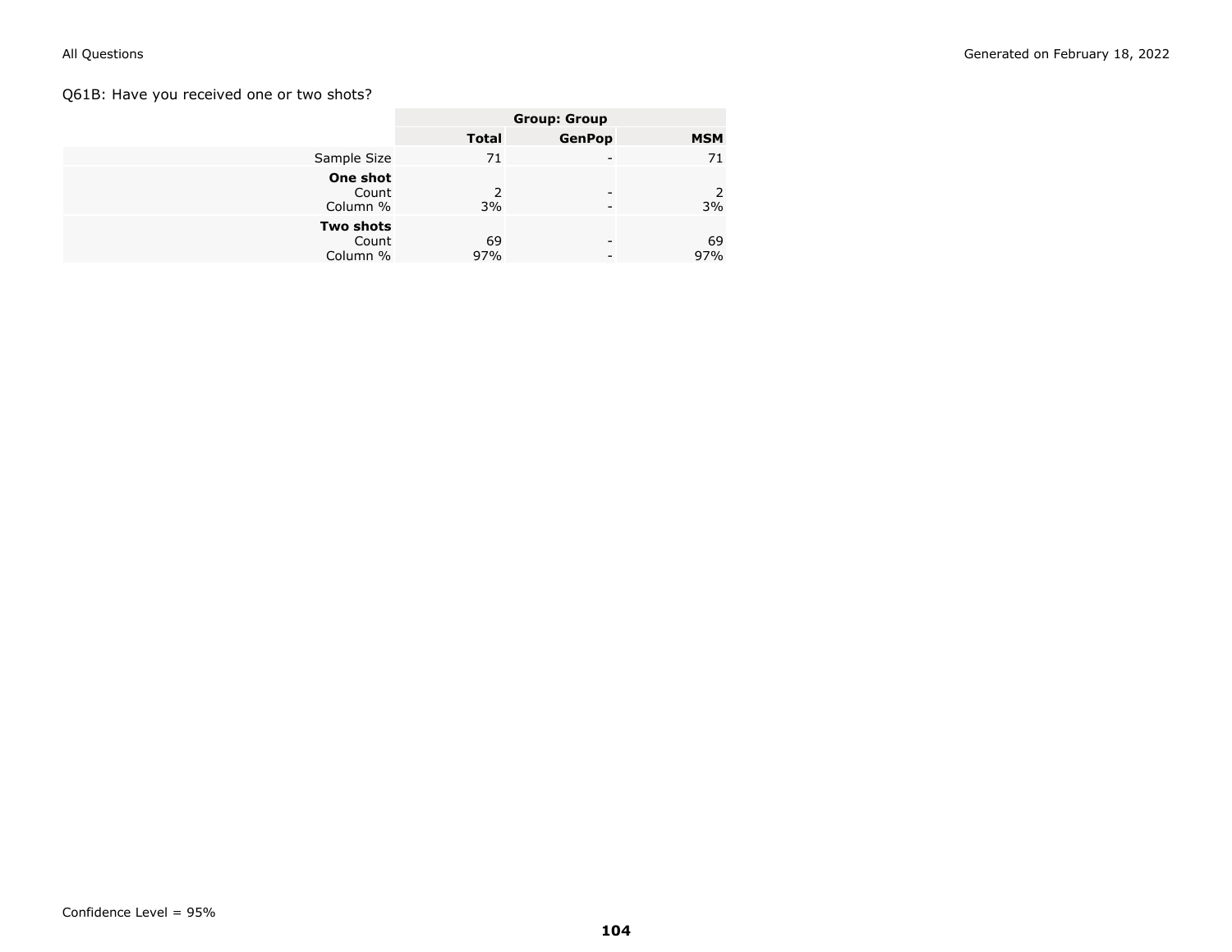Q61B: Have you received one or two shots?

| | Group: Group | | |
|---|---|---|---|
| | **Total** | **GenPop** | **MSM** |
| Sample Size | 71 | - | 71 |
| **One shot** | | | |
| Count | 2 | - | 2 |
| Column % | 3% | - | 3% |
| **Two shots** | | | |
| Count | 69 | - | 69 |
| Column % | 97% | - | 97% |

Confidence Level = 95%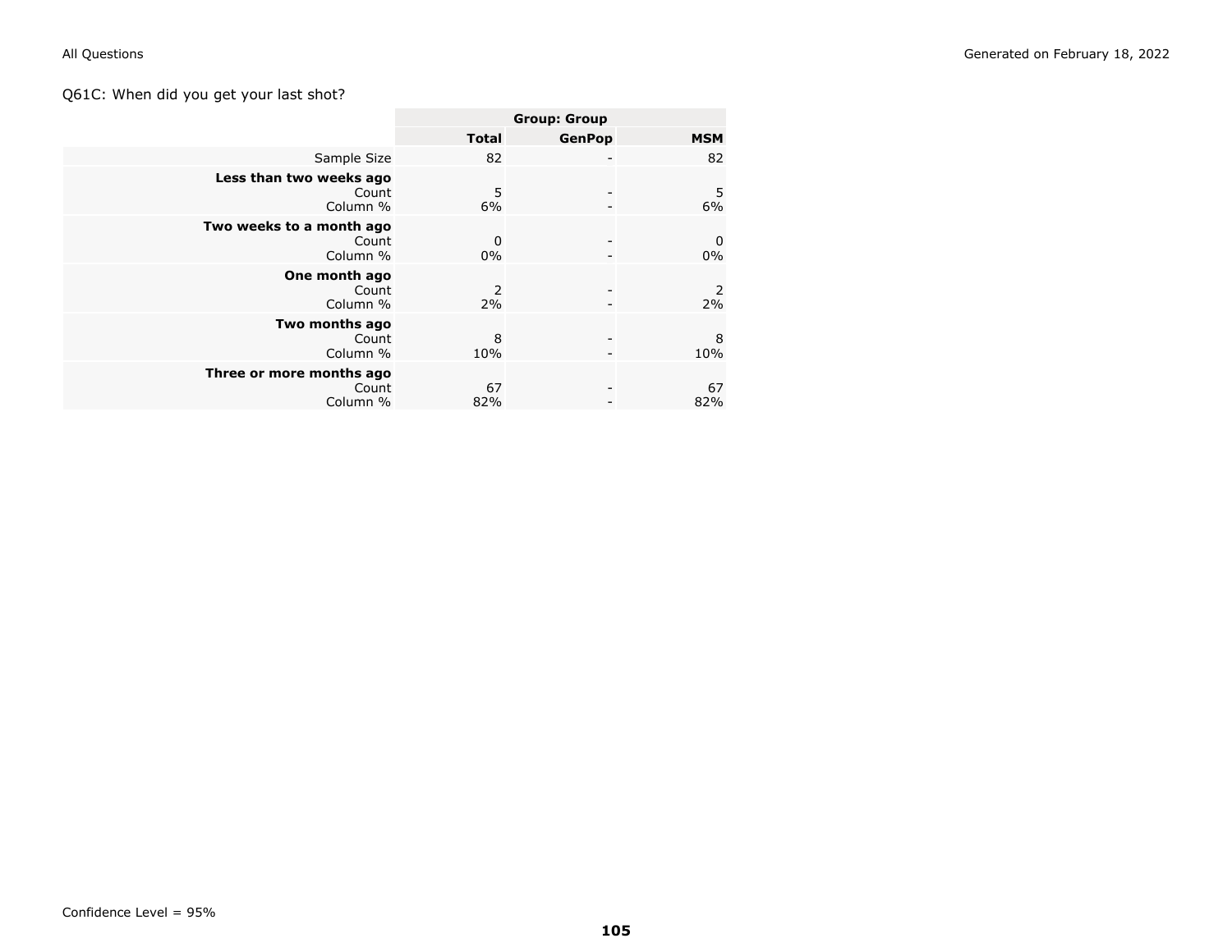Q61C: When did you get your last shot?

| | Group: Group | | |
|---|---|---|---|
| | **Total** | **GenPop** | **MSM** |
| Sample Size | 82 | - | 82 |
| **Less than two weeks ago** | | | |
| Count | 5 | - | 5 |
| Column % | 6% | - | 6% |
| **Two weeks to a month ago** | | | |
| Count | 0 | - | 0 |
| Column % | 0% | - | 0% |
| **One month ago** | | | |
| Count | 2 | - | 2 |
| Column % | 2% | - | 2% |
| **Two months ago** | | | |
| Count | 8 | - | 8 |
| Column % | 10% | - | 10% |
| **Three or more months ago** | | | |
| Count | 67 | - | 67 |
| Column % | 82% | - | 82% |

Confidence Level = 95%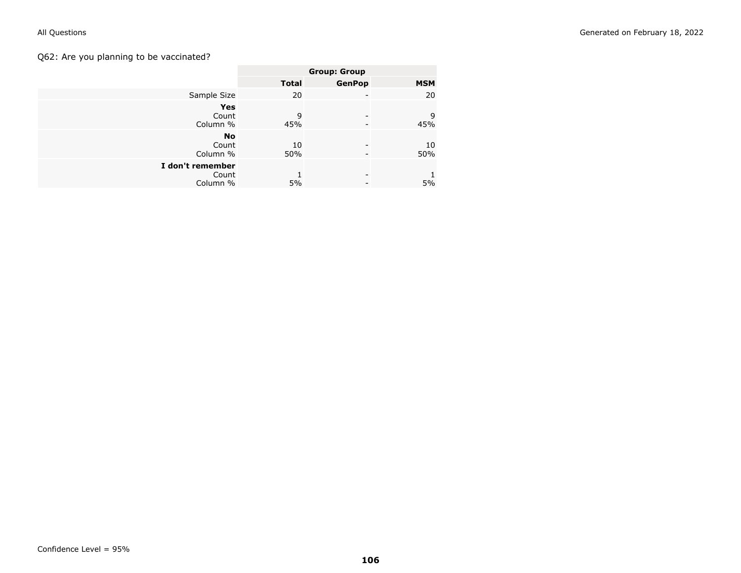Q62: Are you planning to be vaccinated?

| | Group: Group | | |
|---|---|---|---|
| | **Total** | **GenPop** | **MSM** |
| Sample Size | 20 | - | 20 |
| **Yes** | | | |
| Count | 9 | - | 9 |
| Column % | 45% | - | 45% |
| **No** | | | |
| Count | 10 | - | 10 |
| Column % | 50% | - | 50% |
| **I don't remember** | | | |
| Count | 1 | - | 1 |
| Column % | 5% | - | 5% |

Confidence Level = 95%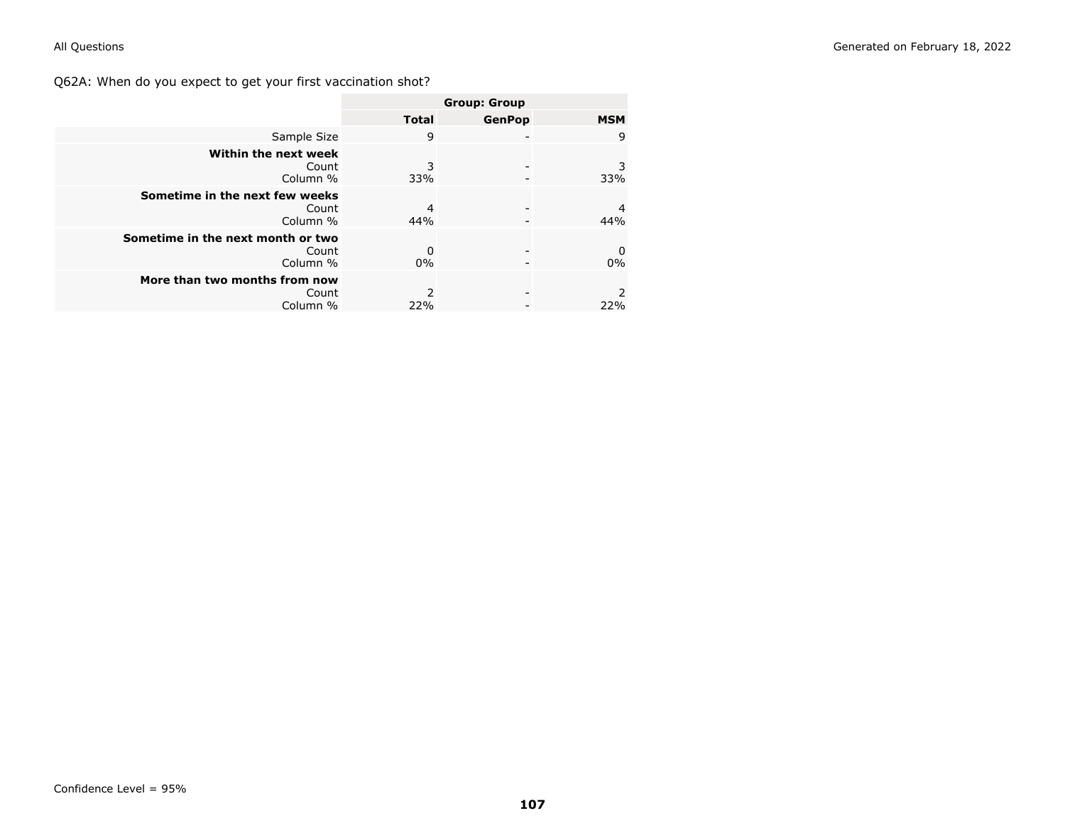Q62A: When do you expect to get your first vaccination shot?

| | Group: Group | | |
|---|---|---|---|
| | Total | GenPop | MSM |
| Sample Size | 9 | - | 9 |
| **Within the next week** | | | |
| Count | 3 | - | 3 |
| Column % | 33% | - | 33% |
| **Sometime in the next few weeks** | | | |
| Count | 4 | - | 4 |
| Column % | 44% | - | 44% |
| **Sometime in the next month or two** | | | |
| Count | 0 | - | 0 |
| Column % | 0% | - | 0% |
| **More than two months from now** | | | |
| Count | 2 | - | 2 |
| Column % | 22% | - | 22% |

Confidence Level = 95%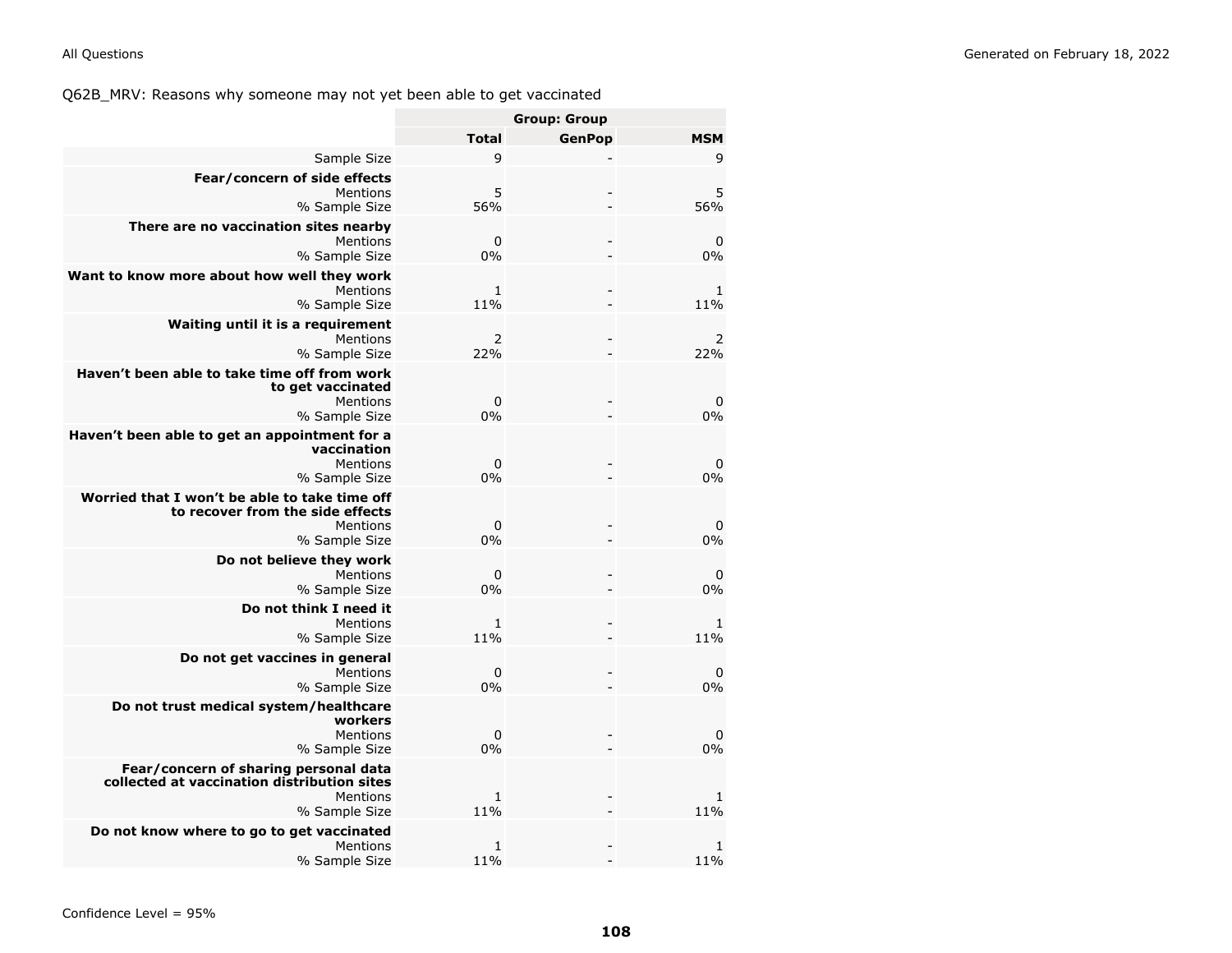Q62B_MRV: Reasons why someone may not yet been able to get vaccinated

| | Group: Group | | |
|---|---|---|---|
| | **Total** | **GenPop** | **MSM** |
| Sample Size | 9 | - | 9 |
| **Fear/concern of side effects** | | | |
| Mentions | 5 | - | 5 |
| % Sample Size | 56% | - | 56% |
| **There are no vaccination sites nearby** | | | |
| Mentions | 0 | - | 0 |
| % Sample Size | 0% | - | 0% |
| **Want to know more about how well they work** | | | |
| Mentions | 1 | - | 1 |
| % Sample Size | 11% | - | 11% |
| **Waiting until it is a requirement** | | | |
| Mentions | 2 | - | 2 |
| % Sample Size | 22% | - | 22% |
| **Haven't been able to take time off from work to get vaccinated** | | | |
| Mentions | 0 | - | 0 |
| % Sample Size | 0% | - | 0% |
| **Haven't been able to get an appointment for a vaccination** | | | |
| Mentions | 0 | - | 0 |
| % Sample Size | 0% | - | 0% |
| **Worried that I won't be able to take time off to recover from the side effects** | | | |
| Mentions | 0 | - | 0 |
| % Sample Size | 0% | - | 0% |
| **Do not believe they work** | | | |
| Mentions | 0 | - | 0 |
| % Sample Size | 0% | - | 0% |
| **Do not think I need it** | | | |
| Mentions | 1 | - | 1 |
| % Sample Size | 11% | - | 11% |
| **Do not get vaccines in general** | | | |
| Mentions | 0 | - | 0 |
| % Sample Size | 0% | - | 0% |
| **Do not trust medical system/healthcare workers** | | | |
| Mentions | 0 | - | 0 |
| % Sample Size | 0% | - | 0% |
| **Fear/concern of sharing personal data collected at vaccination distribution sites** | | | |
| Mentions | 1 | - | 1 |
| % Sample Size | 11% | - | 11% |
| **Do not know where to go to get vaccinated** | | | |
| Mentions | 1 | - | 1 |
| % Sample Size | 11% | - | 11% |

Confidence Level = 95%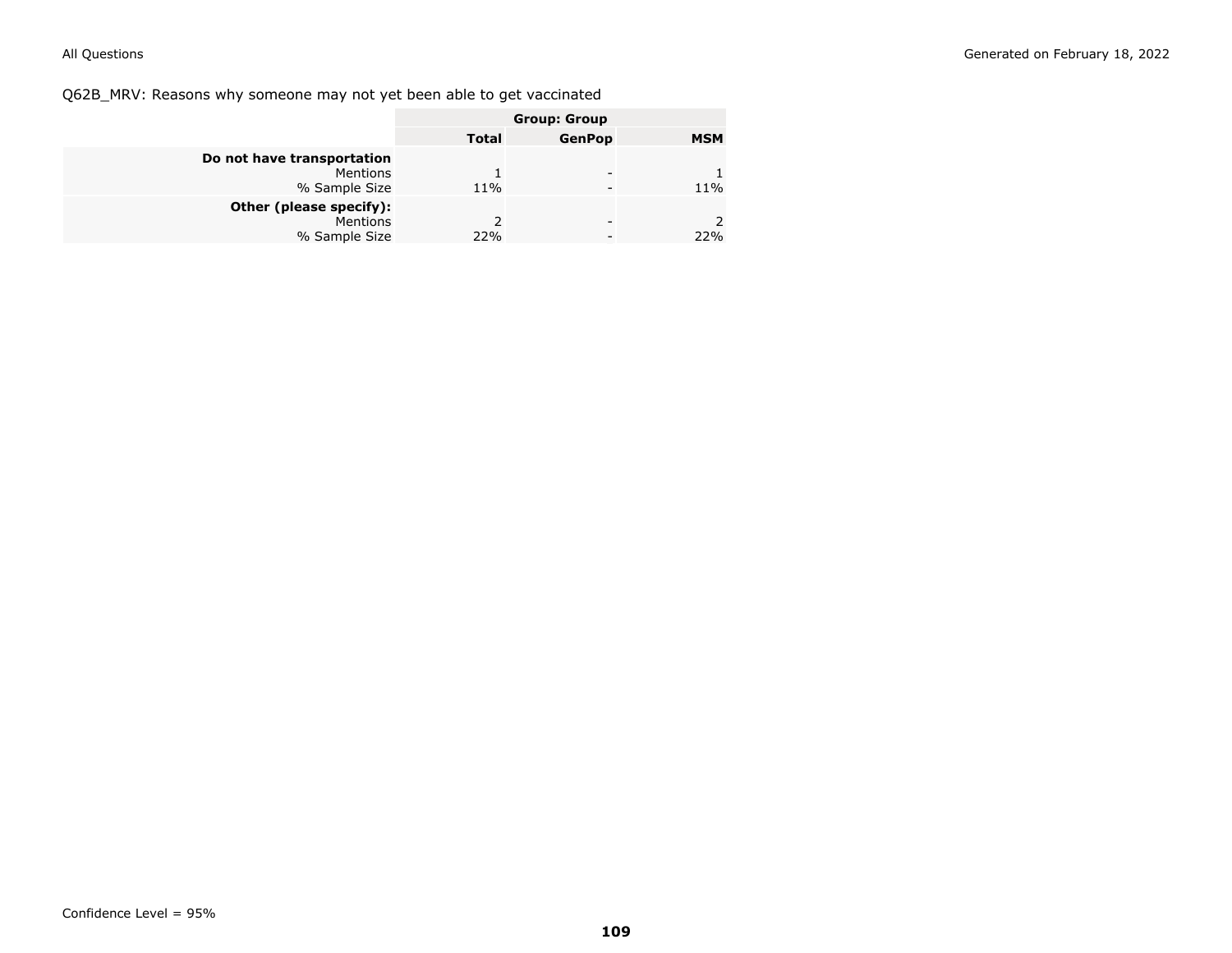Q62B_MRV: Reasons why someone may not yet been able to get vaccinated

| | Group: Group | | |
|---|---|---|---|
| | **Total** | **GenPop** | **MSM** |
| **Do not have transportation** | | | |
| Mentions | 1 | - | 1 |
| % Sample Size | 11% | - | 11% |
| **Other (please specify):** | | | |
| Mentions | 2 | - | 2 |
| % Sample Size | 22% | - | 22% |

Confidence Level = 95%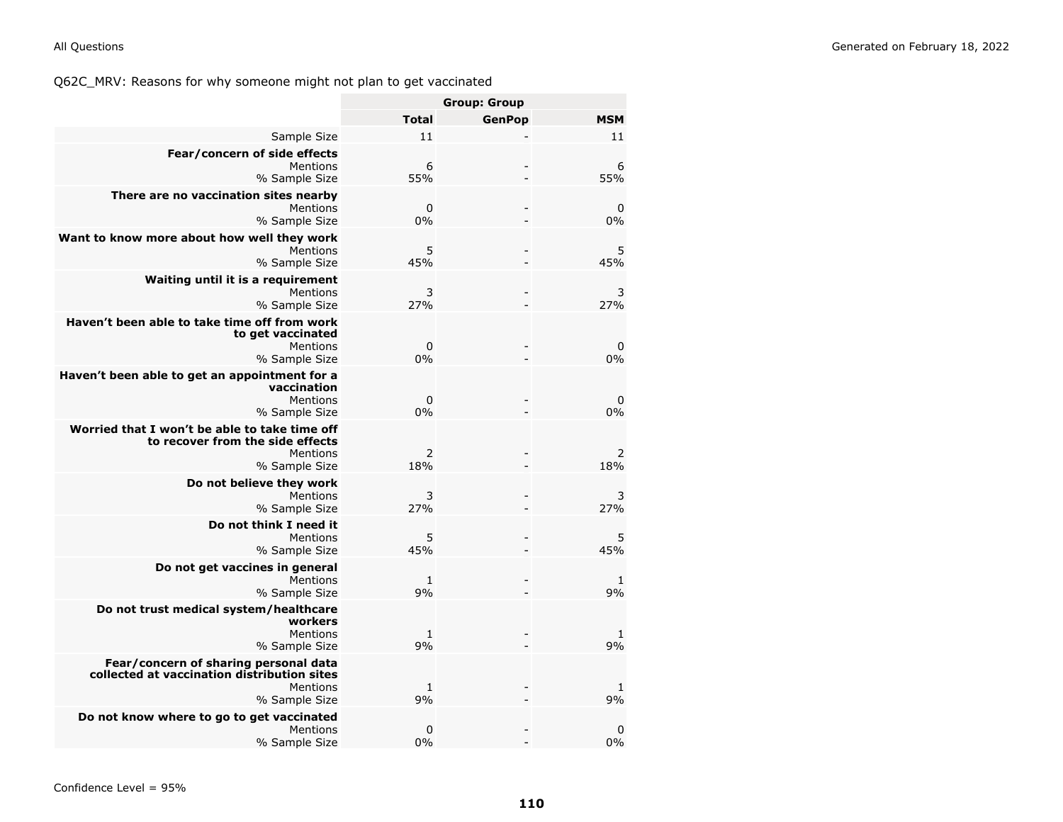Q62C_MRV: Reasons for why someone might not plan to get vaccinated

| | Group: Group | | |
|---|---|---|---|
| | Total | GenPop | MSM |
| Sample Size | 11 | - | 11 |
| **Fear/concern of side effects** | | | |
| Mentions | 6 | - | 6 |
| % Sample Size | 55% | - | 55% |
| **There are no vaccination sites nearby** | | | |
| Mentions | 0 | - | 0 |
| % Sample Size | 0% | - | 0% |
| **Want to know more about how well they work** | | | |
| Mentions | 5 | - | 5 |
| % Sample Size | 45% | - | 45% |
| **Waiting until it is a requirement** | | | |
| Mentions | 3 | - | 3 |
| % Sample Size | 27% | - | 27% |
| **Haven't been able to take time off from work to get vaccinated** | | | |
| Mentions | 0 | - | 0 |
| % Sample Size | 0% | - | 0% |
| **Haven't been able to get an appointment for a vaccination** | | | |
| Mentions | 0 | - | 0 |
| % Sample Size | 0% | - | 0% |
| **Worried that I won't be able to take time off to recover from the side effects** | | | |
| Mentions | 2 | - | 2 |
| % Sample Size | 18% | - | 18% |
| **Do not believe they work** | | | |
| Mentions | 3 | - | 3 |
| % Sample Size | 27% | - | 27% |
| **Do not think I need it** | | | |
| Mentions | 5 | - | 5 |
| % Sample Size | 45% | - | 45% |
| **Do not get vaccines in general** | | | |
| Mentions | 1 | - | 1 |
| % Sample Size | 9% | - | 9% |
| **Do not trust medical system/healthcare workers** | | | |
| Mentions | 1 | - | 1 |
| % Sample Size | 9% | - | 9% |
| **Fear/concern of sharing personal data collected at vaccination distribution sites** | | | |
| Mentions | 1 | - | 1 |
| % Sample Size | 9% | - | 9% |
| **Do not know where to go to get vaccinated** | | | |
| Mentions | 0 | - | 0 |
| % Sample Size | 0% | - | 0% |

Confidence Level = 95%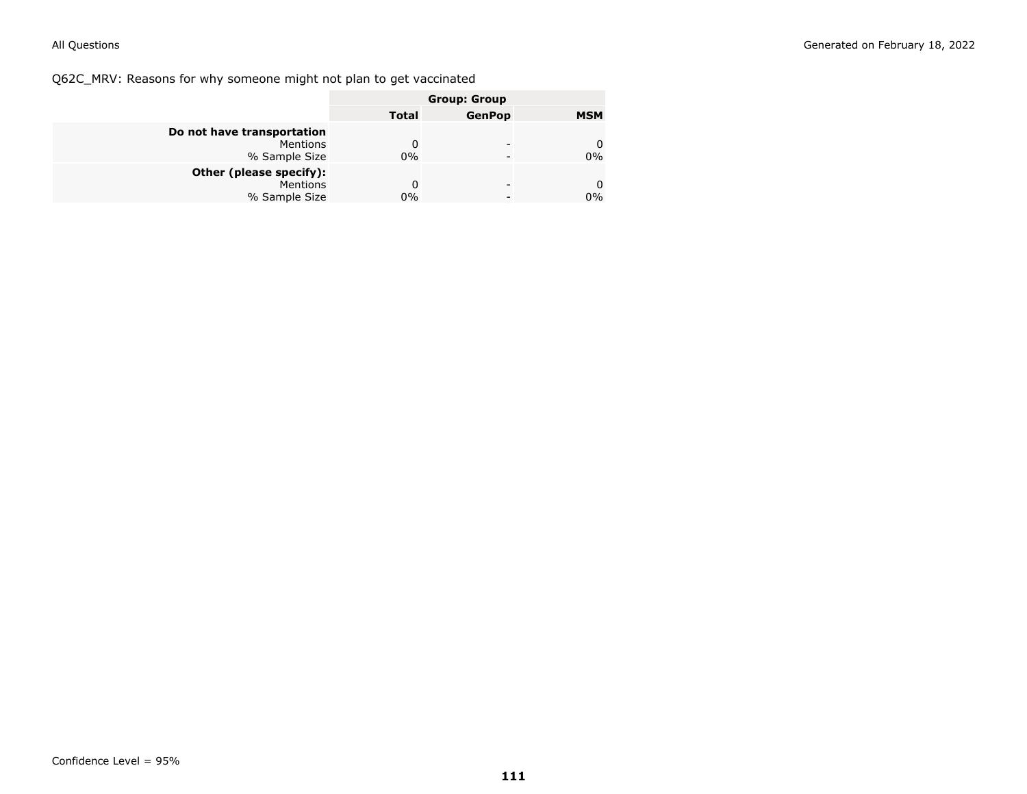Q62C_MRV: Reasons for why someone might not plan to get vaccinated

| | Group: Group | | |
|---|---|---|---|
| | Total | GenPop | MSM |
| **Do not have transportation** | | | |
| Mentions | 0 | - | 0 |
| % Sample Size | 0% | - | 0% |
| **Other (please specify):** | | | |
| Mentions | 0 | - | 0 |
| % Sample Size | 0% | - | 0% |

Confidence Level = 95%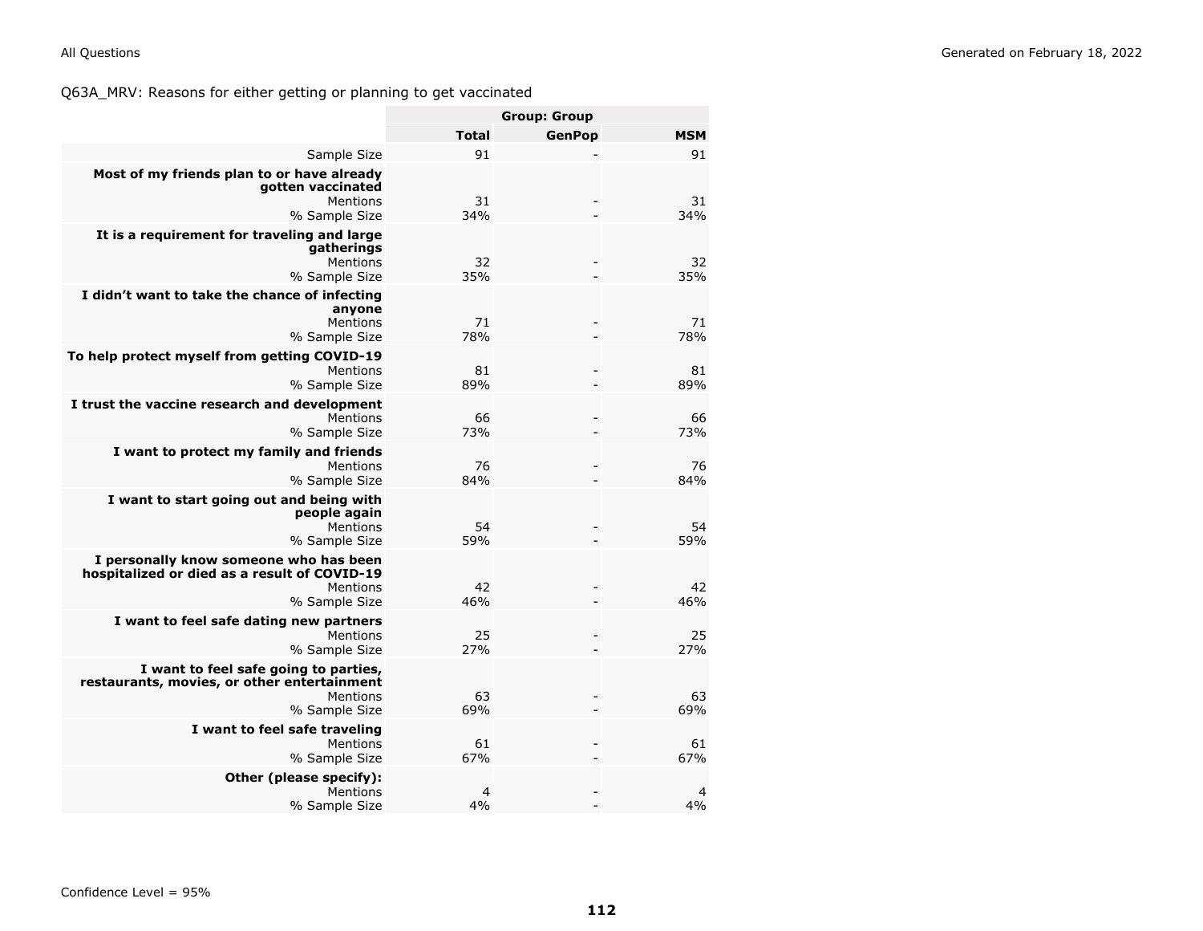Q63A_MRV: Reasons for either getting or planning to get vaccinated

| | Group: Group | | |
|---|---|---|---|
| | Total | GenPop | MSM |
| Sample Size | 91 | - | 91 |
| **Most of my friends plan to or have already gotten vaccinated** | | | |
| Mentions | 31 | - | 31 |
| % Sample Size | 34% | - | 34% |
| **It is a requirement for traveling and large gatherings** | | | |
| Mentions | 32 | - | 32 |
| % Sample Size | 35% | - | 35% |
| **I didn't want to take the chance of infecting anyone** | | | |
| Mentions | 71 | - | 71 |
| % Sample Size | 78% | - | 78% |
| **To help protect myself from getting COVID-19** | | | |
| Mentions | 81 | - | 81 |
| % Sample Size | 89% | - | 89% |
| **I trust the vaccine research and development** | | | |
| Mentions | 66 | - | 66 |
| % Sample Size | 73% | - | 73% |
| **I want to protect my family and friends** | | | |
| Mentions | 76 | - | 76 |
| % Sample Size | 84% | - | 84% |
| **I want to start going out and being with people again** | | | |
| Mentions | 54 | - | 54 |
| % Sample Size | 59% | - | 59% |
| **I personally know someone who has been hospitalized or died as a result of COVID-19** | | | |
| Mentions | 42 | - | 42 |
| % Sample Size | 46% | - | 46% |
| **I want to feel safe dating new partners** | | | |
| Mentions | 25 | - | 25 |
| % Sample Size | 27% | - | 27% |
| **I want to feel safe going to parties, restaurants, movies, or other entertainment** | | | |
| Mentions | 63 | - | 63 |
| % Sample Size | 69% | - | 69% |
| **I want to feel safe traveling** | | | |
| Mentions | 61 | - | 61 |
| % Sample Size | 67% | - | 67% |
| **Other (please specify):** | | | |
| Mentions | 4 | - | 4 |
| % Sample Size | 4% | - | 4% |

Confidence Level = 95%